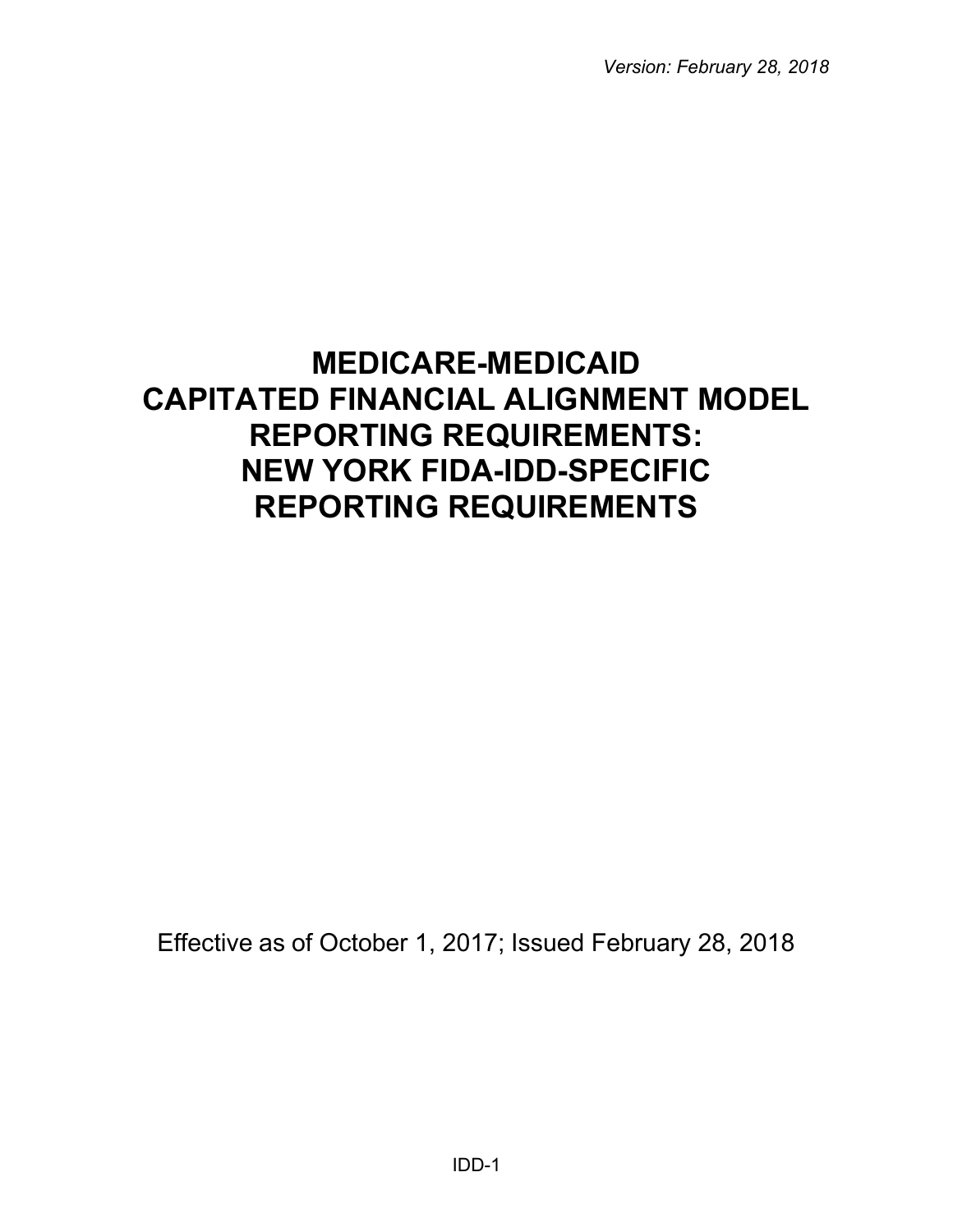*Version: February 28, 2018*

# MEDICARE-MEDICAID CAPITATED FINANCIAL ALIGNMENT MODEL REPORTING REQUIREMENTS: NEW YORK FIDA-IDD-SPECIFIC REPORTING REQUIREMENTS

Effective as of October 1, 2017; Issued February 28, 2018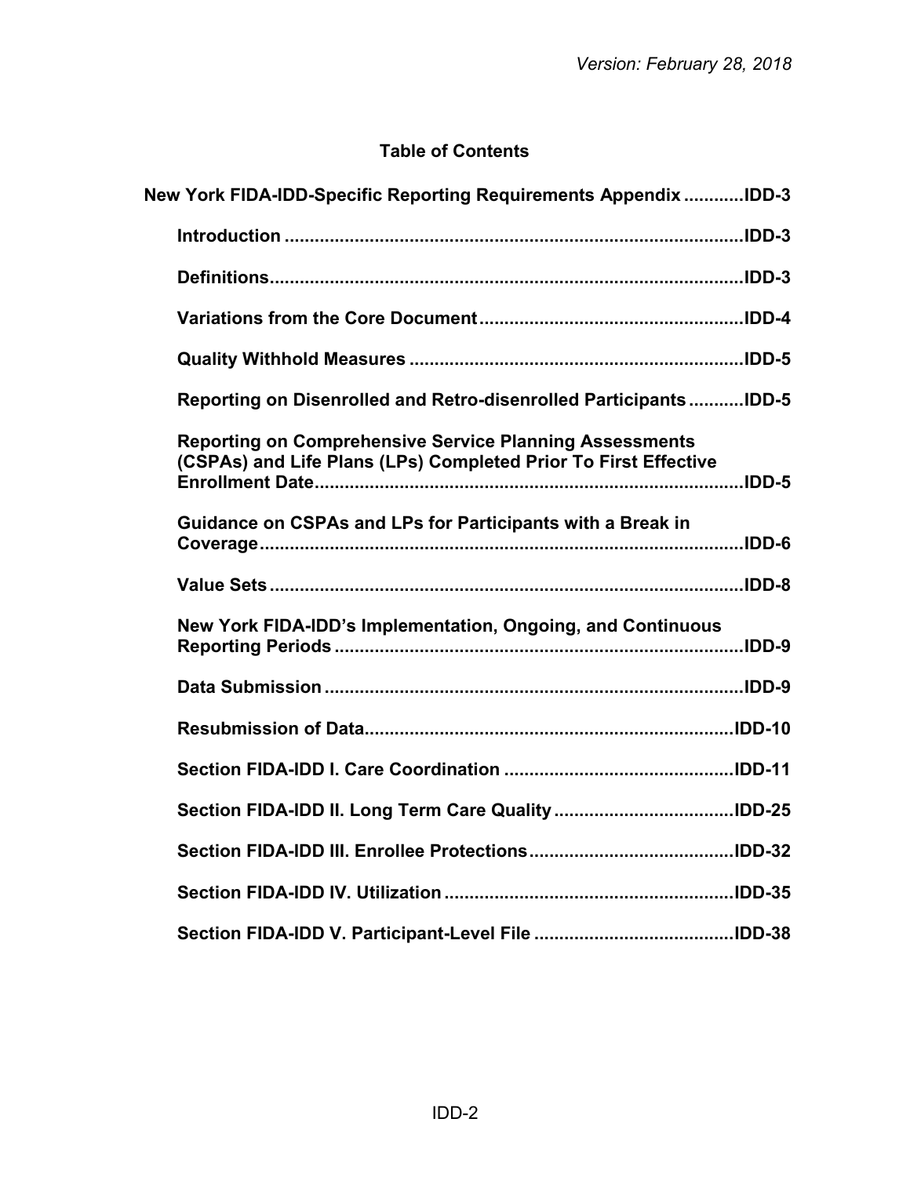*Version: February 28, 2018*

# Table of Contents

**New York FIDA-IDD-Specific Reporting Requirements Appendix ...........IDD-3**

- **Introduction .........................................................................................IDD-3**
- **Definitions............................................................................................IDD-3**
- **Variations from the Core Document ....................................................IDD-4**
- **Quality Withhold Measures ..................................................................IDD-5**
- **Reporting on Disenrolled and Retro-disenrolled Participants ...........IDD-5**
- **Reporting on Comprehensive Service Planning Assessments (CSPAs) and Life Plans (LPs) Completed Prior To First Effective Enrollment Date....................................................................................IDD-5**
- **Guidance on CSPAs and LPs for Participants with a Break in Coverage................................................................................................IDD-6**
- **Value Sets .............................................................................................IDD-8**
- **New York FIDA-IDD's Implementation, Ongoing, and Continuous Reporting Periods .................................................................................IDD-9**
- **Data Submission ...................................................................................IDD-9**
- **Resubmission of Data.........................................................................IDD-10**
- **Section FIDA-IDD I. Care Coordination .............................................IDD-11**
- **Section FIDA-IDD II. Long Term Care Quality ...................................IDD-25**
- **Section FIDA-IDD III. Enrollee Protections........................................IDD-32**
- **Section FIDA-IDD IV. Utilization .........................................................IDD-35**
- **Section FIDA-IDD V. Participant-Level File .......................................IDD-38**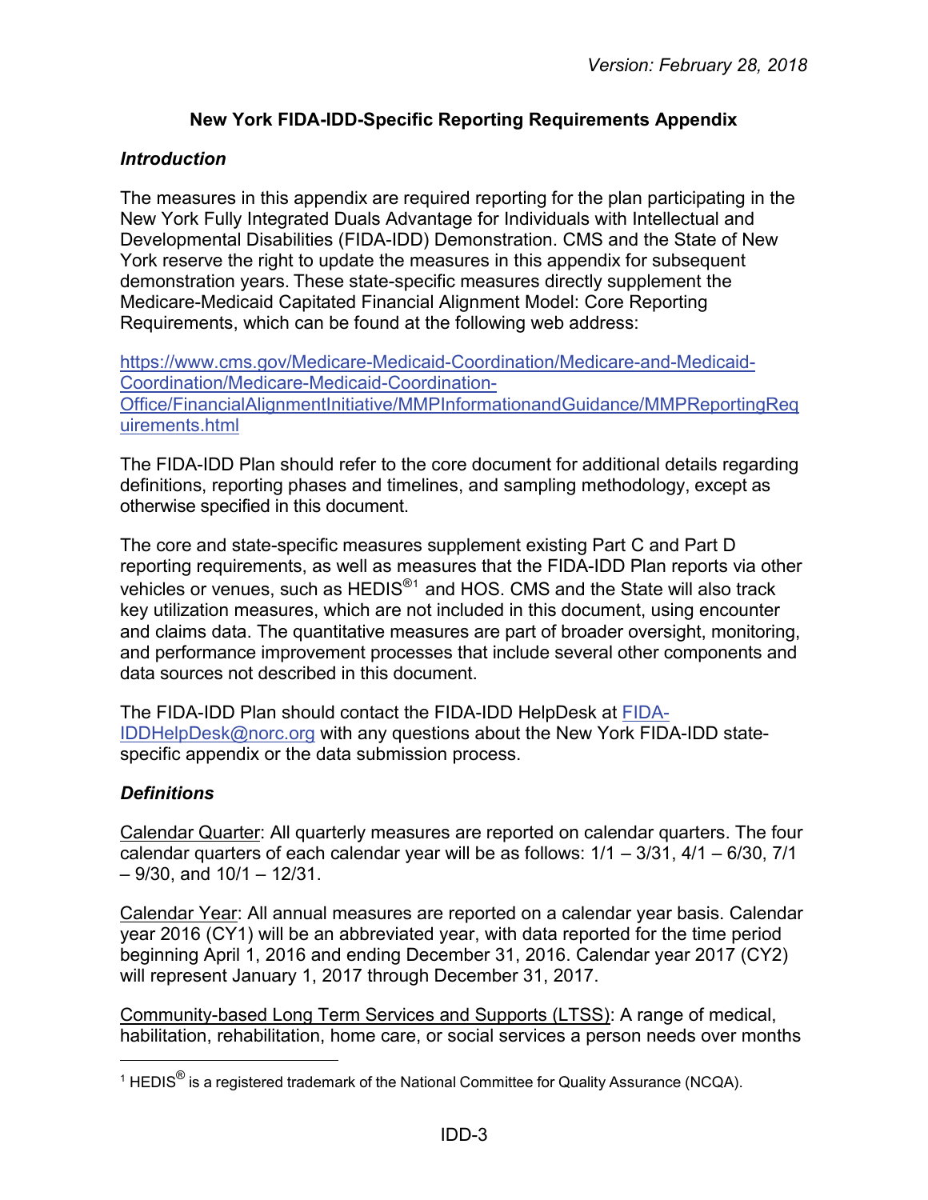### New York FIDA-IDD-Specific Reporting Requirements Appendix

#### *Introduction*

The measures in this appendix are required reporting for the plan participating in the New York Fully Integrated Duals Advantage for Individuals with Intellectual and Developmental Disabilities (FIDA-IDD) Demonstration. CMS and the State of New York reserve the right to update the measures in this appendix for subsequent demonstration years. These state-specific measures directly supplement the Medicare-Medicaid Capitated Financial Alignment Model: Core Reporting Requirements, which can be found at the following web address:

[https://www.cms.gov/Medicare-Medicaid-Coordination/Medicare-and-Medicaid-Coordination/Medicare-Medicaid-Coordination-Office/FinancialAlignmentInitiative/MMPInformationandGuidance/MMPReportingRequirements.html](https://www.cms.gov/Medicare-Medicaid-Coordination/Medicare-and-Medicaid-Coordination/Medicare-Medicaid-Coordination-Office/FinancialAlignmentInitiative/MMPInformationandGuidance/MMPReportingRequirements.html)

The FIDA-IDD Plan should refer to the core document for additional details regarding definitions, reporting phases and timelines, and sampling methodology, except as otherwise specified in this document.

The core and state-specific measures supplement existing Part C and Part D reporting requirements, as well as measures that the FIDA-IDD Plan reports via other vehicles or venues, such as HEDIS®[1] and HOS. CMS and the State will also track key utilization measures, which are not included in this document, using encounter and claims data. The quantitative measures are part of broader oversight, monitoring, and performance improvement processes that include several other components and data sources not described in this document.

The FIDA-IDD Plan should contact the FIDA-IDD HelpDesk at [FIDA-IDDHelpDesk@norc.org](mailto:FIDA-IDDHelpDesk@norc.org) with any questions about the New York FIDA-IDD state-specific appendix or the data submission process.

#### *Definitions*

Calendar Quarter: All quarterly measures are reported on calendar quarters. The four calendar quarters of each calendar year will be as follows: 1/1 – 3/31, 4/1 – 6/30, 7/1 – 9/30, and 10/1 – 12/31.

Calendar Year: All annual measures are reported on a calendar year basis. Calendar year 2016 (CY1) will be an abbreviated year, with data reported for the time period beginning April 1, 2016 and ending December 31, 2016. Calendar year 2017 (CY2) will represent January 1, 2017 through December 31, 2017.

Community-based Long Term Services and Supports (LTSS): A range of medical, habilitation, rehabilitation, home care, or social services a person needs over months

[1] HEDIS® is a registered trademark of the National Committee for Quality Assurance (NCQA).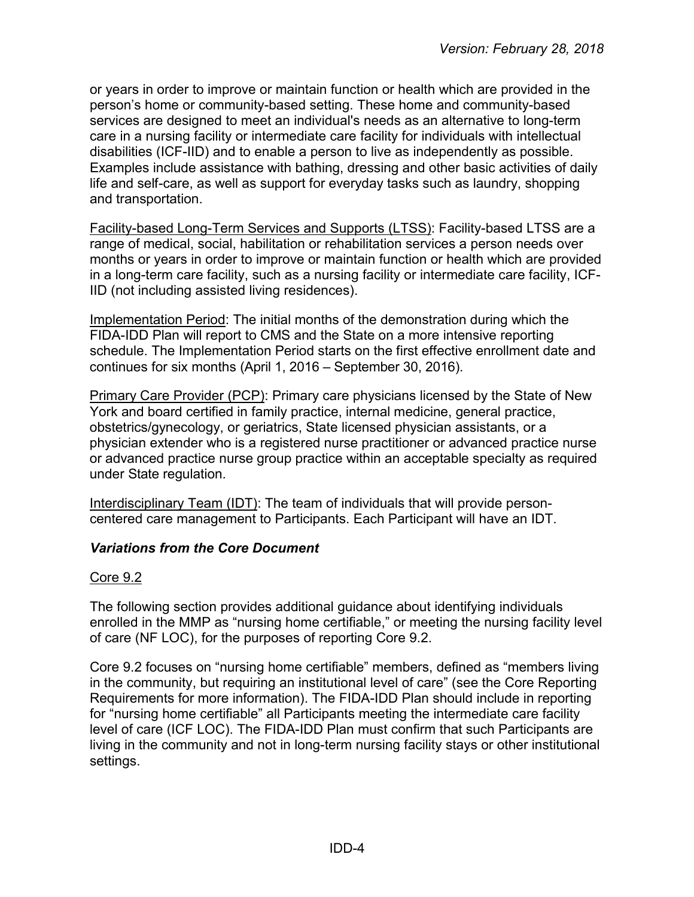or years in order to improve or maintain function or health which are provided in the person's home or community-based setting. These home and community-based services are designed to meet an individual's needs as an alternative to long-term care in a nursing facility or intermediate care facility for individuals with intellectual disabilities (ICF-IID) and to enable a person to live as independently as possible. Examples include assistance with bathing, dressing and other basic activities of daily life and self-care, as well as support for everyday tasks such as laundry, shopping and transportation.

Facility-based Long-Term Services and Supports (LTSS): Facility-based LTSS are a range of medical, social, habilitation or rehabilitation services a person needs over months or years in order to improve or maintain function or health which are provided in a long-term care facility, such as a nursing facility or intermediate care facility, ICF-IID (not including assisted living residences).

Implementation Period: The initial months of the demonstration during which the FIDA-IDD Plan will report to CMS and the State on a more intensive reporting schedule. The Implementation Period starts on the first effective enrollment date and continues for six months (April 1, 2016 – September 30, 2016).

Primary Care Provider (PCP): Primary care physicians licensed by the State of New York and board certified in family practice, internal medicine, general practice, obstetrics/gynecology, or geriatrics, State licensed physician assistants, or a physician extender who is a registered nurse practitioner or advanced practice nurse or advanced practice nurse group practice within an acceptable specialty as required under State regulation.

Interdisciplinary Team (IDT): The team of individuals that will provide person-centered care management to Participants. Each Participant will have an IDT.

### *Variations from the Core Document*

Core 9.2

The following section provides additional guidance about identifying individuals enrolled in the MMP as "nursing home certifiable," or meeting the nursing facility level of care (NF LOC), for the purposes of reporting Core 9.2.

Core 9.2 focuses on "nursing home certifiable" members, defined as "members living in the community, but requiring an institutional level of care" (see the Core Reporting Requirements for more information). The FIDA-IDD Plan should include in reporting for "nursing home certifiable" all Participants meeting the intermediate care facility level of care (ICF LOC). The FIDA-IDD Plan must confirm that such Participants are living in the community and not in long-term nursing facility stays or other institutional settings.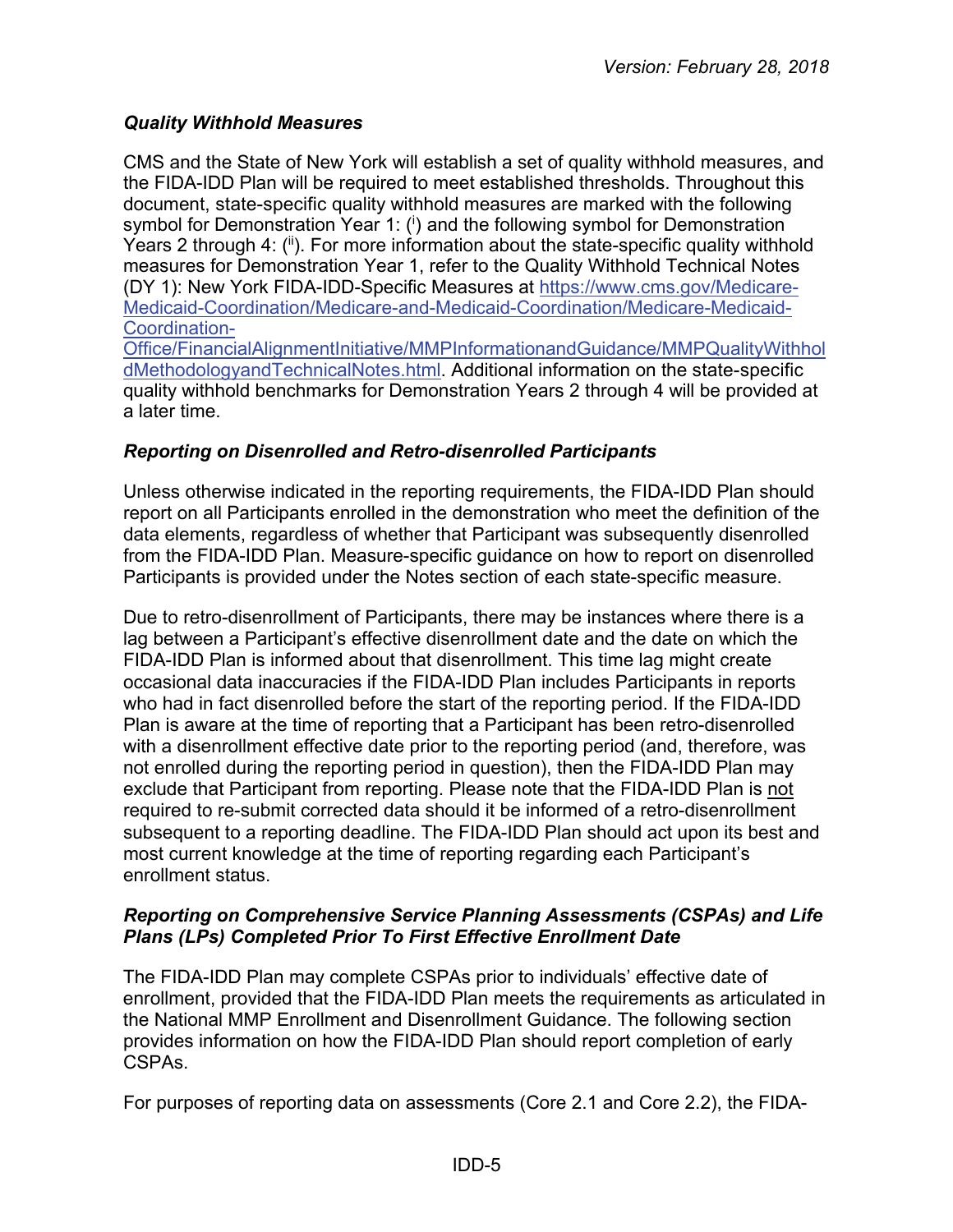### *Quality Withhold Measures*

CMS and the State of New York will establish a set of quality withhold measures, and the FIDA-IDD Plan will be required to meet established thresholds. Throughout this document, state-specific quality withhold measures are marked with the following symbol for Demonstration Year 1: ([i]) and the following symbol for Demonstration Years 2 through 4: ([ii]). For more information about the state-specific quality withhold measures for Demonstration Year 1, refer to the Quality Withhold Technical Notes (DY 1): New York FIDA-IDD-Specific Measures at [https://www.cms.gov/Medicare-Medicaid-Coordination/Medicare-and-Medicaid-Coordination/Medicare-Medicaid-Coordination-Office/FinancialAlignmentInitiative/MMPInformationandGuidance/MMPQualityWithholdMethodologyandTechnicalNotes.html](https://www.cms.gov/Medicare-Medicaid-Coordination/Medicare-and-Medicaid-Coordination/Medicare-Medicaid-Coordination-Office/FinancialAlignmentInitiative/MMPInformationandGuidance/MMPQualityWithholdMethodologyandTechnicalNotes.html). Additional information on the state-specific quality withhold benchmarks for Demonstration Years 2 through 4 will be provided at a later time.

### *Reporting on Disenrolled and Retro-disenrolled Participants*

Unless otherwise indicated in the reporting requirements, the FIDA-IDD Plan should report on all Participants enrolled in the demonstration who meet the definition of the data elements, regardless of whether that Participant was subsequently disenrolled from the FIDA-IDD Plan. Measure-specific guidance on how to report on disenrolled Participants is provided under the Notes section of each state-specific measure.

Due to retro-disenrollment of Participants, there may be instances where there is a lag between a Participant's effective disenrollment date and the date on which the FIDA-IDD Plan is informed about that disenrollment. This time lag might create occasional data inaccuracies if the FIDA-IDD Plan includes Participants in reports who had in fact disenrolled before the start of the reporting period. If the FIDA-IDD Plan is aware at the time of reporting that a Participant has been retro-disenrolled with a disenrollment effective date prior to the reporting period (and, therefore, was not enrolled during the reporting period in question), then the FIDA-IDD Plan may exclude that Participant from reporting. Please note that the FIDA-IDD Plan is <u>not</u> required to re-submit corrected data should it be informed of a retro-disenrollment subsequent to a reporting deadline. The FIDA-IDD Plan should act upon its best and most current knowledge at the time of reporting regarding each Participant's enrollment status.

### *Reporting on Comprehensive Service Planning Assessments (CSPAs) and Life Plans (LPs) Completed Prior To First Effective Enrollment Date*

The FIDA-IDD Plan may complete CSPAs prior to individuals' effective date of enrollment, provided that the FIDA-IDD Plan meets the requirements as articulated in the National MMP Enrollment and Disenrollment Guidance. The following section provides information on how the FIDA-IDD Plan should report completion of early CSPAs.

For purposes of reporting data on assessments (Core 2.1 and Core 2.2), the FIDA-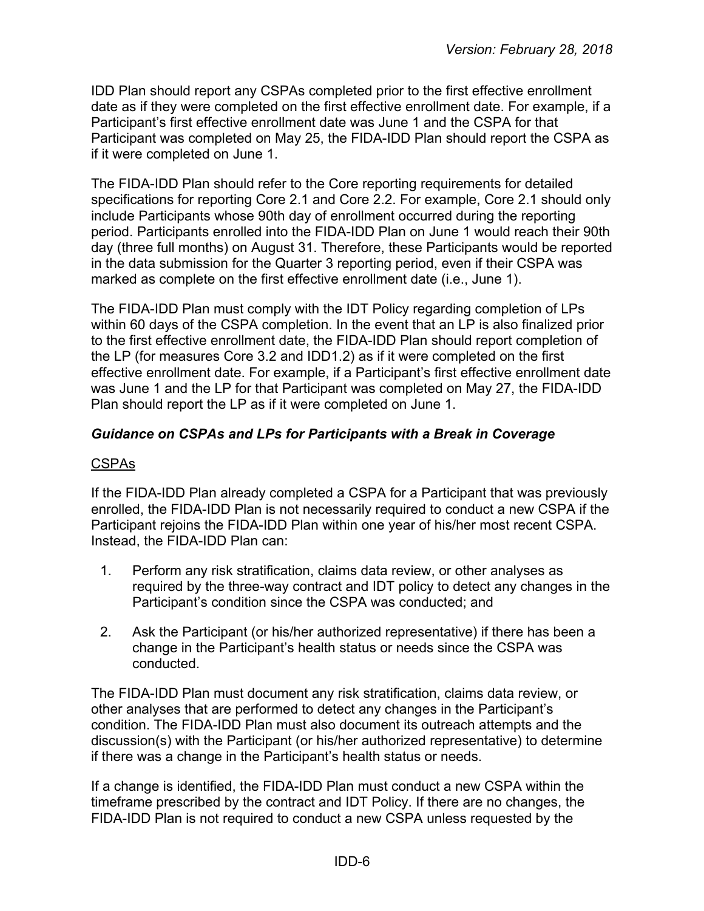IDD Plan should report any CSPAs completed prior to the first effective enrollment date as if they were completed on the first effective enrollment date. For example, if a Participant's first effective enrollment date was June 1 and the CSPA for that Participant was completed on May 25, the FIDA-IDD Plan should report the CSPA as if it were completed on June 1.

The FIDA-IDD Plan should refer to the Core reporting requirements for detailed specifications for reporting Core 2.1 and Core 2.2. For example, Core 2.1 should only include Participants whose 90th day of enrollment occurred during the reporting period. Participants enrolled into the FIDA-IDD Plan on June 1 would reach their 90th day (three full months) on August 31. Therefore, these Participants would be reported in the data submission for the Quarter 3 reporting period, even if their CSPA was marked as complete on the first effective enrollment date (i.e., June 1).

The FIDA-IDD Plan must comply with the IDT Policy regarding completion of LPs within 60 days of the CSPA completion. In the event that an LP is also finalized prior to the first effective enrollment date, the FIDA-IDD Plan should report completion of the LP (for measures Core 3.2 and IDD1.2) as if it were completed on the first effective enrollment date. For example, if a Participant's first effective enrollment date was June 1 and the LP for that Participant was completed on May 27, the FIDA-IDD Plan should report the LP as if it were completed on June 1.

### *Guidance on CSPAs and LPs for Participants with a Break in Coverage*

<u>CSPAs</u>

If the FIDA-IDD Plan already completed a CSPA for a Participant that was previously enrolled, the FIDA-IDD Plan is not necessarily required to conduct a new CSPA if the Participant rejoins the FIDA-IDD Plan within one year of his/her most recent CSPA. Instead, the FIDA-IDD Plan can:

1. Perform any risk stratification, claims data review, or other analyses as required by the three-way contract and IDT policy to detect any changes in the Participant's condition since the CSPA was conducted; and
2. Ask the Participant (or his/her authorized representative) if there has been a change in the Participant's health status or needs since the CSPA was conducted.

The FIDA-IDD Plan must document any risk stratification, claims data review, or other analyses that are performed to detect any changes in the Participant's condition. The FIDA-IDD Plan must also document its outreach attempts and the discussion(s) with the Participant (or his/her authorized representative) to determine if there was a change in the Participant's health status or needs.

If a change is identified, the FIDA-IDD Plan must conduct a new CSPA within the timeframe prescribed by the contract and IDT Policy. If there are no changes, the FIDA-IDD Plan is not required to conduct a new CSPA unless requested by the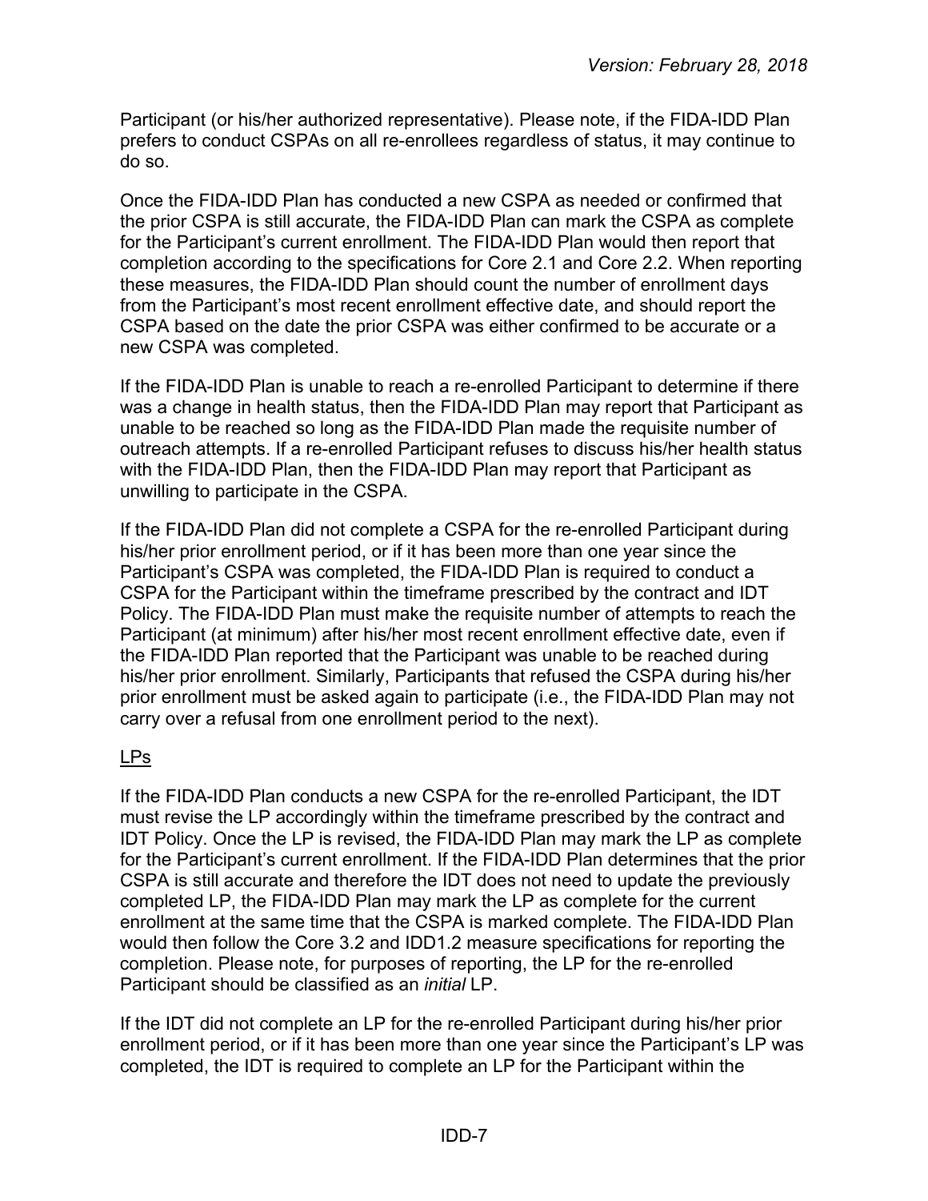Participant (or his/her authorized representative). Please note, if the FIDA-IDD Plan prefers to conduct CSPAs on all re-enrollees regardless of status, it may continue to do so.

Once the FIDA-IDD Plan has conducted a new CSPA as needed or confirmed that the prior CSPA is still accurate, the FIDA-IDD Plan can mark the CSPA as complete for the Participant's current enrollment. The FIDA-IDD Plan would then report that completion according to the specifications for Core 2.1 and Core 2.2. When reporting these measures, the FIDA-IDD Plan should count the number of enrollment days from the Participant's most recent enrollment effective date, and should report the CSPA based on the date the prior CSPA was either confirmed to be accurate or a new CSPA was completed.

If the FIDA-IDD Plan is unable to reach a re-enrolled Participant to determine if there was a change in health status, then the FIDA-IDD Plan may report that Participant as unable to be reached so long as the FIDA-IDD Plan made the requisite number of outreach attempts. If a re-enrolled Participant refuses to discuss his/her health status with the FIDA-IDD Plan, then the FIDA-IDD Plan may report that Participant as unwilling to participate in the CSPA.

If the FIDA-IDD Plan did not complete a CSPA for the re-enrolled Participant during his/her prior enrollment period, or if it has been more than one year since the Participant's CSPA was completed, the FIDA-IDD Plan is required to conduct a CSPA for the Participant within the timeframe prescribed by the contract and IDT Policy. The FIDA-IDD Plan must make the requisite number of attempts to reach the Participant (at minimum) after his/her most recent enrollment effective date, even if the FIDA-IDD Plan reported that the Participant was unable to be reached during his/her prior enrollment. Similarly, Participants that refused the CSPA during his/her prior enrollment must be asked again to participate (i.e., the FIDA-IDD Plan may not carry over a refusal from one enrollment period to the next).

LPs

If the FIDA-IDD Plan conducts a new CSPA for the re-enrolled Participant, the IDT must revise the LP accordingly within the timeframe prescribed by the contract and IDT Policy. Once the LP is revised, the FIDA-IDD Plan may mark the LP as complete for the Participant's current enrollment. If the FIDA-IDD Plan determines that the prior CSPA is still accurate and therefore the IDT does not need to update the previously completed LP, the FIDA-IDD Plan may mark the LP as complete for the current enrollment at the same time that the CSPA is marked complete. The FIDA-IDD Plan would then follow the Core 3.2 and IDD1.2 measure specifications for reporting the completion. Please note, for purposes of reporting, the LP for the re-enrolled Participant should be classified as an *initial* LP.

If the IDT did not complete an LP for the re-enrolled Participant during his/her prior enrollment period, or if it has been more than one year since the Participant's LP was completed, the IDT is required to complete an LP for the Participant within the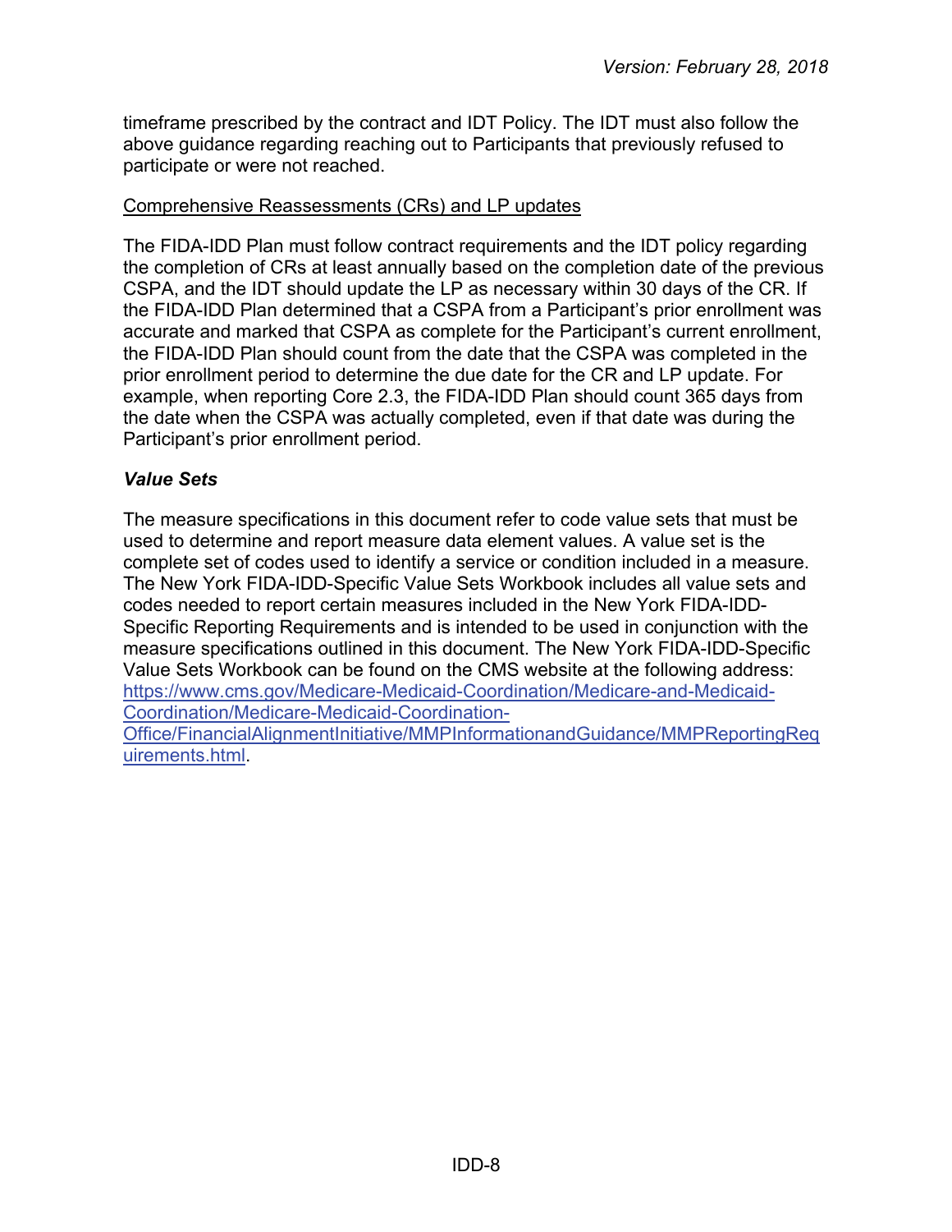timeframe prescribed by the contract and IDT Policy. The IDT must also follow the above guidance regarding reaching out to Participants that previously refused to participate or were not reached.

Comprehensive Reassessments (CRs) and LP updates

The FIDA-IDD Plan must follow contract requirements and the IDT policy regarding the completion of CRs at least annually based on the completion date of the previous CSPA, and the IDT should update the LP as necessary within 30 days of the CR. If the FIDA-IDD Plan determined that a CSPA from a Participant's prior enrollment was accurate and marked that CSPA as complete for the Participant's current enrollment, the FIDA-IDD Plan should count from the date that the CSPA was completed in the prior enrollment period to determine the due date for the CR and LP update. For example, when reporting Core 2.3, the FIDA-IDD Plan should count 365 days from the date when the CSPA was actually completed, even if that date was during the Participant's prior enrollment period.

### *Value Sets*

The measure specifications in this document refer to code value sets that must be used to determine and report measure data element values. A value set is the complete set of codes used to identify a service or condition included in a measure. The New York FIDA-IDD-Specific Value Sets Workbook includes all value sets and codes needed to report certain measures included in the New York FIDA-IDD-Specific Reporting Requirements and is intended to be used in conjunction with the measure specifications outlined in this document. The New York FIDA-IDD-Specific Value Sets Workbook can be found on the CMS website at the following address: [https://www.cms.gov/Medicare-Medicaid-Coordination/Medicare-and-Medicaid-Coordination/Medicare-Medicaid-Coordination-Office/FinancialAlignmentInitiative/MMPInformationandGuidance/MMPReportingRequirements.html](https://www.cms.gov/Medicare-Medicaid-Coordination/Medicare-and-Medicaid-Coordination/Medicare-Medicaid-Coordination-Office/FinancialAlignmentInitiative/MMPInformationandGuidance/MMPReportingRequirements.html).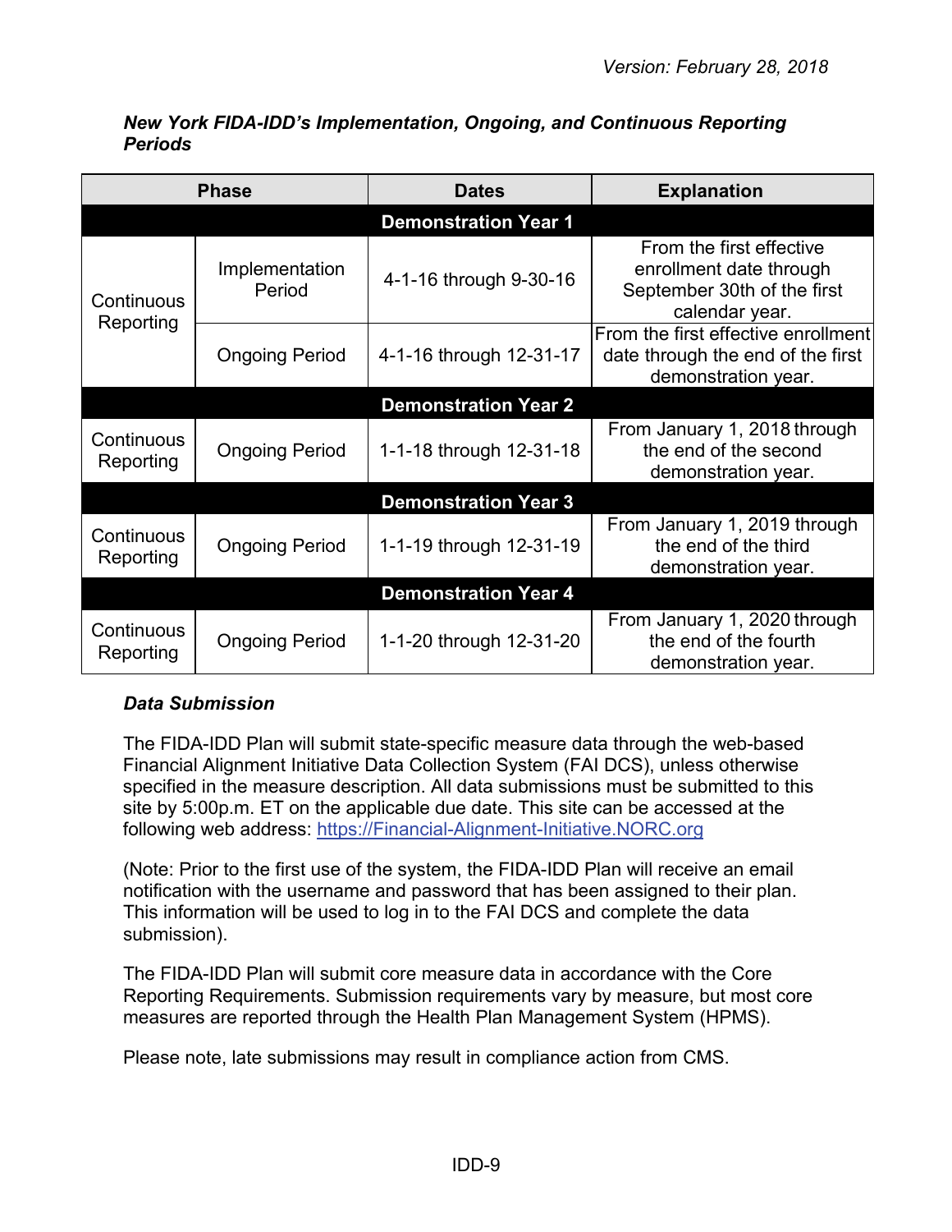*Version: February 28, 2018*

***New York FIDA-IDD's Implementation, Ongoing, and Continuous Reporting Periods***

| Phase | | Dates | Explanation |
|---|---|---|---|
| **Demonstration Year 1** | | | |
| Continuous Reporting | Implementation Period | 4-1-16 through 9-30-16 | From the first effective enrollment date through September 30th of the first calendar year. |
| | Ongoing Period | 4-1-16 through 12-31-17 | From the first effective enrollment date through the end of the first demonstration year. |
| **Demonstration Year 2** | | | |
| Continuous Reporting | Ongoing Period | 1-1-18 through 12-31-18 | From January 1, 2018 through the end of the second demonstration year. |
| **Demonstration Year 3** | | | |
| Continuous Reporting | Ongoing Period | 1-1-19 through 12-31-19 | From January 1, 2019 through the end of the third demonstration year. |
| **Demonstration Year 4** | | | |
| Continuous Reporting | Ongoing Period | 1-1-20 through 12-31-20 | From January 1, 2020 through the end of the fourth demonstration year. |

***Data Submission***

The FIDA-IDD Plan will submit state-specific measure data through the web-based Financial Alignment Initiative Data Collection System (FAI DCS), unless otherwise specified in the measure description. All data submissions must be submitted to this site by 5:00p.m. ET on the applicable due date. This site can be accessed at the following web address: https://Financial-Alignment-Initiative.NORC.org

(Note: Prior to the first use of the system, the FIDA-IDD Plan will receive an email notification with the username and password that has been assigned to their plan. This information will be used to log in to the FAI DCS and complete the data submission).

The FIDA-IDD Plan will submit core measure data in accordance with the Core Reporting Requirements. Submission requirements vary by measure, but most core measures are reported through the Health Plan Management System (HPMS).

Please note, late submissions may result in compliance action from CMS.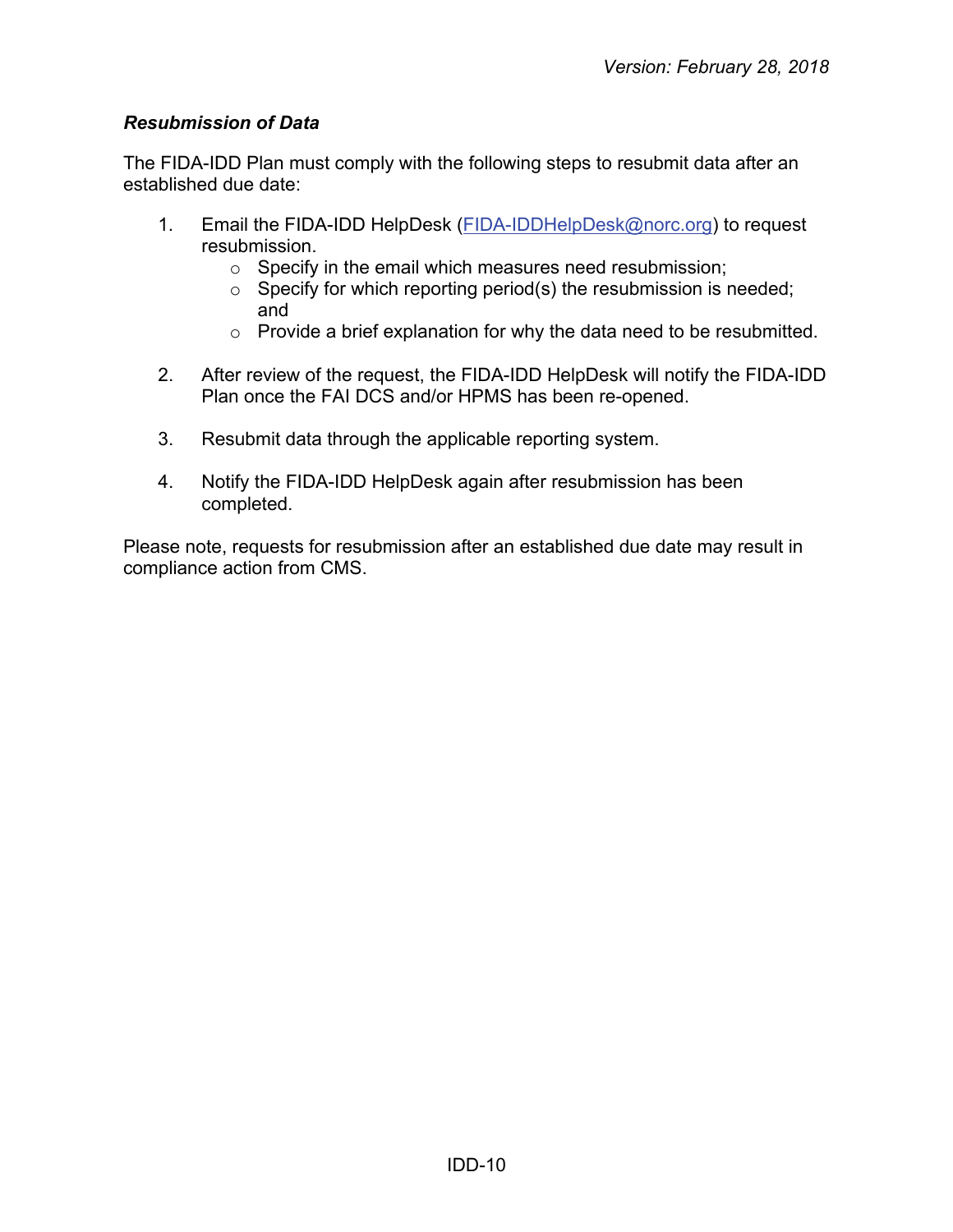### *Resubmission of Data*

The FIDA-IDD Plan must comply with the following steps to resubmit data after an established due date:

1. Email the FIDA-IDD HelpDesk ([FIDA-IDDHelpDesk@norc.org](mailto:FIDA-IDDHelpDesk@norc.org)) to request resubmission.
   - Specify in the email which measures need resubmission;
   - Specify for which reporting period(s) the resubmission is needed; and
   - Provide a brief explanation for why the data need to be resubmitted.

2. After review of the request, the FIDA-IDD HelpDesk will notify the FIDA-IDD Plan once the FAI DCS and/or HPMS has been re-opened.

3. Resubmit data through the applicable reporting system.

4. Notify the FIDA-IDD HelpDesk again after resubmission has been completed.

Please note, requests for resubmission after an established due date may result in compliance action from CMS.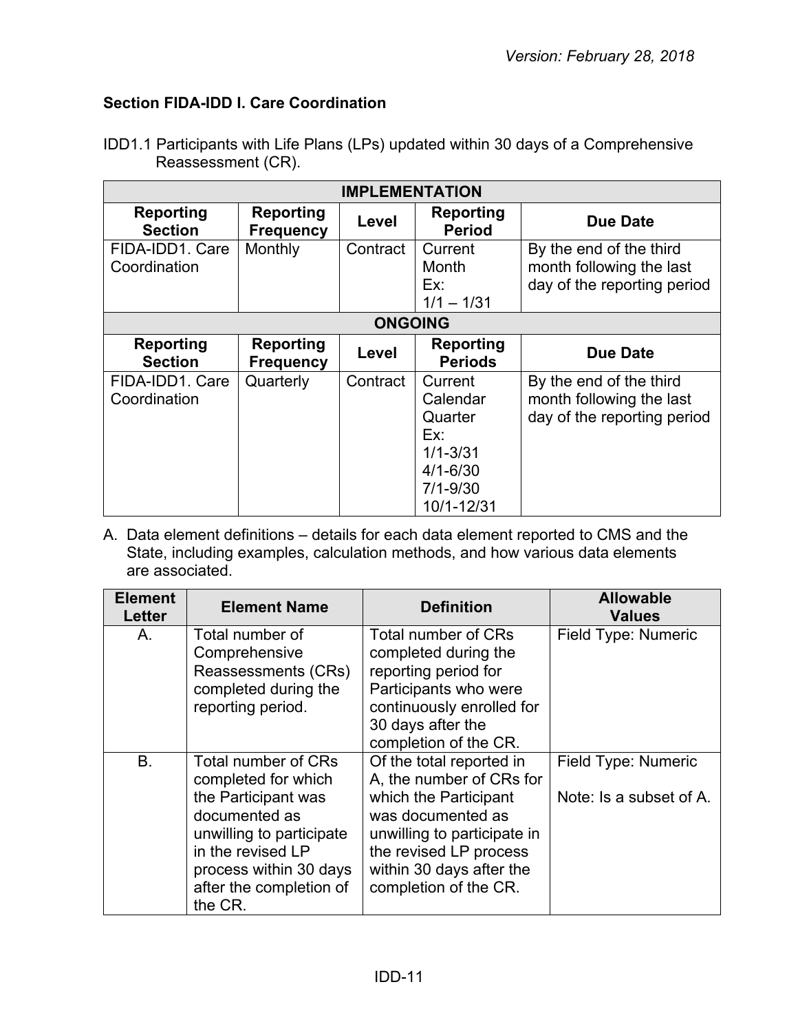### Section FIDA-IDD I. Care Coordination

IDD1.1 Participants with Life Plans (LPs) updated within 30 days of a Comprehensive Reassessment (CR).

| IMPLEMENTATION | | | | |
|---|---|---|---|---|
| **Reporting Section** | **Reporting Frequency** | **Level** | **Reporting Period** | **Due Date** |
| FIDA-IDD1. Care Coordination | Monthly | Contract | Current Month Ex: 1/1 – 1/31 | By the end of the third month following the last day of the reporting period |
| **ONGOING** | | | | |
| **Reporting Section** | **Reporting Frequency** | **Level** | **Reporting Periods** | **Due Date** |
| FIDA-IDD1. Care Coordination | Quarterly | Contract | Current Calendar Quarter Ex: 1/1-3/31 4/1-6/30 7/1-9/30 10/1-12/31 | By the end of the third month following the last day of the reporting period |

A. Data element definitions – details for each data element reported to CMS and the State, including examples, calculation methods, and how various data elements are associated.

| Element Letter | Element Name | Definition | Allowable Values |
|---|---|---|---|
| A. | Total number of Comprehensive Reassessments (CRs) completed during the reporting period. | Total number of CRs completed during the reporting period for Participants who were continuously enrolled for 30 days after the completion of the CR. | Field Type: Numeric |
| B. | Total number of CRs completed for which the Participant was documented as unwilling to participate in the revised LP process within 30 days after the completion of the CR. | Of the total reported in A, the number of CRs for which the Participant was documented as unwilling to participate in the revised LP process within 30 days after the completion of the CR. | Field Type: Numeric<br><br>Note: Is a subset of A. |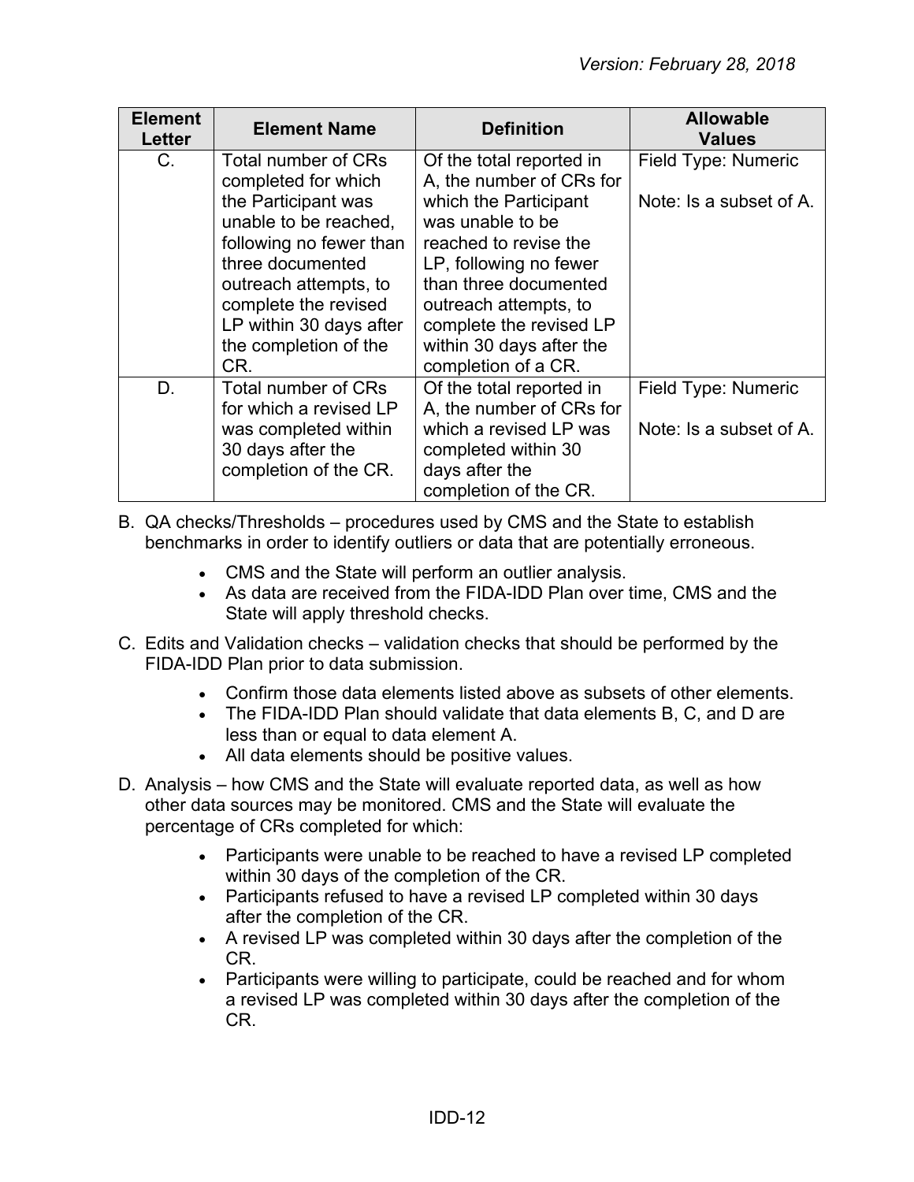| Element Letter | Element Name | Definition | Allowable Values |
| --- | --- | --- | --- |
| C. | Total number of CRs completed for which the Participant was unable to be reached, following no fewer than three documented outreach attempts, to complete the revised LP within 30 days after the completion of the CR. | Of the total reported in A, the number of CRs for which the Participant was unable to be reached to revise the LP, following no fewer than three documented outreach attempts, to complete the revised LP within 30 days after the completion of a CR. | Field Type: Numeric<br><br>Note: Is a subset of A. |
| D. | Total number of CRs for which a revised LP was completed within 30 days after the completion of the CR. | Of the total reported in A, the number of CRs for which a revised LP was completed within 30 days after the completion of the CR. | Field Type: Numeric<br><br>Note: Is a subset of A. |

B. QA checks/Thresholds – procedures used by CMS and the State to establish benchmarks in order to identify outliers or data that are potentially erroneous.

- CMS and the State will perform an outlier analysis.
- As data are received from the FIDA-IDD Plan over time, CMS and the State will apply threshold checks.

C. Edits and Validation checks – validation checks that should be performed by the FIDA-IDD Plan prior to data submission.

- Confirm those data elements listed above as subsets of other elements.
- The FIDA-IDD Plan should validate that data elements B, C, and D are less than or equal to data element A.
- All data elements should be positive values.

D. Analysis – how CMS and the State will evaluate reported data, as well as how other data sources may be monitored. CMS and the State will evaluate the percentage of CRs completed for which:

- Participants were unable to be reached to have a revised LP completed within 30 days of the completion of the CR.
- Participants refused to have a revised LP completed within 30 days after the completion of the CR.
- A revised LP was completed within 30 days after the completion of the CR.
- Participants were willing to participate, could be reached and for whom a revised LP was completed within 30 days after the completion of the CR.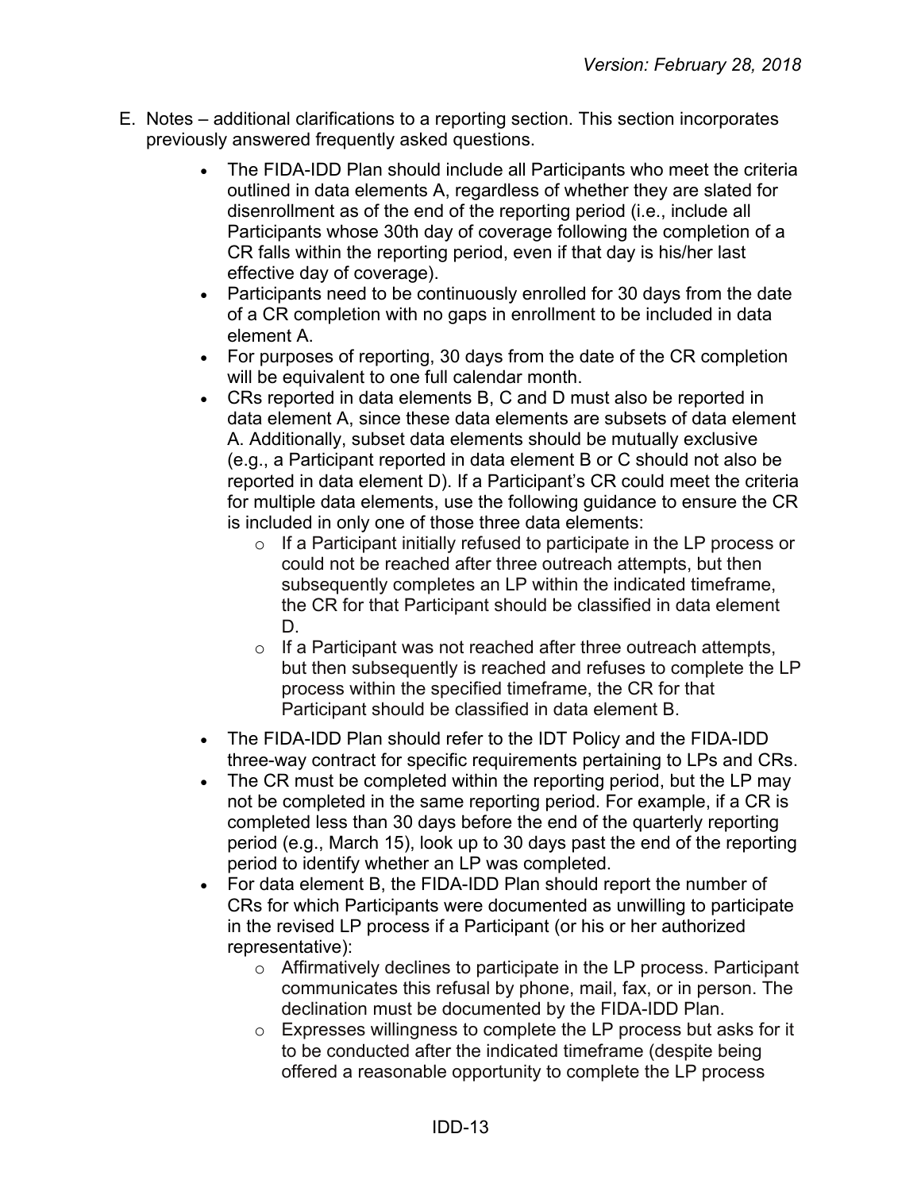E. Notes – additional clarifications to a reporting section. This section incorporates previously answered frequently asked questions.

- The FIDA-IDD Plan should include all Participants who meet the criteria outlined in data elements A, regardless of whether they are slated for disenrollment as of the end of the reporting period (i.e., include all Participants whose 30th day of coverage following the completion of a CR falls within the reporting period, even if that day is his/her last effective day of coverage).
- Participants need to be continuously enrolled for 30 days from the date of a CR completion with no gaps in enrollment to be included in data element A.
- For purposes of reporting, 30 days from the date of the CR completion will be equivalent to one full calendar month.
- CRs reported in data elements B, C and D must also be reported in data element A, since these data elements are subsets of data element A. Additionally, subset data elements should be mutually exclusive (e.g., a Participant reported in data element B or C should not also be reported in data element D). If a Participant's CR could meet the criteria for multiple data elements, use the following guidance to ensure the CR is included in only one of those three data elements:
  - If a Participant initially refused to participate in the LP process or could not be reached after three outreach attempts, but then subsequently completes an LP within the indicated timeframe, the CR for that Participant should be classified in data element D.
  - If a Participant was not reached after three outreach attempts, but then subsequently is reached and refuses to complete the LP process within the specified timeframe, the CR for that Participant should be classified in data element B.
- The FIDA-IDD Plan should refer to the IDT Policy and the FIDA-IDD three-way contract for specific requirements pertaining to LPs and CRs.
- The CR must be completed within the reporting period, but the LP may not be completed in the same reporting period. For example, if a CR is completed less than 30 days before the end of the quarterly reporting period (e.g., March 15), look up to 30 days past the end of the reporting period to identify whether an LP was completed.
- For data element B, the FIDA-IDD Plan should report the number of CRs for which Participants were documented as unwilling to participate in the revised LP process if a Participant (or his or her authorized representative):
  - Affirmatively declines to participate in the LP process. Participant communicates this refusal by phone, mail, fax, or in person. The declination must be documented by the FIDA-IDD Plan.
  - Expresses willingness to complete the LP process but asks for it to be conducted after the indicated timeframe (despite being offered a reasonable opportunity to complete the LP process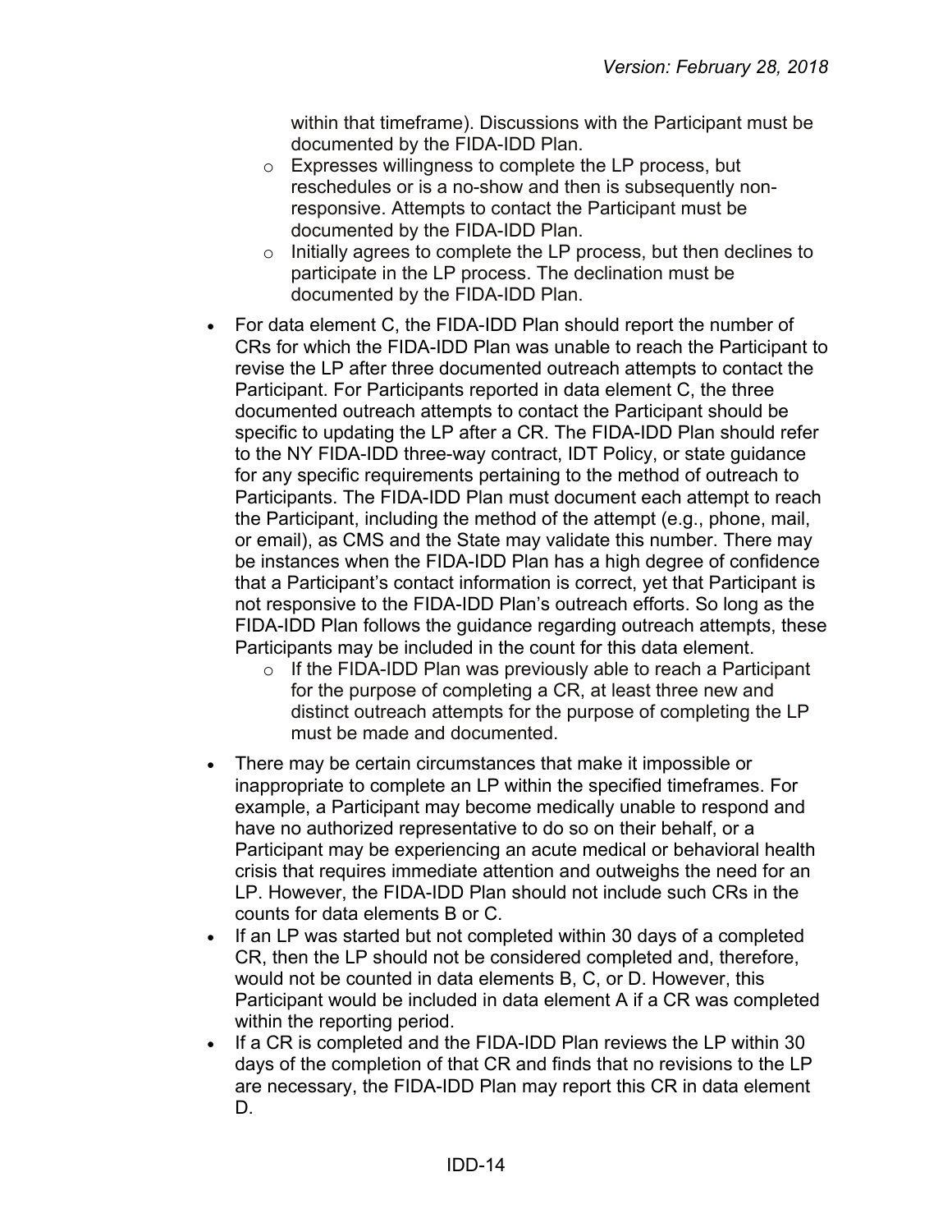within that timeframe). Discussions with the Participant must be documented by the FIDA-IDD Plan.
    - Expresses willingness to complete the LP process, but reschedules or is a no-show and then is subsequently non-responsive. Attempts to contact the Participant must be documented by the FIDA-IDD Plan.
    - Initially agrees to complete the LP process, but then declines to participate in the LP process. The declination must be documented by the FIDA-IDD Plan.

- For data element C, the FIDA-IDD Plan should report the number of CRs for which the FIDA-IDD Plan was unable to reach the Participant to revise the LP after three documented outreach attempts to contact the Participant. For Participants reported in data element C, the three documented outreach attempts to contact the Participant should be specific to updating the LP after a CR. The FIDA-IDD Plan should refer to the NY FIDA-IDD three-way contract, IDT Policy, or state guidance for any specific requirements pertaining to the method of outreach to Participants. The FIDA-IDD Plan must document each attempt to reach the Participant, including the method of the attempt (e.g., phone, mail, or email), as CMS and the State may validate this number. There may be instances when the FIDA-IDD Plan has a high degree of confidence that a Participant's contact information is correct, yet that Participant is not responsive to the FIDA-IDD Plan's outreach efforts. So long as the FIDA-IDD Plan follows the guidance regarding outreach attempts, these Participants may be included in the count for this data element.
    - If the FIDA-IDD Plan was previously able to reach a Participant for the purpose of completing a CR, at least three new and distinct outreach attempts for the purpose of completing the LP must be made and documented.
- There may be certain circumstances that make it impossible or inappropriate to complete an LP within the specified timeframes. For example, a Participant may become medically unable to respond and have no authorized representative to do so on their behalf, or a Participant may be experiencing an acute medical or behavioral health crisis that requires immediate attention and outweighs the need for an LP. However, the FIDA-IDD Plan should not include such CRs in the counts for data elements B or C.
- If an LP was started but not completed within 30 days of a completed CR, then the LP should not be considered completed and, therefore, would not be counted in data elements B, C, or D. However, this Participant would be included in data element A if a CR was completed within the reporting period.
- If a CR is completed and the FIDA-IDD Plan reviews the LP within 30 days of the completion of that CR and finds that no revisions to the LP are necessary, the FIDA-IDD Plan may report this CR in data element D.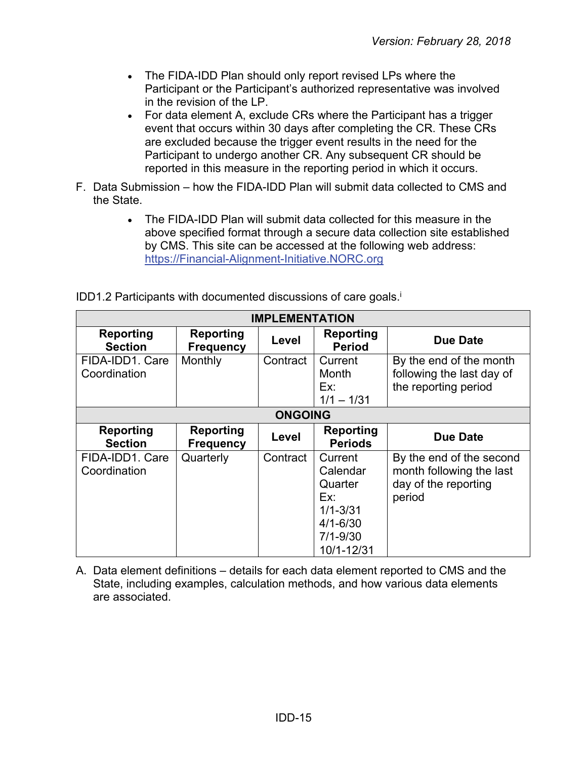- The FIDA-IDD Plan should only report revised LPs where the Participant or the Participant's authorized representative was involved in the revision of the LP.
- For data element A, exclude CRs where the Participant has a trigger event that occurs within 30 days after completing the CR. These CRs are excluded because the trigger event results in the need for the Participant to undergo another CR. Any subsequent CR should be reported in this measure in the reporting period in which it occurs.

F. Data Submission – how the FIDA-IDD Plan will submit data collected to CMS and the State.

- The FIDA-IDD Plan will submit data collected for this measure in the above specified format through a secure data collection site established by CMS. This site can be accessed at the following web address: https://Financial-Alignment-Initiative.NORC.org

IDD1.2 Participants with documented discussions of care goals.[i]

| IMPLEMENTATION | | | | |
|---|---|---|---|---|
| **Reporting Section** | **Reporting Frequency** | **Level** | **Reporting Period** | **Due Date** |
| FIDA-IDD1. Care Coordination | Monthly | Contract | Current Month Ex: 1/1 – 1/31 | By the end of the month following the last day of the reporting period |
| **ONGOING** | | | | |
| **Reporting Section** | **Reporting Frequency** | **Level** | **Reporting Periods** | **Due Date** |
| FIDA-IDD1. Care Coordination | Quarterly | Contract | Current Calendar Quarter Ex: 1/1-3/31 4/1-6/30 7/1-9/30 10/1-12/31 | By the end of the second month following the last day of the reporting period |

A. Data element definitions – details for each data element reported to CMS and the State, including examples, calculation methods, and how various data elements are associated.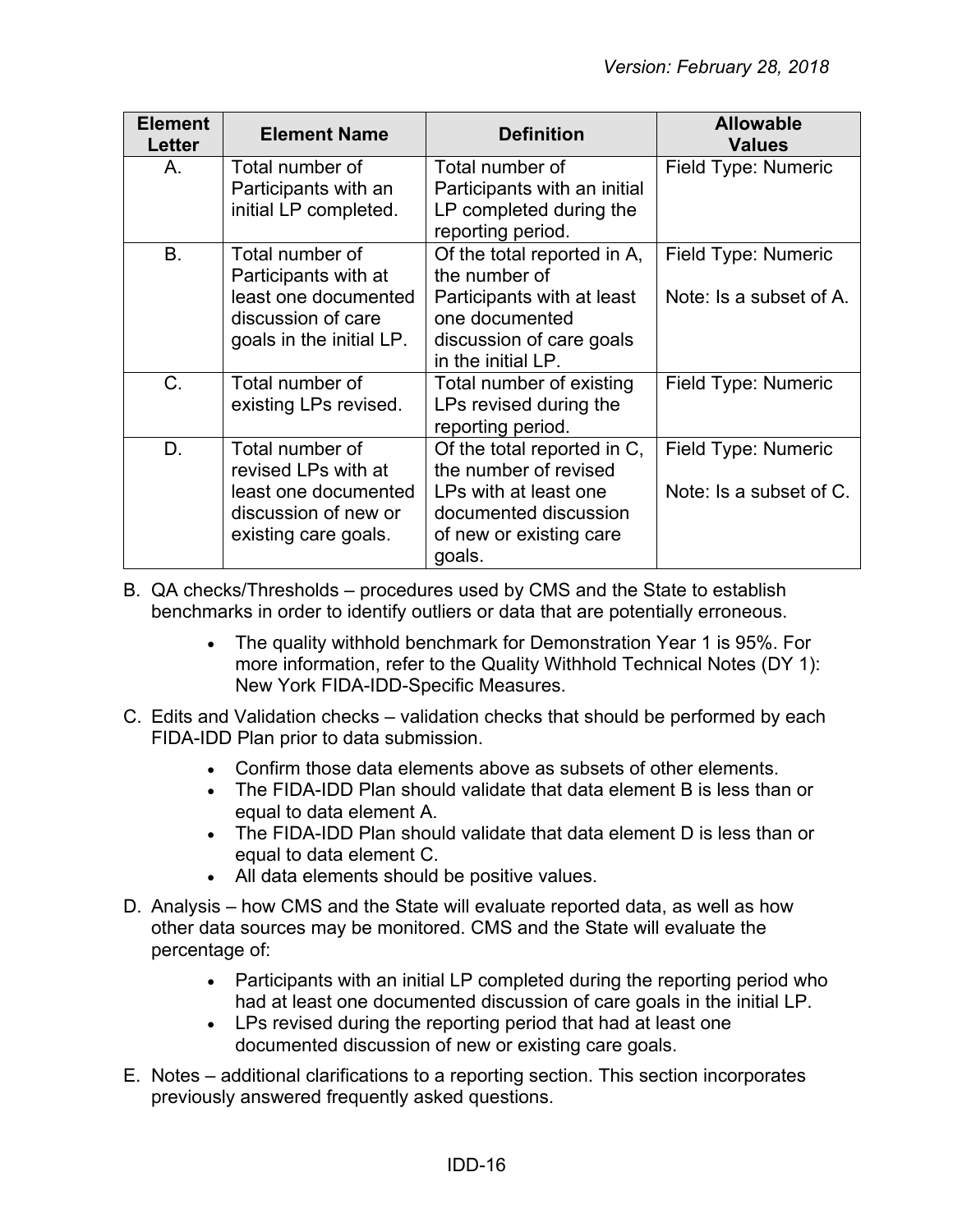| Element Letter | Element Name | Definition | Allowable Values |
|---|---|---|---|
| A. | Total number of Participants with an initial LP completed. | Total number of Participants with an initial LP completed during the reporting period. | Field Type: Numeric |
| B. | Total number of Participants with at least one documented discussion of care goals in the initial LP. | Of the total reported in A, the number of Participants with at least one documented discussion of care goals in the initial LP. | Field Type: Numeric<br><br>Note: Is a subset of A. |
| C. | Total number of existing LPs revised. | Total number of existing LPs revised during the reporting period. | Field Type: Numeric |
| D. | Total number of revised LPs with at least one documented discussion of new or existing care goals. | Of the total reported in C, the number of revised LPs with at least one documented discussion of new or existing care goals. | Field Type: Numeric<br><br>Note: Is a subset of C. |

B. QA checks/Thresholds – procedures used by CMS and the State to establish benchmarks in order to identify outliers or data that are potentially erroneous.

- The quality withhold benchmark for Demonstration Year 1 is 95%. For more information, refer to the Quality Withhold Technical Notes (DY 1): New York FIDA-IDD-Specific Measures.

C. Edits and Validation checks – validation checks that should be performed by each FIDA-IDD Plan prior to data submission.

- Confirm those data elements above as subsets of other elements.
- The FIDA-IDD Plan should validate that data element B is less than or equal to data element A.
- The FIDA-IDD Plan should validate that data element D is less than or equal to data element C.
- All data elements should be positive values.

D. Analysis – how CMS and the State will evaluate reported data, as well as how other data sources may be monitored. CMS and the State will evaluate the percentage of:

- Participants with an initial LP completed during the reporting period who had at least one documented discussion of care goals in the initial LP.
- LPs revised during the reporting period that had at least one documented discussion of new or existing care goals.

E. Notes – additional clarifications to a reporting section. This section incorporates previously answered frequently asked questions.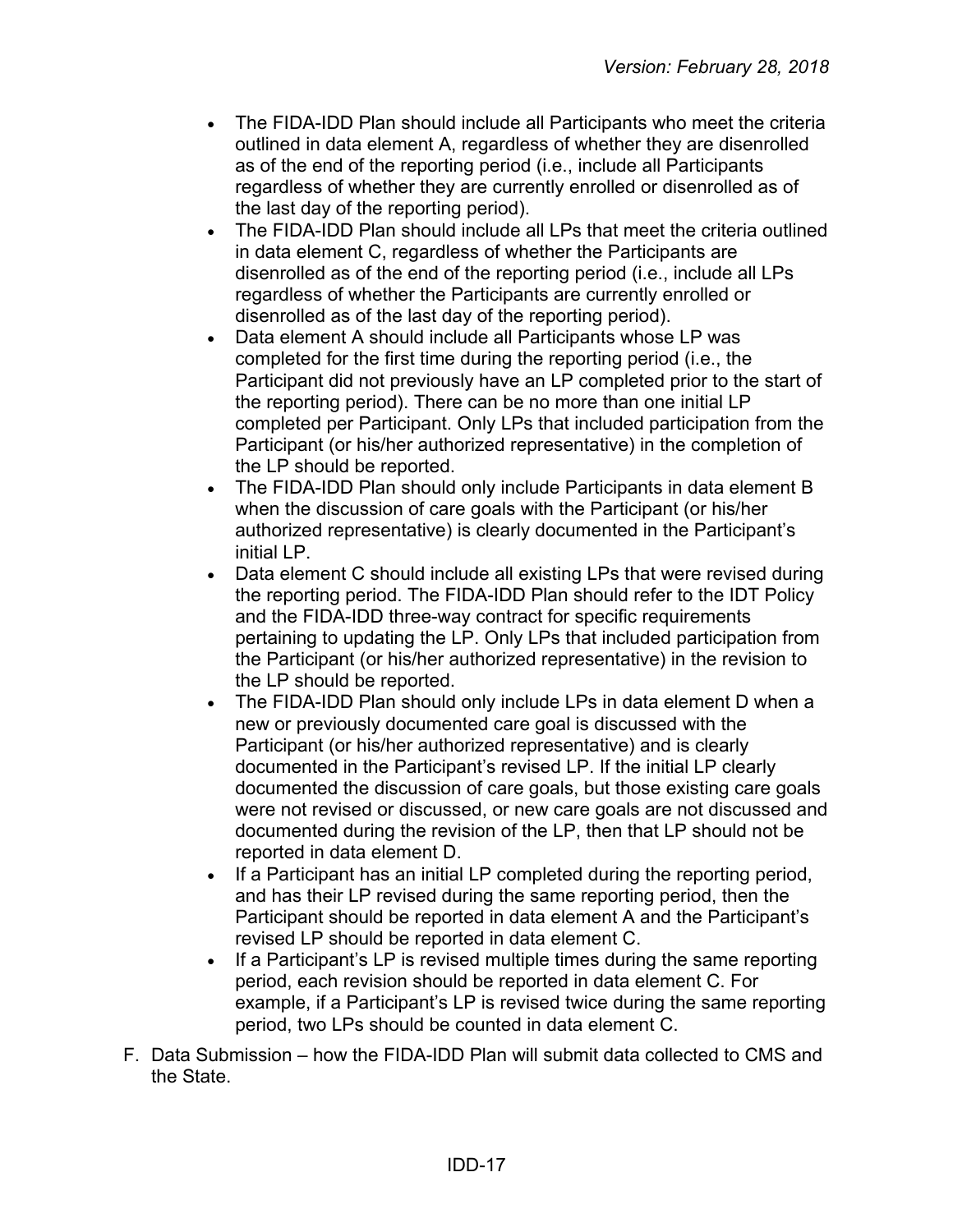- The FIDA-IDD Plan should include all Participants who meet the criteria outlined in data element A, regardless of whether they are disenrolled as of the end of the reporting period (i.e., include all Participants regardless of whether they are currently enrolled or disenrolled as of the last day of the reporting period).
- The FIDA-IDD Plan should include all LPs that meet the criteria outlined in data element C, regardless of whether the Participants are disenrolled as of the end of the reporting period (i.e., include all LPs regardless of whether the Participants are currently enrolled or disenrolled as of the last day of the reporting period).
- Data element A should include all Participants whose LP was completed for the first time during the reporting period (i.e., the Participant did not previously have an LP completed prior to the start of the reporting period). There can be no more than one initial LP completed per Participant. Only LPs that included participation from the Participant (or his/her authorized representative) in the completion of the LP should be reported.
- The FIDA-IDD Plan should only include Participants in data element B when the discussion of care goals with the Participant (or his/her authorized representative) is clearly documented in the Participant's initial LP.
- Data element C should include all existing LPs that were revised during the reporting period. The FIDA-IDD Plan should refer to the IDT Policy and the FIDA-IDD three-way contract for specific requirements pertaining to updating the LP. Only LPs that included participation from the Participant (or his/her authorized representative) in the revision to the LP should be reported.
- The FIDA-IDD Plan should only include LPs in data element D when a new or previously documented care goal is discussed with the Participant (or his/her authorized representative) and is clearly documented in the Participant's revised LP. If the initial LP clearly documented the discussion of care goals, but those existing care goals were not revised or discussed, or new care goals are not discussed and documented during the revision of the LP, then that LP should not be reported in data element D.
- If a Participant has an initial LP completed during the reporting period, and has their LP revised during the same reporting period, then the Participant should be reported in data element A and the Participant's revised LP should be reported in data element C.
- If a Participant's LP is revised multiple times during the same reporting period, each revision should be reported in data element C. For example, if a Participant's LP is revised twice during the same reporting period, two LPs should be counted in data element C.

F. Data Submission – how the FIDA-IDD Plan will submit data collected to CMS and the State.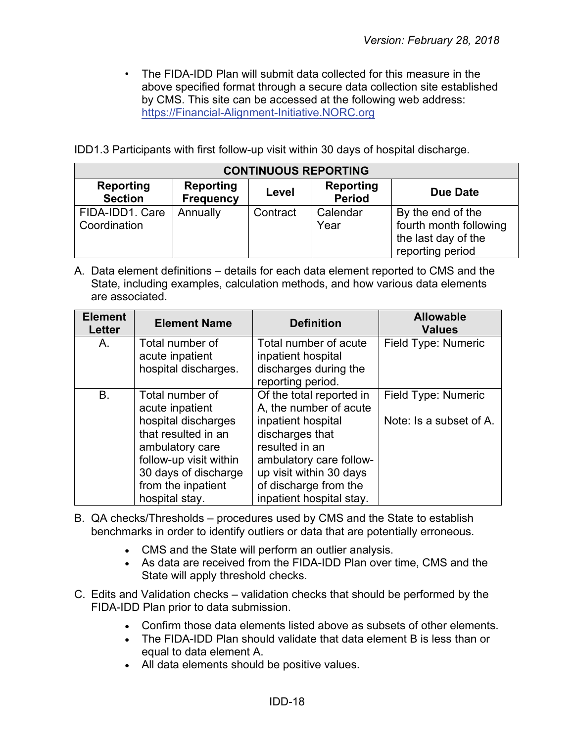- The FIDA-IDD Plan will submit data collected for this measure in the above specified format through a secure data collection site established by CMS. This site can be accessed at the following web address: https://Financial-Alignment-Initiative.NORC.org

IDD1.3 Participants with first follow-up visit within 30 days of hospital discharge.

| CONTINUOUS REPORTING | | | | |
|---|---|---|---|---|
| **Reporting Section** | **Reporting Frequency** | **Level** | **Reporting Period** | **Due Date** |
| FIDA-IDD1. Care Coordination | Annually | Contract | Calendar Year | By the end of the fourth month following the last day of the reporting period |

A. Data element definitions – details for each data element reported to CMS and the State, including examples, calculation methods, and how various data elements are associated.

| Element Letter | Element Name | Definition | Allowable Values |
|---|---|---|---|
| A. | Total number of acute inpatient hospital discharges. | Total number of acute inpatient hospital discharges during the reporting period. | Field Type: Numeric |
| B. | Total number of acute inpatient hospital discharges that resulted in an ambulatory care follow-up visit within 30 days of discharge from the inpatient hospital stay. | Of the total reported in A, the number of acute inpatient hospital discharges that resulted in an ambulatory care follow-up visit within 30 days of discharge from the inpatient hospital stay. | Field Type: Numeric<br><br>Note: Is a subset of A. |

B. QA checks/Thresholds – procedures used by CMS and the State to establish benchmarks in order to identify outliers or data that are potentially erroneous.

- CMS and the State will perform an outlier analysis.
- As data are received from the FIDA-IDD Plan over time, CMS and the State will apply threshold checks.

C. Edits and Validation checks – validation checks that should be performed by the FIDA-IDD Plan prior to data submission.

- Confirm those data elements listed above as subsets of other elements.
- The FIDA-IDD Plan should validate that data element B is less than or equal to data element A.
- All data elements should be positive values.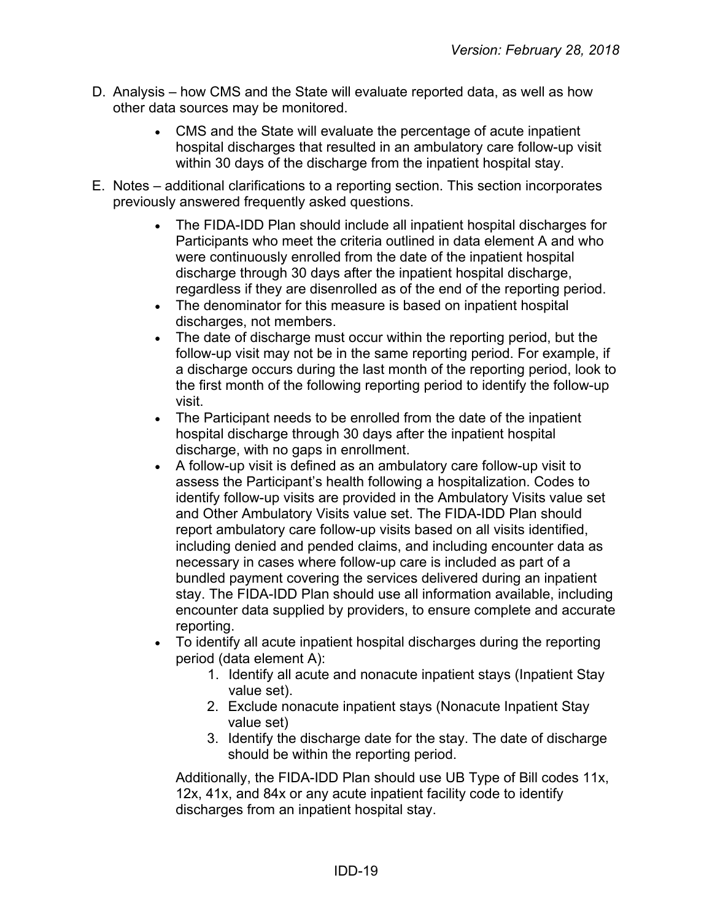D. Analysis – how CMS and the State will evaluate reported data, as well as how other data sources may be monitored.

   - CMS and the State will evaluate the percentage of acute inpatient hospital discharges that resulted in an ambulatory care follow-up visit within 30 days of the discharge from the inpatient hospital stay.

E. Notes – additional clarifications to a reporting section. This section incorporates previously answered frequently asked questions.

   - The FIDA-IDD Plan should include all inpatient hospital discharges for Participants who meet the criteria outlined in data element A and who were continuously enrolled from the date of the inpatient hospital discharge through 30 days after the inpatient hospital discharge, regardless if they are disenrolled as of the end of the reporting period.
   - The denominator for this measure is based on inpatient hospital discharges, not members.
   - The date of discharge must occur within the reporting period, but the follow-up visit may not be in the same reporting period. For example, if a discharge occurs during the last month of the reporting period, look to the first month of the following reporting period to identify the follow-up visit.
   - The Participant needs to be enrolled from the date of the inpatient hospital discharge through 30 days after the inpatient hospital discharge, with no gaps in enrollment.
   - A follow-up visit is defined as an ambulatory care follow-up visit to assess the Participant's health following a hospitalization. Codes to identify follow-up visits are provided in the Ambulatory Visits value set and Other Ambulatory Visits value set. The FIDA-IDD Plan should report ambulatory care follow-up visits based on all visits identified, including denied and pended claims, and including encounter data as necessary in cases where follow-up care is included as part of a bundled payment covering the services delivered during an inpatient stay. The FIDA-IDD Plan should use all information available, including encounter data supplied by providers, to ensure complete and accurate reporting.
   - To identify all acute inpatient hospital discharges during the reporting period (data element A):
     1. Identify all acute and nonacute inpatient stays (Inpatient Stay value set).
     2. Exclude nonacute inpatient stays (Nonacute Inpatient Stay value set)
     3. Identify the discharge date for the stay. The date of discharge should be within the reporting period.

     Additionally, the FIDA-IDD Plan should use UB Type of Bill codes 11x, 12x, 41x, and 84x or any acute inpatient facility code to identify discharges from an inpatient hospital stay.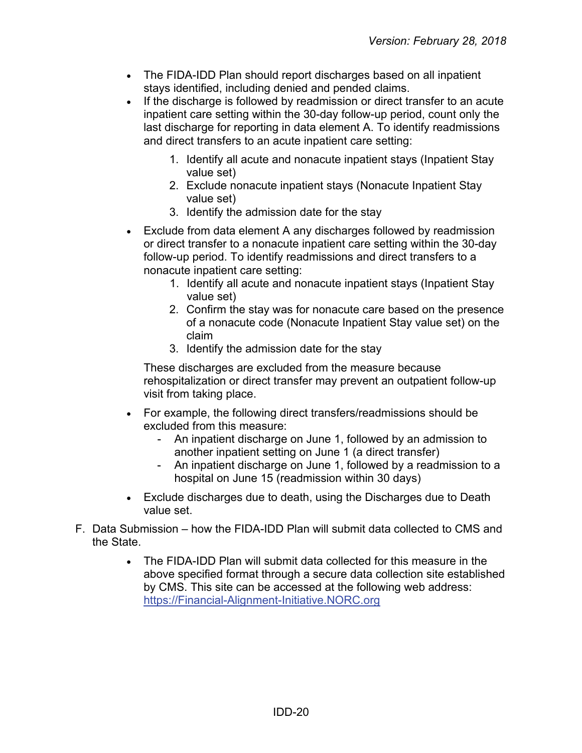- The FIDA-IDD Plan should report discharges based on all inpatient stays identified, including denied and pended claims.
- If the discharge is followed by readmission or direct transfer to an acute inpatient care setting within the 30-day follow-up period, count only the last discharge for reporting in data element A. To identify readmissions and direct transfers to an acute inpatient care setting:
    1. Identify all acute and nonacute inpatient stays (Inpatient Stay value set)
    2. Exclude nonacute inpatient stays (Nonacute Inpatient Stay value set)
    3. Identify the admission date for the stay
- Exclude from data element A any discharges followed by readmission or direct transfer to a nonacute inpatient care setting within the 30-day follow-up period. To identify readmissions and direct transfers to a nonacute inpatient care setting:
    1. Identify all acute and nonacute inpatient stays (Inpatient Stay value set)
    2. Confirm the stay was for nonacute care based on the presence of a nonacute code (Nonacute Inpatient Stay value set) on the claim
    3. Identify the admission date for the stay

  These discharges are excluded from the measure because rehospitalization or direct transfer may prevent an outpatient follow-up visit from taking place.
- For example, the following direct transfers/readmissions should be excluded from this measure:
    - An inpatient discharge on June 1, followed by an admission to another inpatient setting on June 1 (a direct transfer)
    - An inpatient discharge on June 1, followed by a readmission to a hospital on June 15 (readmission within 30 days)
- Exclude discharges due to death, using the Discharges due to Death value set.

F. Data Submission – how the FIDA-IDD Plan will submit data collected to CMS and the State.

- The FIDA-IDD Plan will submit data collected for this measure in the above specified format through a secure data collection site established by CMS. This site can be accessed at the following web address: https://Financial-Alignment-Initiative.NORC.org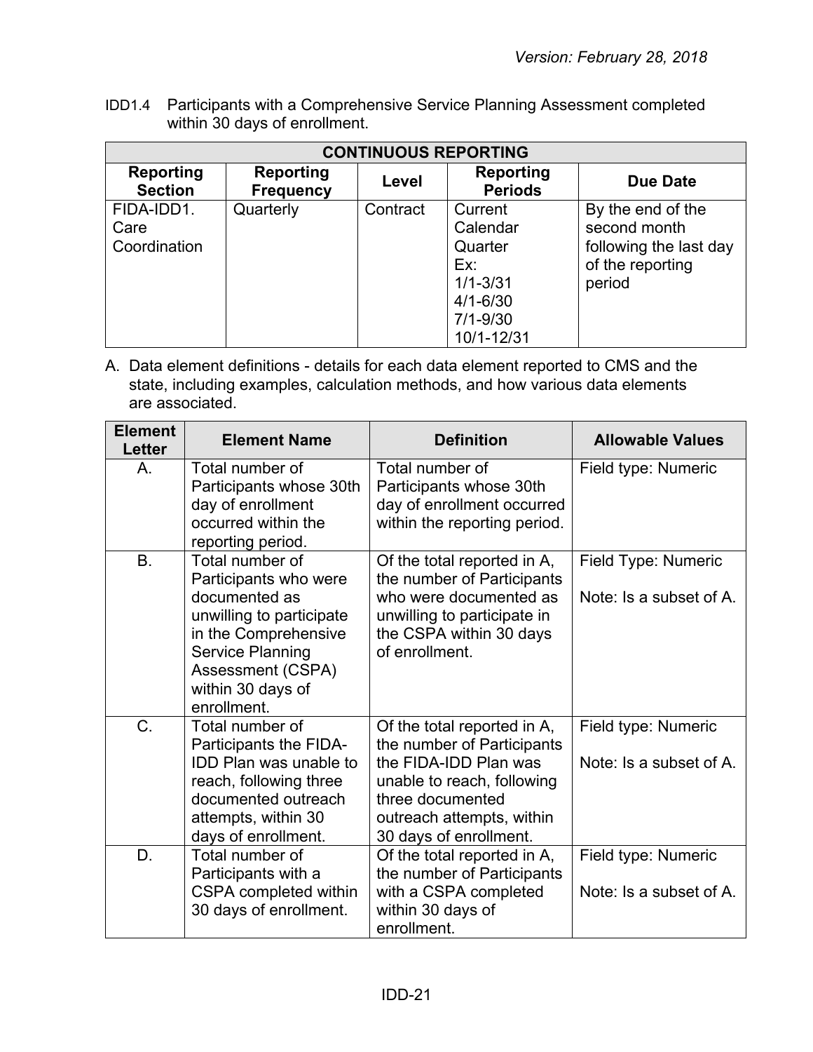IDD1.4 Participants with a Comprehensive Service Planning Assessment completed within 30 days of enrollment.

| CONTINUOUS REPORTING | | | | |
|---|---|---|---|---|
| **Reporting Section** | **Reporting Frequency** | **Level** | **Reporting Periods** | **Due Date** |
| FIDA-IDD1. Care Coordination | Quarterly | Contract | Current Calendar Quarter Ex: 1/1-3/31 4/1-6/30 7/1-9/30 10/1-12/31 | By the end of the second month following the last day of the reporting period |

A. Data element definitions - details for each data element reported to CMS and the state, including examples, calculation methods, and how various data elements are associated.

| Element Letter | Element Name | Definition | Allowable Values |
|---|---|---|---|
| A. | Total number of Participants whose 30th day of enrollment occurred within the reporting period. | Total number of Participants whose 30th day of enrollment occurred within the reporting period. | Field type: Numeric |
| B. | Total number of Participants who were documented as unwilling to participate in the Comprehensive Service Planning Assessment (CSPA) within 30 days of enrollment. | Of the total reported in A, the number of Participants who were documented as unwilling to participate in the CSPA within 30 days of enrollment. | Field Type: Numeric<br><br>Note: Is a subset of A. |
| C. | Total number of Participants the FIDA-IDD Plan was unable to reach, following three documented outreach attempts, within 30 days of enrollment. | Of the total reported in A, the number of Participants the FIDA-IDD Plan was unable to reach, following three documented outreach attempts, within 30 days of enrollment. | Field type: Numeric<br><br>Note: Is a subset of A. |
| D. | Total number of Participants with a CSPA completed within 30 days of enrollment. | Of the total reported in A, the number of Participants with a CSPA completed within 30 days of enrollment. | Field type: Numeric<br><br>Note: Is a subset of A. |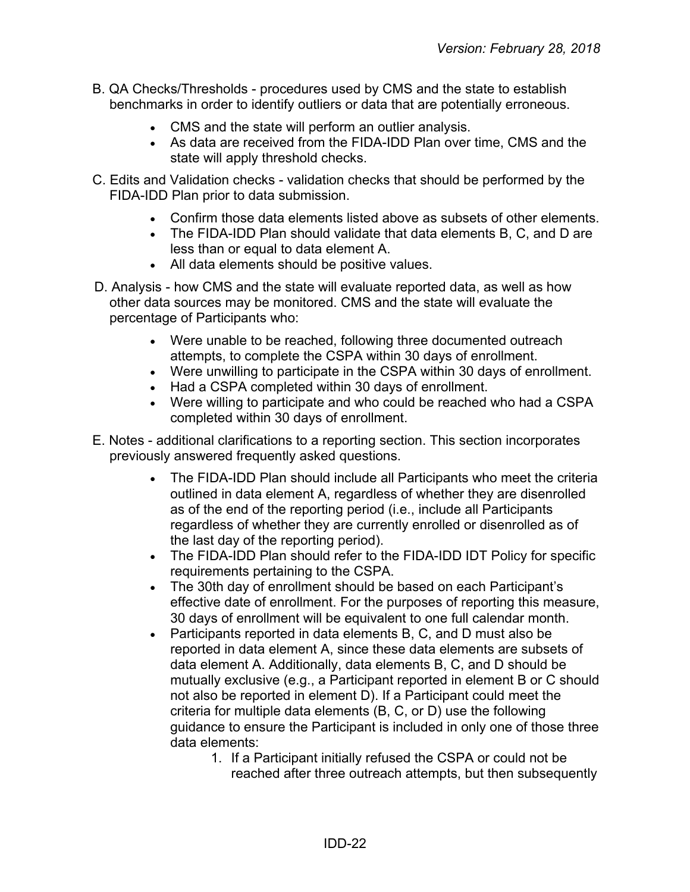B. QA Checks/Thresholds - procedures used by CMS and the state to establish benchmarks in order to identify outliers or data that are potentially erroneous.

- CMS and the state will perform an outlier analysis.
- As data are received from the FIDA-IDD Plan over time, CMS and the state will apply threshold checks.

C. Edits and Validation checks - validation checks that should be performed by the FIDA-IDD Plan prior to data submission.

- Confirm those data elements listed above as subsets of other elements.
- The FIDA-IDD Plan should validate that data elements B, C, and D are less than or equal to data element A.
- All data elements should be positive values.

D. Analysis - how CMS and the state will evaluate reported data, as well as how other data sources may be monitored. CMS and the state will evaluate the percentage of Participants who:

- Were unable to be reached, following three documented outreach attempts, to complete the CSPA within 30 days of enrollment.
- Were unwilling to participate in the CSPA within 30 days of enrollment.
- Had a CSPA completed within 30 days of enrollment.
- Were willing to participate and who could be reached who had a CSPA completed within 30 days of enrollment.

E. Notes - additional clarifications to a reporting section. This section incorporates previously answered frequently asked questions.

- The FIDA-IDD Plan should include all Participants who meet the criteria outlined in data element A, regardless of whether they are disenrolled as of the end of the reporting period (i.e., include all Participants regardless of whether they are currently enrolled or disenrolled as of the last day of the reporting period).
- The FIDA-IDD Plan should refer to the FIDA-IDD IDT Policy for specific requirements pertaining to the CSPA.
- The 30th day of enrollment should be based on each Participant's effective date of enrollment. For the purposes of reporting this measure, 30 days of enrollment will be equivalent to one full calendar month.
- Participants reported in data elements B, C, and D must also be reported in data element A, since these data elements are subsets of data element A. Additionally, data elements B, C, and D should be mutually exclusive (e.g., a Participant reported in element B or C should not also be reported in element D). If a Participant could meet the criteria for multiple data elements (B, C, or D) use the following guidance to ensure the Participant is included in only one of those three data elements:
    1. If a Participant initially refused the CSPA or could not be reached after three outreach attempts, but then subsequently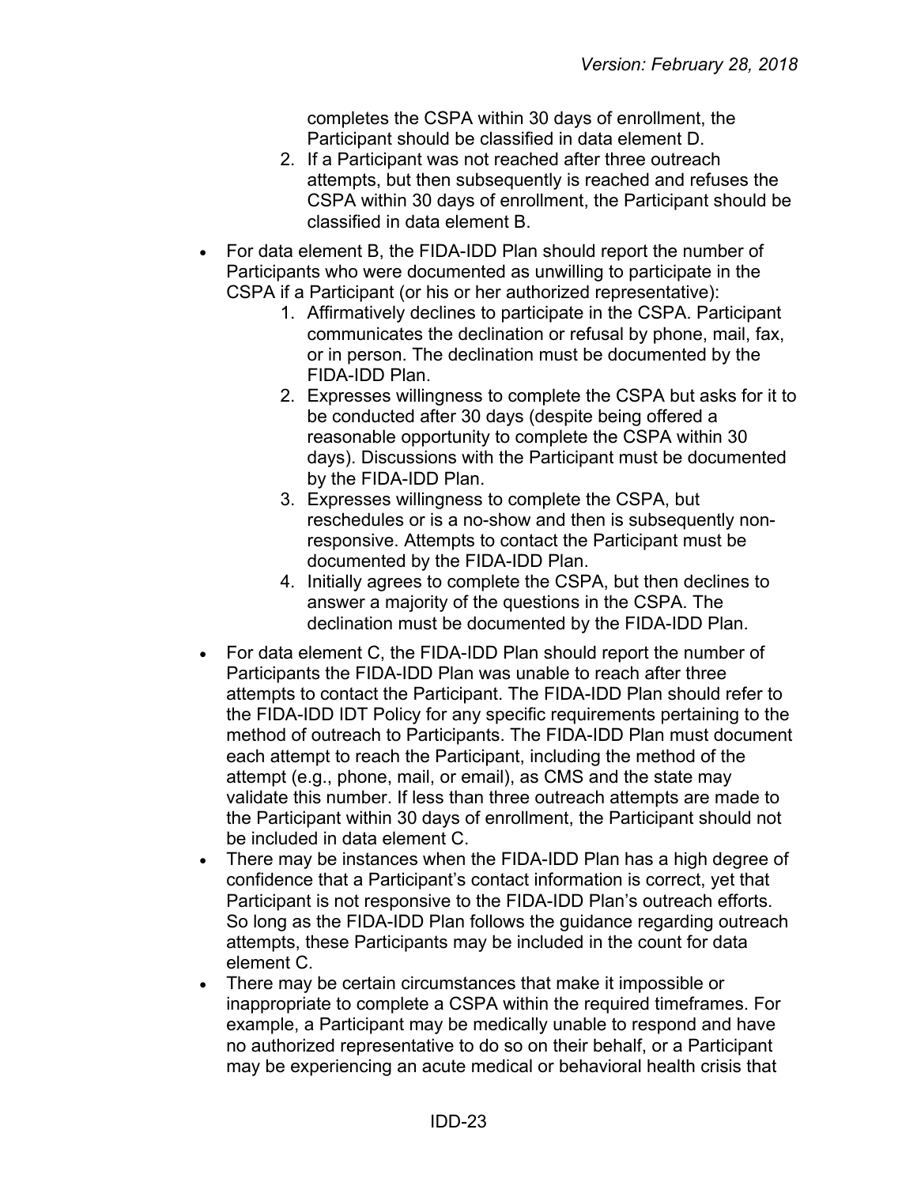completes the CSPA within 30 days of enrollment, the Participant should be classified in data element D.

2. If a Participant was not reached after three outreach attempts, but then subsequently is reached and refuses the CSPA within 30 days of enrollment, the Participant should be classified in data element B.

- For data element B, the FIDA-IDD Plan should report the number of Participants who were documented as unwilling to participate in the CSPA if a Participant (or his or her authorized representative):
  1. Affirmatively declines to participate in the CSPA. Participant communicates the declination or refusal by phone, mail, fax, or in person. The declination must be documented by the FIDA-IDD Plan.
  2. Expresses willingness to complete the CSPA but asks for it to be conducted after 30 days (despite being offered a reasonable opportunity to complete the CSPA within 30 days). Discussions with the Participant must be documented by the FIDA-IDD Plan.
  3. Expresses willingness to complete the CSPA, but reschedules or is a no-show and then is subsequently non-responsive. Attempts to contact the Participant must be documented by the FIDA-IDD Plan.
  4. Initially agrees to complete the CSPA, but then declines to answer a majority of the questions in the CSPA. The declination must be documented by the FIDA-IDD Plan.
- For data element C, the FIDA-IDD Plan should report the number of Participants the FIDA-IDD Plan was unable to reach after three attempts to contact the Participant. The FIDA-IDD Plan should refer to the FIDA-IDD IDT Policy for any specific requirements pertaining to the method of outreach to Participants. The FIDA-IDD Plan must document each attempt to reach the Participant, including the method of the attempt (e.g., phone, mail, or email), as CMS and the state may validate this number. If less than three outreach attempts are made to the Participant within 30 days of enrollment, the Participant should not be included in data element C.
- There may be instances when the FIDA-IDD Plan has a high degree of confidence that a Participant's contact information is correct, yet that Participant is not responsive to the FIDA-IDD Plan's outreach efforts. So long as the FIDA-IDD Plan follows the guidance regarding outreach attempts, these Participants may be included in the count for data element C.
- There may be certain circumstances that make it impossible or inappropriate to complete a CSPA within the required timeframes. For example, a Participant may be medically unable to respond and have no authorized representative to do so on their behalf, or a Participant may be experiencing an acute medical or behavioral health crisis that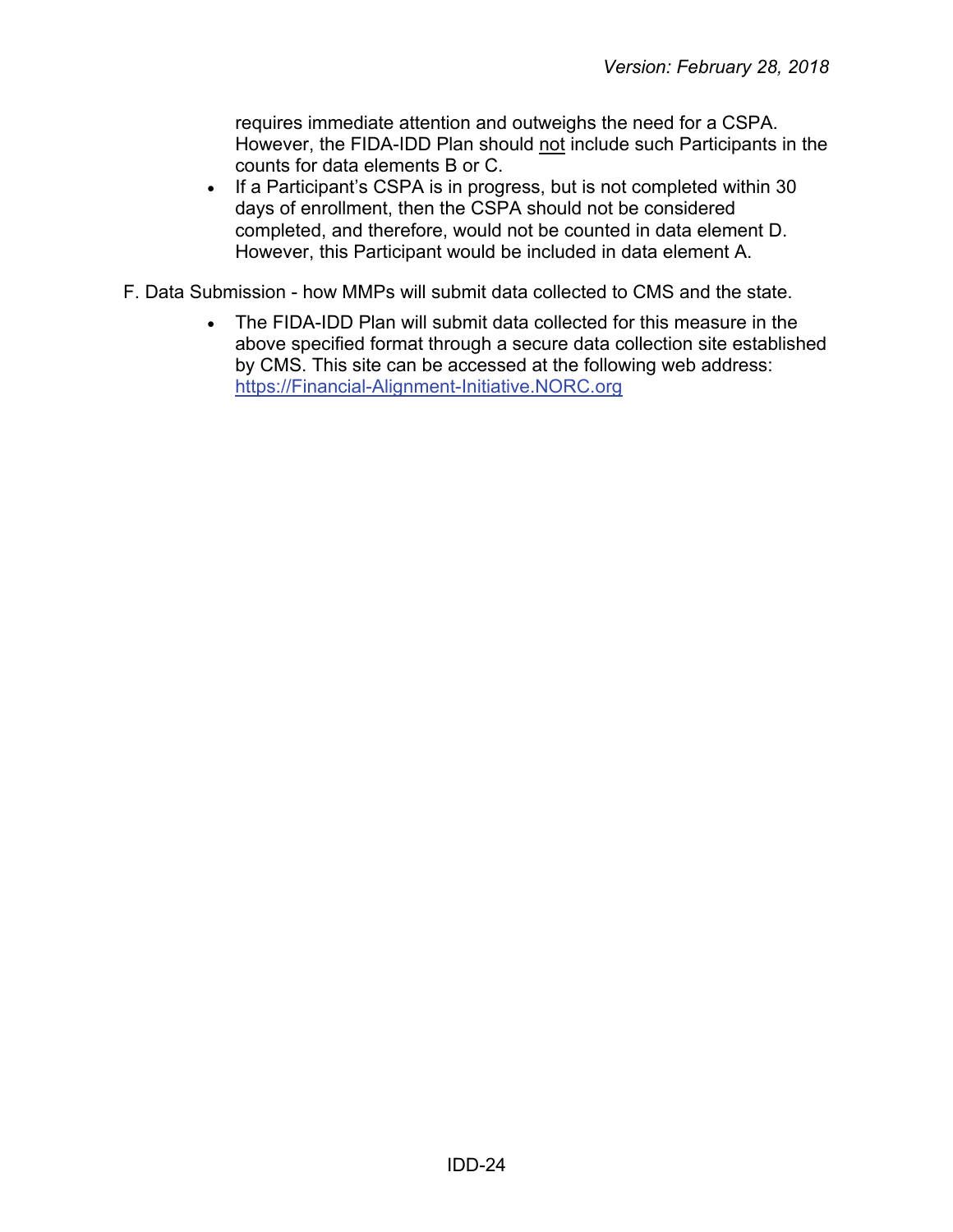requires immediate attention and outweighs the need for a CSPA. However, the FIDA-IDD Plan should <u>not</u> include such Participants in the counts for data elements B or C.

- If a Participant's CSPA is in progress, but is not completed within 30 days of enrollment, then the CSPA should not be considered completed, and therefore, would not be counted in data element D. However, this Participant would be included in data element A.

F. Data Submission - how MMPs will submit data collected to CMS and the state.

- The FIDA-IDD Plan will submit data collected for this measure in the above specified format through a secure data collection site established by CMS. This site can be accessed at the following web address: [https://Financial-Alignment-Initiative.NORC.org](https://Financial-Alignment-Initiative.NORC.org)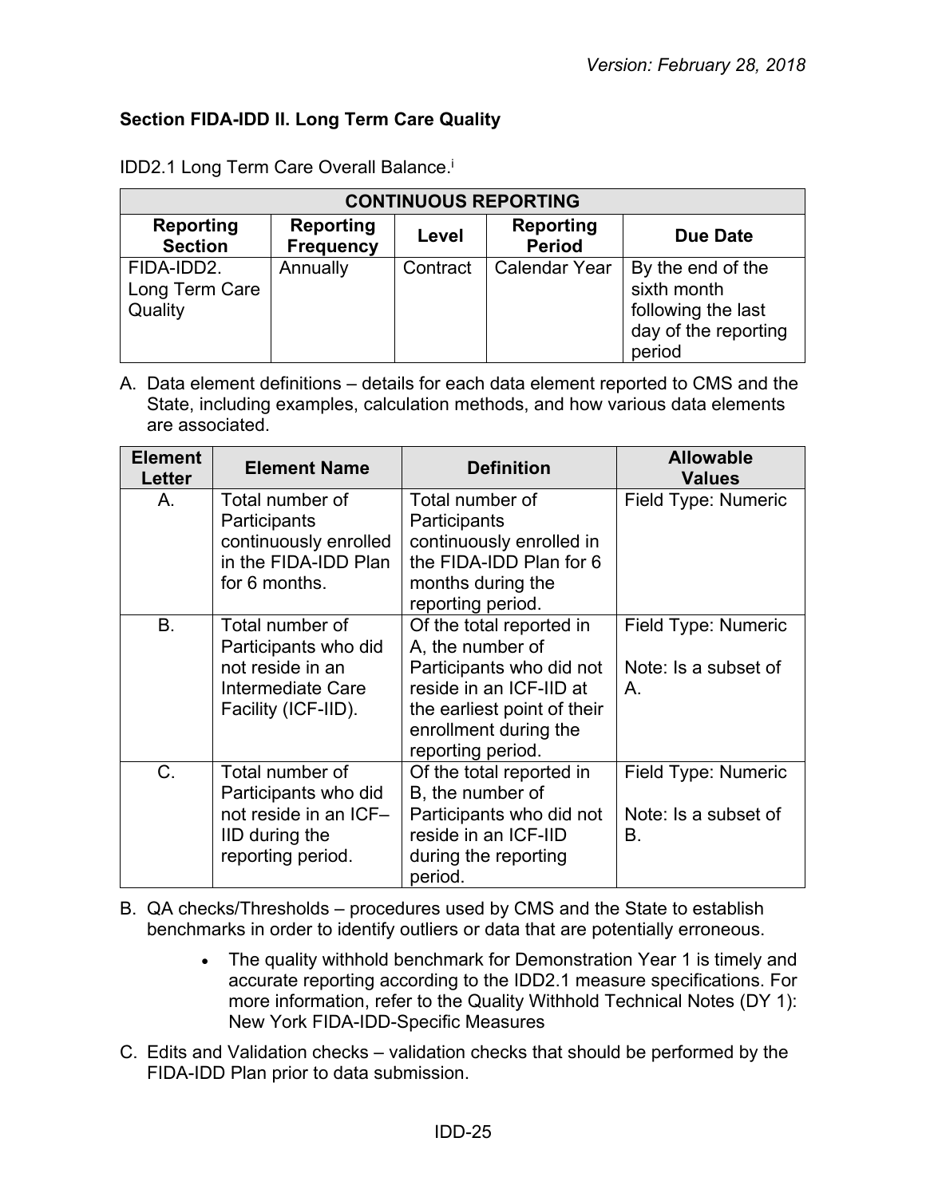### Section FIDA-IDD II. Long Term Care Quality

IDD2.1 Long Term Care Overall Balance.[i]

| CONTINUOUS REPORTING | | | | |
|---|---|---|---|---|
| **Reporting Section** | **Reporting Frequency** | **Level** | **Reporting Period** | **Due Date** |
| FIDA-IDD2. Long Term Care Quality | Annually | Contract | Calendar Year | By the end of the sixth month following the last day of the reporting period |

A. Data element definitions – details for each data element reported to CMS and the State, including examples, calculation methods, and how various data elements are associated.

| Element Letter | Element Name | Definition | Allowable Values |
|---|---|---|---|
| A. | Total number of Participants continuously enrolled in the FIDA-IDD Plan for 6 months. | Total number of Participants continuously enrolled in the FIDA-IDD Plan for 6 months during the reporting period. | Field Type: Numeric |
| B. | Total number of Participants who did not reside in an Intermediate Care Facility (ICF-IID). | Of the total reported in A, the number of Participants who did not reside in an ICF-IID at the earliest point of their enrollment during the reporting period. | Field Type: Numeric<br><br>Note: Is a subset of A. |
| C. | Total number of Participants who did not reside in an ICF–IID during the reporting period. | Of the total reported in B, the number of Participants who did not reside in an ICF-IID during the reporting period. | Field Type: Numeric<br><br>Note: Is a subset of B. |

B. QA checks/Thresholds – procedures used by CMS and the State to establish benchmarks in order to identify outliers or data that are potentially erroneous.

- The quality withhold benchmark for Demonstration Year 1 is timely and accurate reporting according to the IDD2.1 measure specifications. For more information, refer to the Quality Withhold Technical Notes (DY 1): New York FIDA-IDD-Specific Measures

C. Edits and Validation checks – validation checks that should be performed by the FIDA-IDD Plan prior to data submission.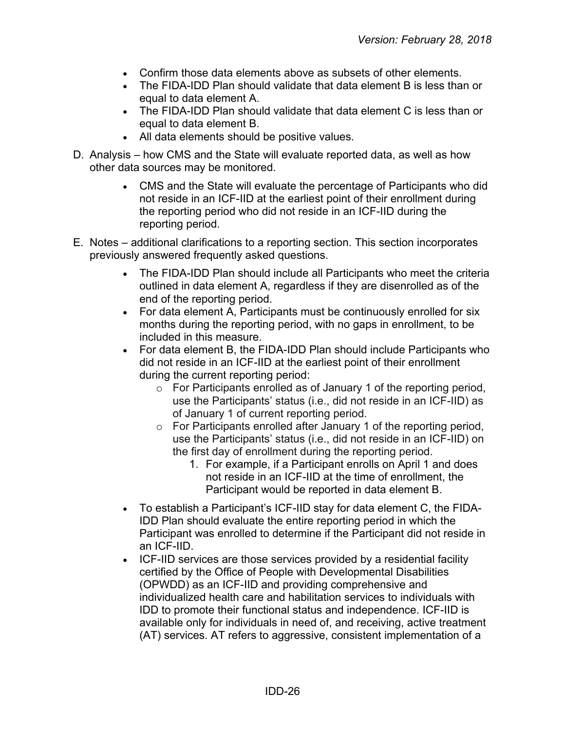- Confirm those data elements above as subsets of other elements.
- The FIDA-IDD Plan should validate that data element B is less than or equal to data element A.
- The FIDA-IDD Plan should validate that data element C is less than or equal to data element B.
- All data elements should be positive values.

D. Analysis – how CMS and the State will evaluate reported data, as well as how other data sources may be monitored.

- CMS and the State will evaluate the percentage of Participants who did not reside in an ICF-IID at the earliest point of their enrollment during the reporting period who did not reside in an ICF-IID during the reporting period.

E. Notes – additional clarifications to a reporting section. This section incorporates previously answered frequently asked questions.

- The FIDA-IDD Plan should include all Participants who meet the criteria outlined in data element A, regardless if they are disenrolled as of the end of the reporting period.
- For data element A, Participants must be continuously enrolled for six months during the reporting period, with no gaps in enrollment, to be included in this measure.
- For data element B, the FIDA-IDD Plan should include Participants who did not reside in an ICF-IID at the earliest point of their enrollment during the current reporting period:
  - For Participants enrolled as of January 1 of the reporting period, use the Participants' status (i.e., did not reside in an ICF-IID) as of January 1 of current reporting period.
  - For Participants enrolled after January 1 of the reporting period, use the Participants' status (i.e., did not reside in an ICF-IID) on the first day of enrollment during the reporting period.
    1. For example, if a Participant enrolls on April 1 and does not reside in an ICF-IID at the time of enrollment, the Participant would be reported in data element B.
- To establish a Participant's ICF-IID stay for data element C, the FIDA-IDD Plan should evaluate the entire reporting period in which the Participant was enrolled to determine if the Participant did not reside in an ICF-IID.
- ICF-IID services are those services provided by a residential facility certified by the Office of People with Developmental Disabilities (OPWDD) as an ICF-IID and providing comprehensive and individualized health care and habilitation services to individuals with IDD to promote their functional status and independence. ICF-IID is available only for individuals in need of, and receiving, active treatment (AT) services. AT refers to aggressive, consistent implementation of a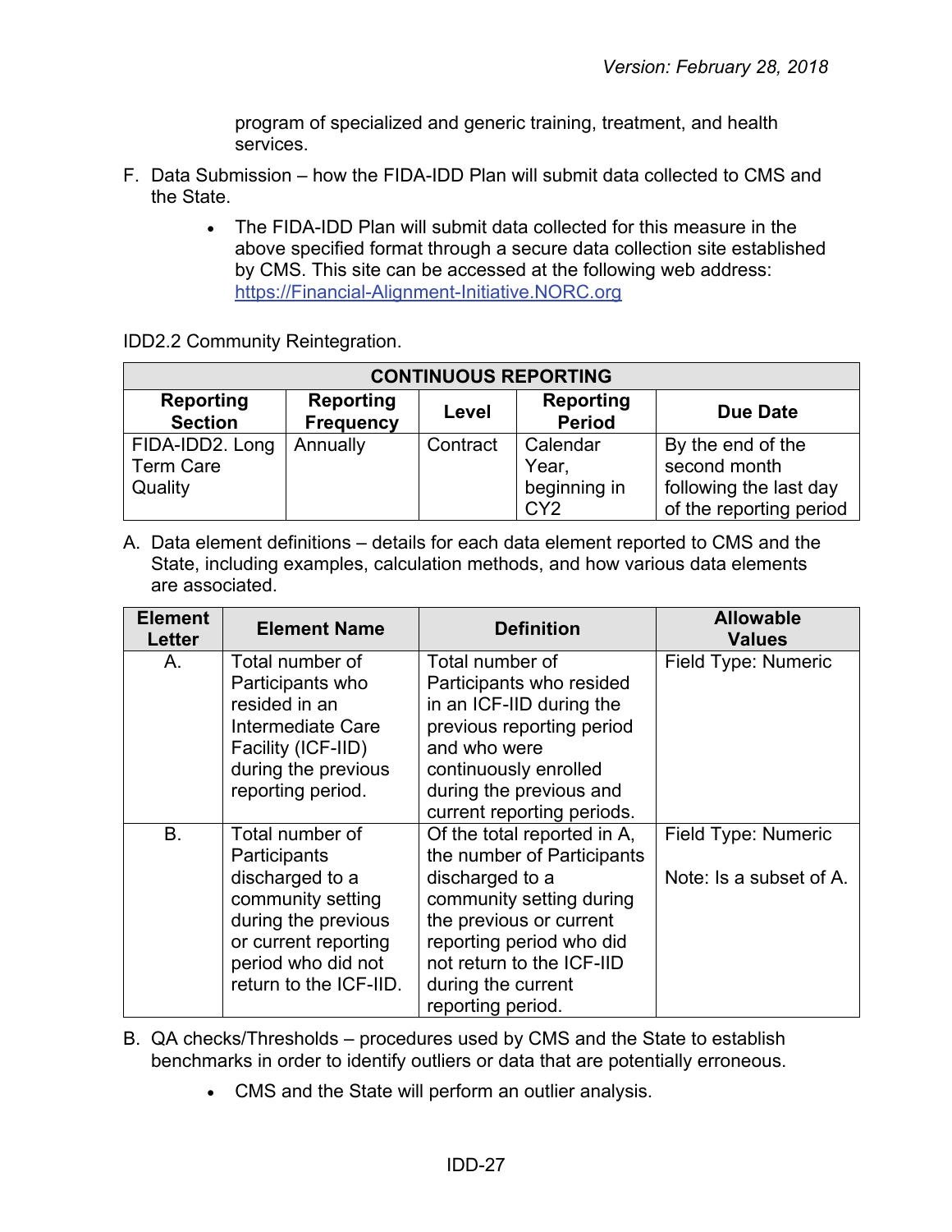program of specialized and generic training, treatment, and health services.

F. Data Submission – how the FIDA-IDD Plan will submit data collected to CMS and the State.

- The FIDA-IDD Plan will submit data collected for this measure in the above specified format through a secure data collection site established by CMS. This site can be accessed at the following web address: [https://Financial-Alignment-Initiative.NORC.org](https://Financial-Alignment-Initiative.NORC.org)

IDD2.2 Community Reintegration.

| **CONTINUOUS REPORTING** | | | | |
|---|---|---|---|---|
| **Reporting Section** | **Reporting Frequency** | **Level** | **Reporting Period** | **Due Date** |
| FIDA-IDD2. Long Term Care Quality | Annually | Contract | Calendar Year, beginning in CY2 | By the end of the second month following the last day of the reporting period |

A. Data element definitions – details for each data element reported to CMS and the State, including examples, calculation methods, and how various data elements are associated.

| Element Letter | Element Name | Definition | Allowable Values |
|---|---|---|---|
| A. | Total number of Participants who resided in an Intermediate Care Facility (ICF-IID) during the previous reporting period. | Total number of Participants who resided in an ICF-IID during the previous reporting period and who were continuously enrolled during the previous and current reporting periods. | Field Type: Numeric |
| B. | Total number of Participants discharged to a community setting during the previous or current reporting period who did not return to the ICF-IID. | Of the total reported in A, the number of Participants discharged to a community setting during the previous or current reporting period who did not return to the ICF-IID during the current reporting period. | Field Type: Numeric<br><br>Note: Is a subset of A. |

B. QA checks/Thresholds – procedures used by CMS and the State to establish benchmarks in order to identify outliers or data that are potentially erroneous.

- CMS and the State will perform an outlier analysis.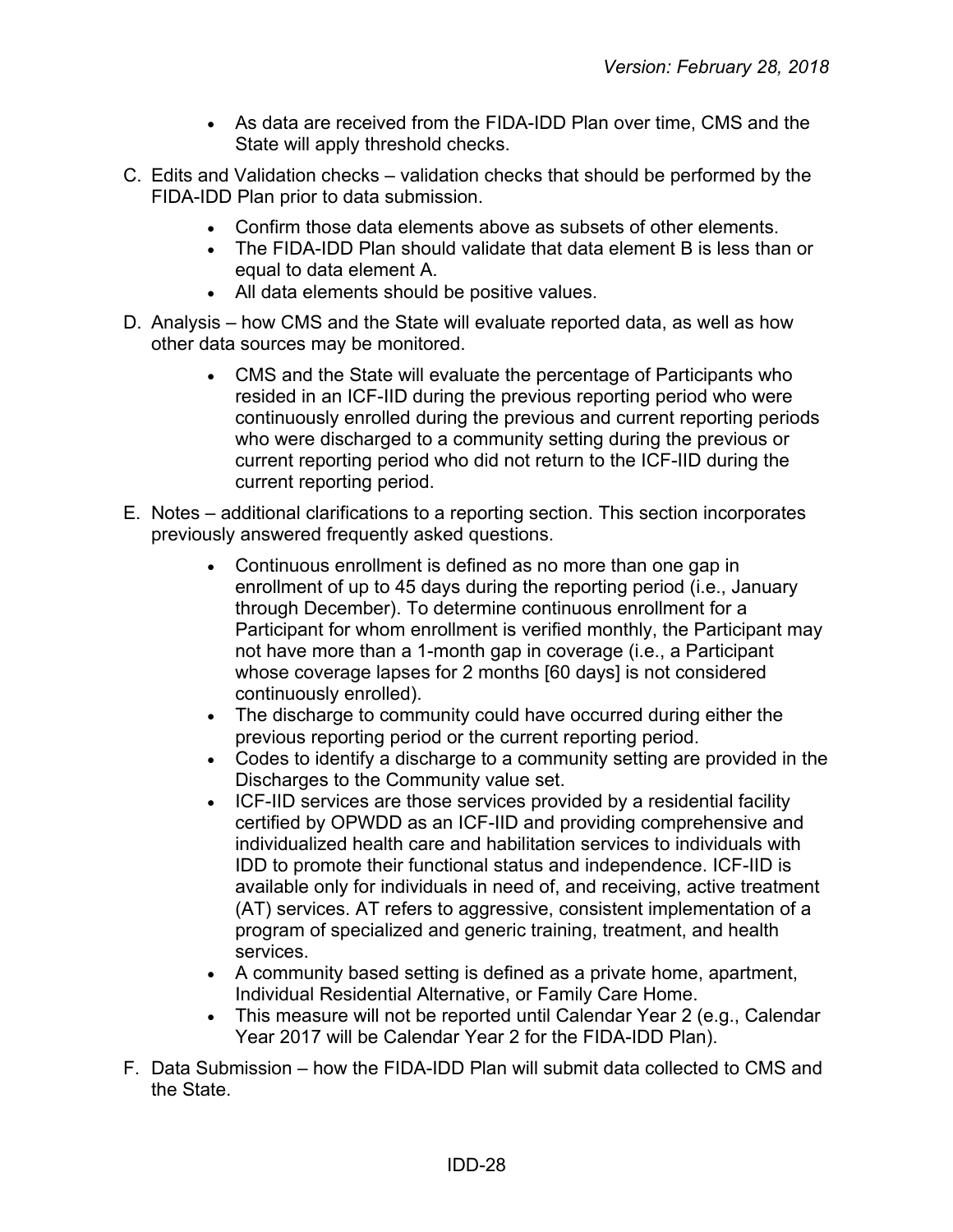- As data are received from the FIDA-IDD Plan over time, CMS and the State will apply threshold checks.

C. Edits and Validation checks – validation checks that should be performed by the FIDA-IDD Plan prior to data submission.

  - Confirm those data elements above as subsets of other elements.
  - The FIDA-IDD Plan should validate that data element B is less than or equal to data element A.
  - All data elements should be positive values.

D. Analysis – how CMS and the State will evaluate reported data, as well as how other data sources may be monitored.

  - CMS and the State will evaluate the percentage of Participants who resided in an ICF-IID during the previous reporting period who were continuously enrolled during the previous and current reporting periods who were discharged to a community setting during the previous or current reporting period who did not return to the ICF-IID during the current reporting period.

E. Notes – additional clarifications to a reporting section. This section incorporates previously answered frequently asked questions.

  - Continuous enrollment is defined as no more than one gap in enrollment of up to 45 days during the reporting period (i.e., January through December). To determine continuous enrollment for a Participant for whom enrollment is verified monthly, the Participant may not have more than a 1-month gap in coverage (i.e., a Participant whose coverage lapses for 2 months [60 days] is not considered continuously enrolled).
  - The discharge to community could have occurred during either the previous reporting period or the current reporting period.
  - Codes to identify a discharge to a community setting are provided in the Discharges to the Community value set.
  - ICF-IID services are those services provided by a residential facility certified by OPWDD as an ICF-IID and providing comprehensive and individualized health care and habilitation services to individuals with IDD to promote their functional status and independence. ICF-IID is available only for individuals in need of, and receiving, active treatment (AT) services. AT refers to aggressive, consistent implementation of a program of specialized and generic training, treatment, and health services.
  - A community based setting is defined as a private home, apartment, Individual Residential Alternative, or Family Care Home.
  - This measure will not be reported until Calendar Year 2 (e.g., Calendar Year 2017 will be Calendar Year 2 for the FIDA-IDD Plan).

F. Data Submission – how the FIDA-IDD Plan will submit data collected to CMS and the State.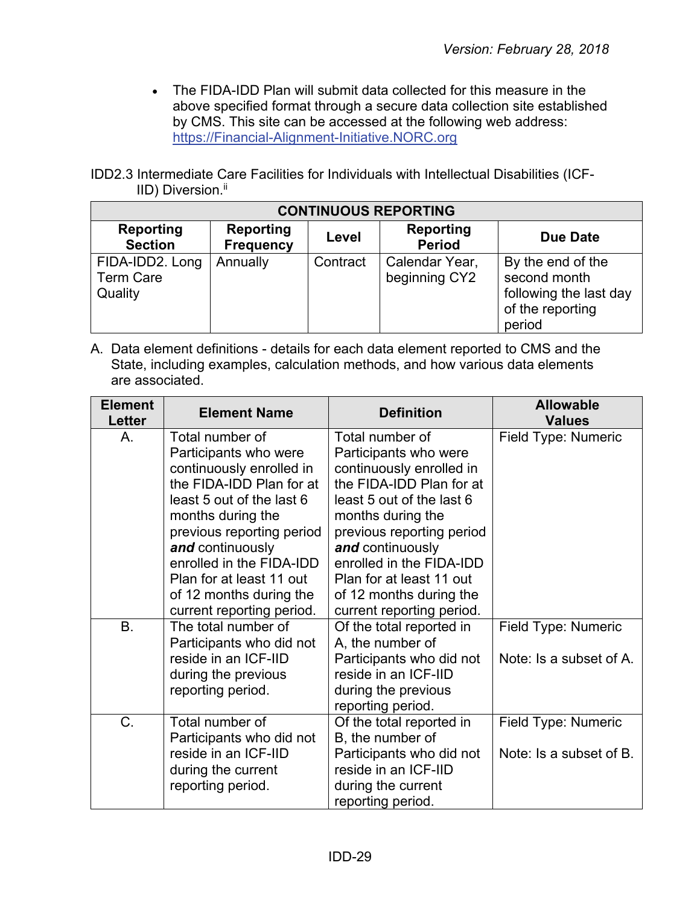- The FIDA-IDD Plan will submit data collected for this measure in the above specified format through a secure data collection site established by CMS. This site can be accessed at the following web address: https://Financial-Alignment-Initiative.NORC.org

IDD2.3 Intermediate Care Facilities for Individuals with Intellectual Disabilities (ICF-IID) Diversion.[ii]

| CONTINUOUS REPORTING | | | | |
|---|---|---|---|---|
| **Reporting Section** | **Reporting Frequency** | **Level** | **Reporting Period** | **Due Date** |
| FIDA-IDD2. Long Term Care Quality | Annually | Contract | Calendar Year, beginning CY2 | By the end of the second month following the last day of the reporting period |

A. Data element definitions - details for each data element reported to CMS and the State, including examples, calculation methods, and how various data elements are associated.

| Element Letter | Element Name | Definition | Allowable Values |
|---|---|---|---|
| A. | Total number of Participants who were continuously enrolled in the FIDA-IDD Plan for at least 5 out of the last 6 months during the previous reporting period ***and*** continuously enrolled in the FIDA-IDD Plan for at least 11 out of 12 months during the current reporting period. | Total number of Participants who were continuously enrolled in the FIDA-IDD Plan for at least 5 out of the last 6 months during the previous reporting period ***and*** continuously enrolled in the FIDA-IDD Plan for at least 11 out of 12 months during the current reporting period. | Field Type: Numeric |
| B. | The total number of Participants who did not reside in an ICF-IID during the previous reporting period. | Of the total reported in A, the number of Participants who did not reside in an ICF-IID during the previous reporting period. | Field Type: Numeric<br><br>Note: Is a subset of A. |
| C. | Total number of Participants who did not reside in an ICF-IID during the current reporting period. | Of the total reported in B, the number of Participants who did not reside in an ICF-IID during the current reporting period. | Field Type: Numeric<br><br>Note: Is a subset of B. |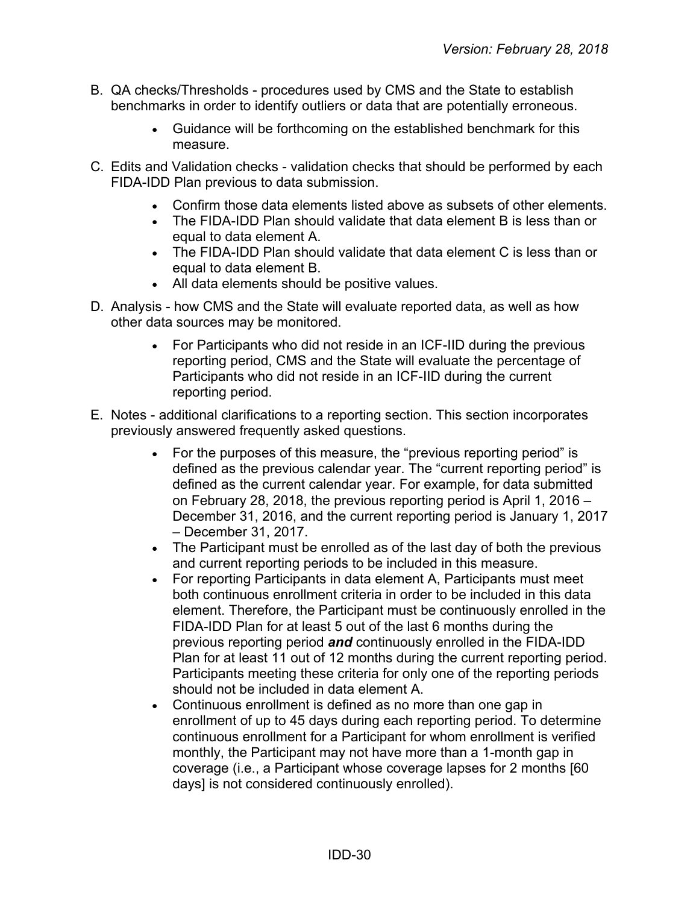B. QA checks/Thresholds - procedures used by CMS and the State to establish benchmarks in order to identify outliers or data that are potentially erroneous.

   - Guidance will be forthcoming on the established benchmark for this measure.

C. Edits and Validation checks - validation checks that should be performed by each FIDA-IDD Plan previous to data submission.

   - Confirm those data elements listed above as subsets of other elements.
   - The FIDA-IDD Plan should validate that data element B is less than or equal to data element A.
   - The FIDA-IDD Plan should validate that data element C is less than or equal to data element B.
   - All data elements should be positive values.

D. Analysis - how CMS and the State will evaluate reported data, as well as how other data sources may be monitored.

   - For Participants who did not reside in an ICF-IID during the previous reporting period, CMS and the State will evaluate the percentage of Participants who did not reside in an ICF-IID during the current reporting period.

E. Notes - additional clarifications to a reporting section. This section incorporates previously answered frequently asked questions.

   - For the purposes of this measure, the “previous reporting period” is defined as the previous calendar year. The “current reporting period” is defined as the current calendar year. For example, for data submitted on February 28, 2018, the previous reporting period is April 1, 2016 – December 31, 2016, and the current reporting period is January 1, 2017 – December 31, 2017.
   - The Participant must be enrolled as of the last day of both the previous and current reporting periods to be included in this measure.
   - For reporting Participants in data element A, Participants must meet both continuous enrollment criteria in order to be included in this data element. Therefore, the Participant must be continuously enrolled in the FIDA-IDD Plan for at least 5 out of the last 6 months during the previous reporting period ***and*** continuously enrolled in the FIDA-IDD Plan for at least 11 out of 12 months during the current reporting period. Participants meeting these criteria for only one of the reporting periods should not be included in data element A.
   - Continuous enrollment is defined as no more than one gap in enrollment of up to 45 days during each reporting period. To determine continuous enrollment for a Participant for whom enrollment is verified monthly, the Participant may not have more than a 1-month gap in coverage (i.e., a Participant whose coverage lapses for 2 months [60 days] is not considered continuously enrolled).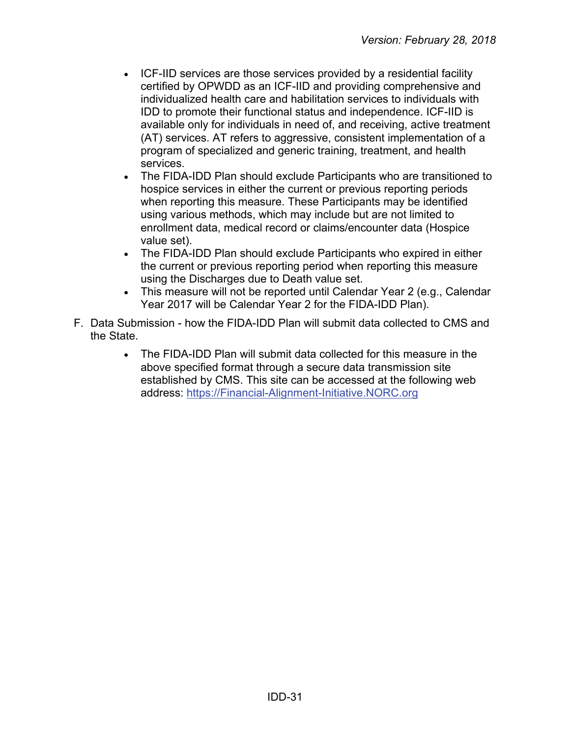- ICF-IID services are those services provided by a residential facility certified by OPWDD as an ICF-IID and providing comprehensive and individualized health care and habilitation services to individuals with IDD to promote their functional status and independence. ICF-IID is available only for individuals in need of, and receiving, active treatment (AT) services. AT refers to aggressive, consistent implementation of a program of specialized and generic training, treatment, and health services.
- The FIDA-IDD Plan should exclude Participants who are transitioned to hospice services in either the current or previous reporting periods when reporting this measure. These Participants may be identified using various methods, which may include but are not limited to enrollment data, medical record or claims/encounter data (Hospice value set).
- The FIDA-IDD Plan should exclude Participants who expired in either the current or previous reporting period when reporting this measure using the Discharges due to Death value set.
- This measure will not be reported until Calendar Year 2 (e.g., Calendar Year 2017 will be Calendar Year 2 for the FIDA-IDD Plan).

F. Data Submission - how the FIDA-IDD Plan will submit data collected to CMS and the State.

- The FIDA-IDD Plan will submit data collected for this measure in the above specified format through a secure data transmission site established by CMS. This site can be accessed at the following web address: [https://Financial-Alignment-Initiative.NORC.org](https://Financial-Alignment-Initiative.NORC.org)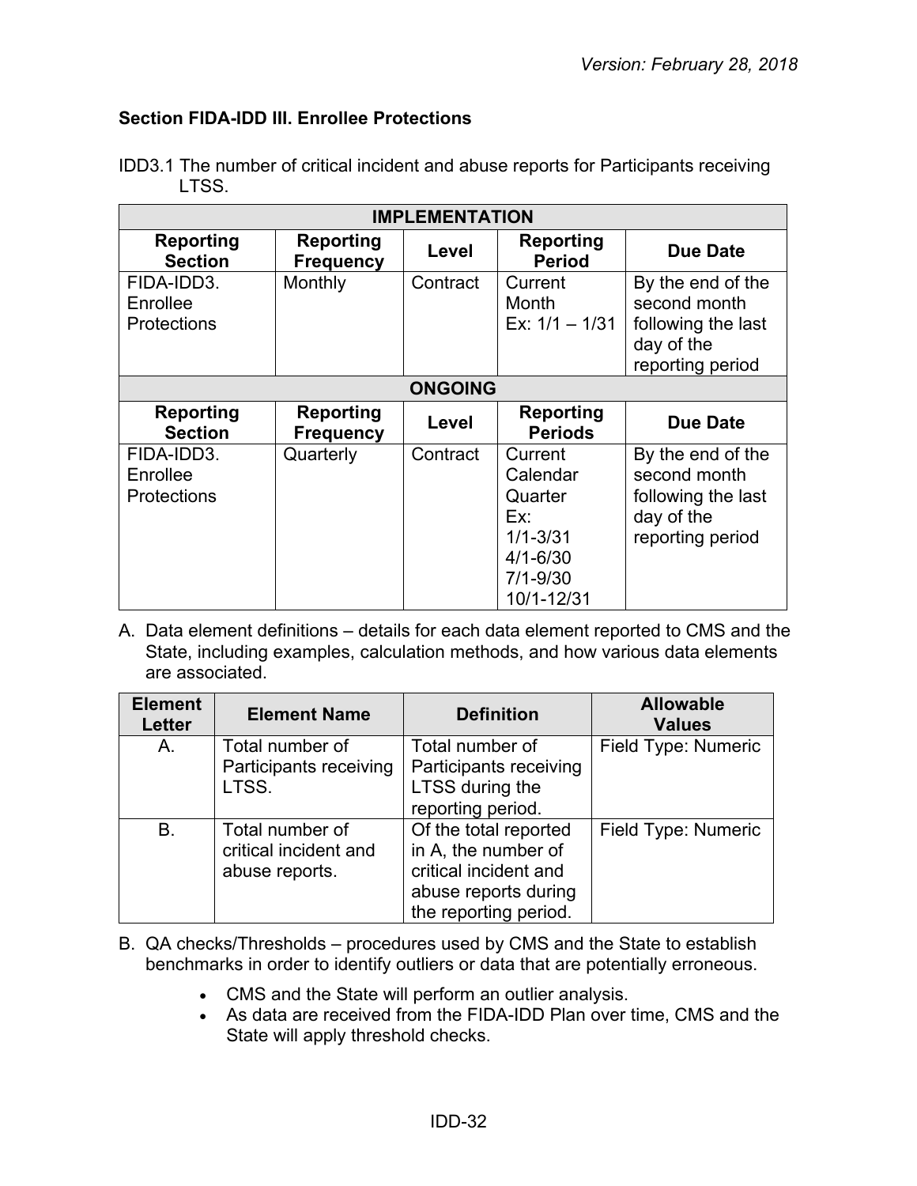### Section FIDA-IDD III. Enrollee Protections

IDD3.1 The number of critical incident and abuse reports for Participants receiving LTSS.

| IMPLEMENTATION | | | | |
|---|---|---|---|---|
| **Reporting Section** | **Reporting Frequency** | **Level** | **Reporting Period** | **Due Date** |
| FIDA-IDD3. Enrollee Protections | Monthly | Contract | Current Month Ex: 1/1 – 1/31 | By the end of the second month following the last day of the reporting period |
| **ONGOING** | | | | |
| **Reporting Section** | **Reporting Frequency** | **Level** | **Reporting Periods** | **Due Date** |
| FIDA-IDD3. Enrollee Protections | Quarterly | Contract | Current Calendar Quarter Ex: 1/1-3/31 4/1-6/30 7/1-9/30 10/1-12/31 | By the end of the second month following the last day of the reporting period |

A. Data element definitions – details for each data element reported to CMS and the State, including examples, calculation methods, and how various data elements are associated.

| Element Letter | Element Name | Definition | Allowable Values |
|---|---|---|---|
| A. | Total number of Participants receiving LTSS. | Total number of Participants receiving LTSS during the reporting period. | Field Type: Numeric |
| B. | Total number of critical incident and abuse reports. | Of the total reported in A, the number of critical incident and abuse reports during the reporting period. | Field Type: Numeric |

B. QA checks/Thresholds – procedures used by CMS and the State to establish benchmarks in order to identify outliers or data that are potentially erroneous.

- CMS and the State will perform an outlier analysis.
- As data are received from the FIDA-IDD Plan over time, CMS and the State will apply threshold checks.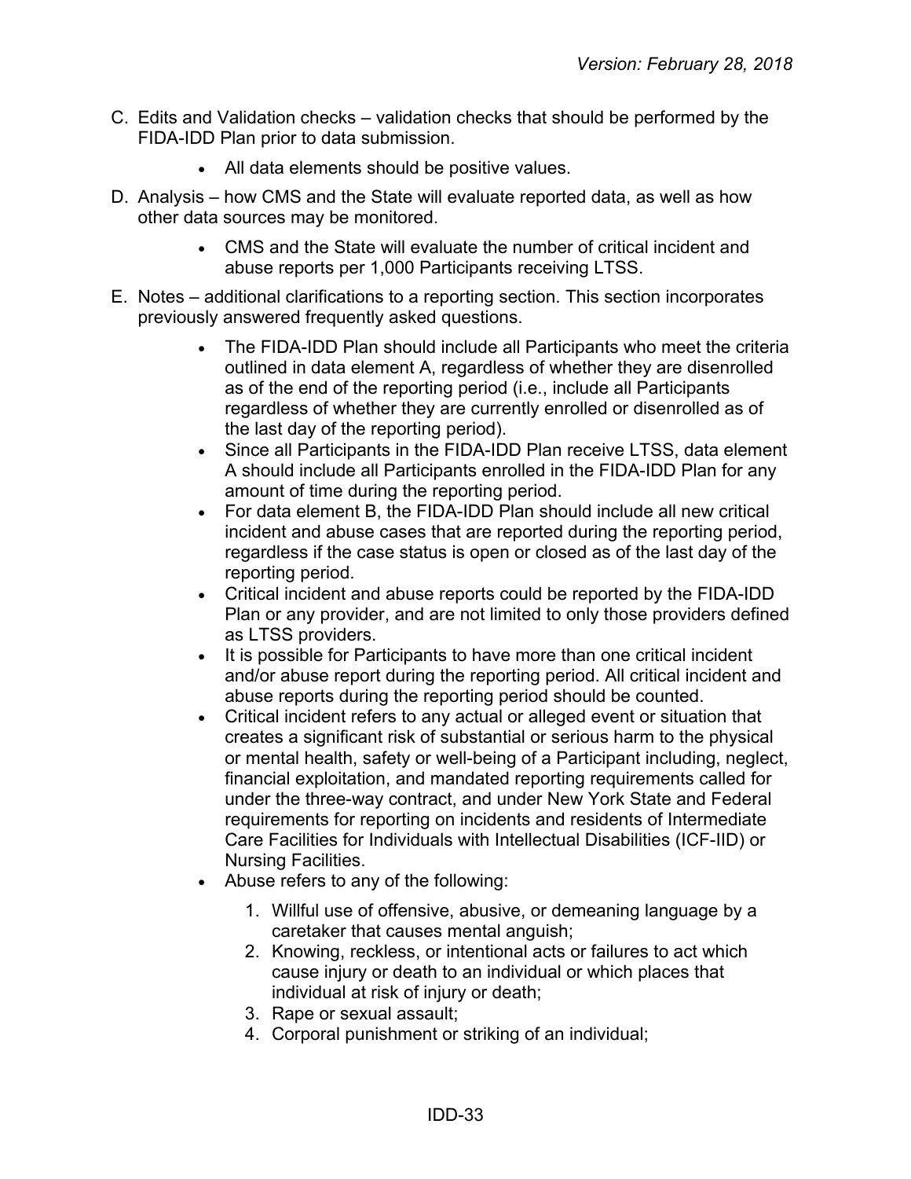C. Edits and Validation checks – validation checks that should be performed by the FIDA-IDD Plan prior to data submission.

   - All data elements should be positive values.

D. Analysis – how CMS and the State will evaluate reported data, as well as how other data sources may be monitored.

   - CMS and the State will evaluate the number of critical incident and abuse reports per 1,000 Participants receiving LTSS.

E. Notes – additional clarifications to a reporting section. This section incorporates previously answered frequently asked questions.

   - The FIDA-IDD Plan should include all Participants who meet the criteria outlined in data element A, regardless of whether they are disenrolled as of the end of the reporting period (i.e., include all Participants regardless of whether they are currently enrolled or disenrolled as of the last day of the reporting period).
   - Since all Participants in the FIDA-IDD Plan receive LTSS, data element A should include all Participants enrolled in the FIDA-IDD Plan for any amount of time during the reporting period.
   - For data element B, the FIDA-IDD Plan should include all new critical incident and abuse cases that are reported during the reporting period, regardless if the case status is open or closed as of the last day of the reporting period.
   - Critical incident and abuse reports could be reported by the FIDA-IDD Plan or any provider, and are not limited to only those providers defined as LTSS providers.
   - It is possible for Participants to have more than one critical incident and/or abuse report during the reporting period. All critical incident and abuse reports during the reporting period should be counted.
   - Critical incident refers to any actual or alleged event or situation that creates a significant risk of substantial or serious harm to the physical or mental health, safety or well-being of a Participant including, neglect, financial exploitation, and mandated reporting requirements called for under the three-way contract, and under New York State and Federal requirements for reporting on incidents and residents of Intermediate Care Facilities for Individuals with Intellectual Disabilities (ICF-IID) or Nursing Facilities.
   - Abuse refers to any of the following:
     1. Willful use of offensive, abusive, or demeaning language by a caretaker that causes mental anguish;
     2. Knowing, reckless, or intentional acts or failures to act which cause injury or death to an individual or which places that individual at risk of injury or death;
     3. Rape or sexual assault;
     4. Corporal punishment or striking of an individual;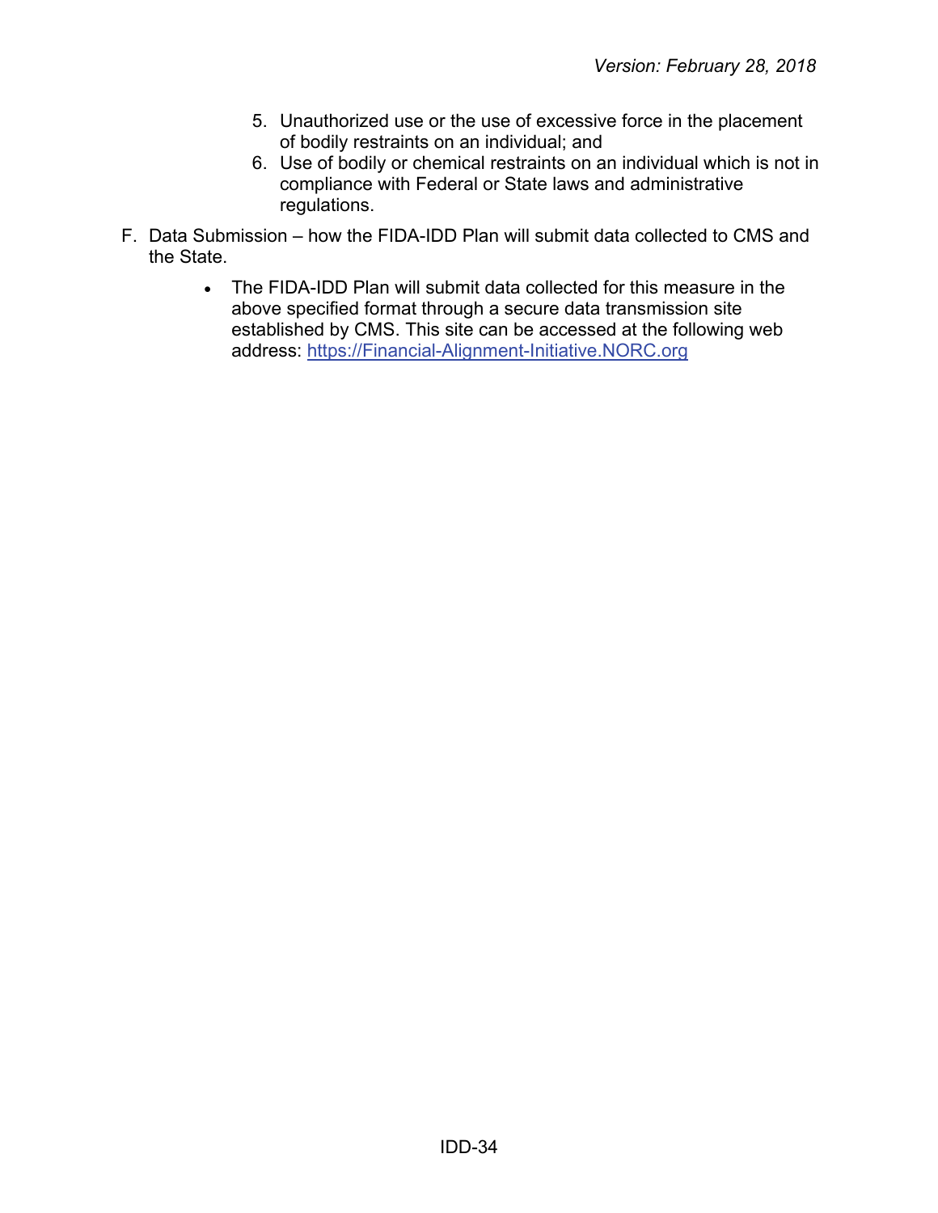5. Unauthorized use or the use of excessive force in the placement of bodily restraints on an individual; and
6. Use of bodily or chemical restraints on an individual which is not in compliance with Federal or State laws and administrative regulations.

F. Data Submission – how the FIDA-IDD Plan will submit data collected to CMS and the State.

- The FIDA-IDD Plan will submit data collected for this measure in the above specified format through a secure data transmission site established by CMS. This site can be accessed at the following web address: [https://Financial-Alignment-Initiative.NORC.org](https://Financial-Alignment-Initiative.NORC.org)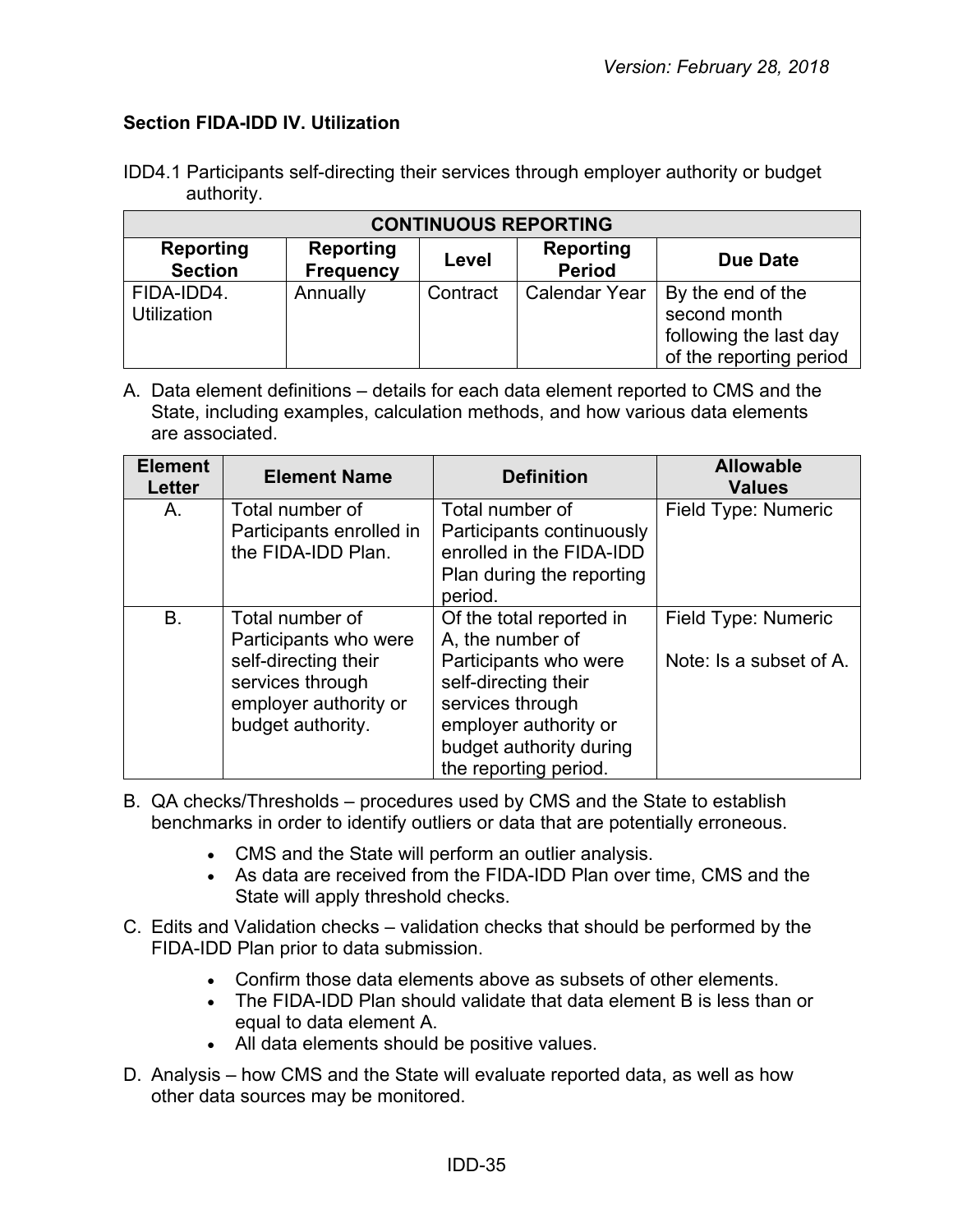### Section FIDA-IDD IV. Utilization

IDD4.1 Participants self-directing their services through employer authority or budget authority.

| CONTINUOUS REPORTING | | | | |
|---|---|---|---|---|
| **Reporting Section** | **Reporting Frequency** | **Level** | **Reporting Period** | **Due Date** |
| FIDA-IDD4. Utilization | Annually | Contract | Calendar Year | By the end of the second month following the last day of the reporting period |

A. Data element definitions – details for each data element reported to CMS and the State, including examples, calculation methods, and how various data elements are associated.

| Element Letter | Element Name | Definition | Allowable Values |
|---|---|---|---|
| A. | Total number of Participants enrolled in the FIDA-IDD Plan. | Total number of Participants continuously enrolled in the FIDA-IDD Plan during the reporting period. | Field Type: Numeric |
| B. | Total number of Participants who were self-directing their services through employer authority or budget authority. | Of the total reported in A, the number of Participants who were self-directing their services through employer authority or budget authority during the reporting period. | Field Type: Numeric<br><br>Note: Is a subset of A. |

B. QA checks/Thresholds – procedures used by CMS and the State to establish benchmarks in order to identify outliers or data that are potentially erroneous.

- CMS and the State will perform an outlier analysis.
- As data are received from the FIDA-IDD Plan over time, CMS and the State will apply threshold checks.

C. Edits and Validation checks – validation checks that should be performed by the FIDA-IDD Plan prior to data submission.

- Confirm those data elements above as subsets of other elements.
- The FIDA-IDD Plan should validate that data element B is less than or equal to data element A.
- All data elements should be positive values.

D. Analysis – how CMS and the State will evaluate reported data, as well as how other data sources may be monitored.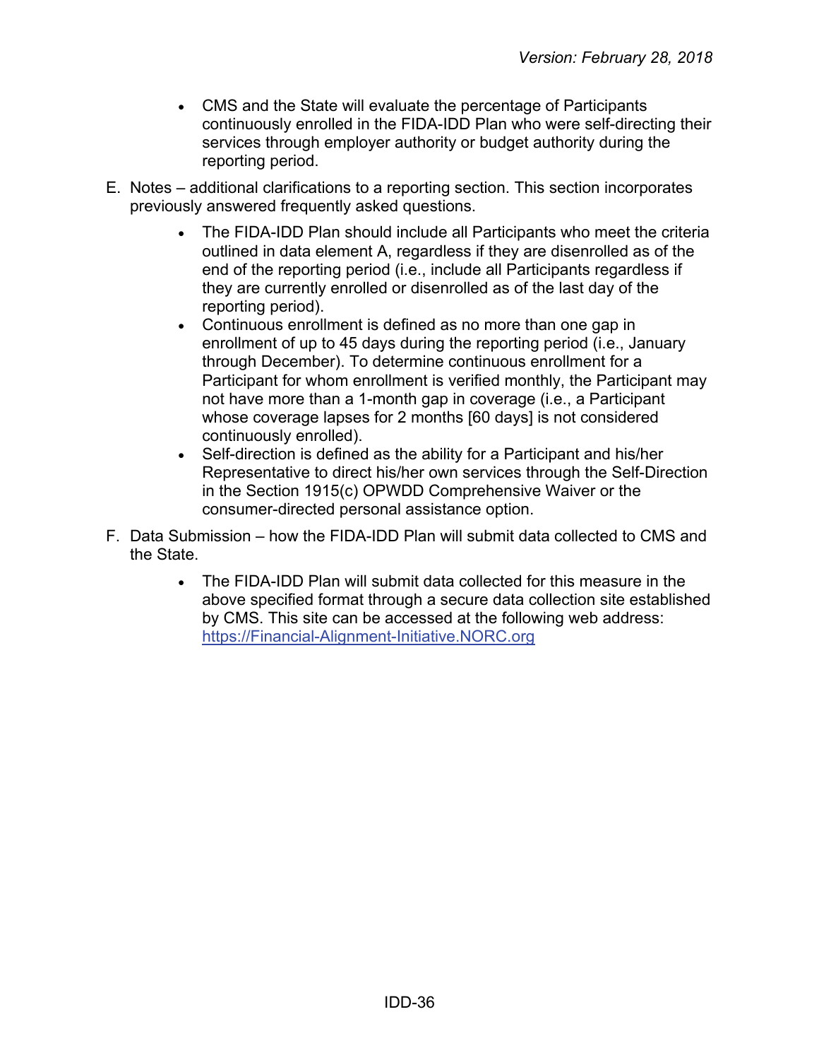- CMS and the State will evaluate the percentage of Participants continuously enrolled in the FIDA-IDD Plan who were self-directing their services through employer authority or budget authority during the reporting period.

E. Notes – additional clarifications to a reporting section. This section incorporates previously answered frequently asked questions.

- The FIDA-IDD Plan should include all Participants who meet the criteria outlined in data element A, regardless if they are disenrolled as of the end of the reporting period (i.e., include all Participants regardless if they are currently enrolled or disenrolled as of the last day of the reporting period).
- Continuous enrollment is defined as no more than one gap in enrollment of up to 45 days during the reporting period (i.e., January through December). To determine continuous enrollment for a Participant for whom enrollment is verified monthly, the Participant may not have more than a 1-month gap in coverage (i.e., a Participant whose coverage lapses for 2 months [60 days] is not considered continuously enrolled).
- Self-direction is defined as the ability for a Participant and his/her Representative to direct his/her own services through the Self-Direction in the Section 1915(c) OPWDD Comprehensive Waiver or the consumer-directed personal assistance option.

F. Data Submission – how the FIDA-IDD Plan will submit data collected to CMS and the State.

- The FIDA-IDD Plan will submit data collected for this measure in the above specified format through a secure data collection site established by CMS. This site can be accessed at the following web address: [https://Financial-Alignment-Initiative.NORC.org](https://Financial-Alignment-Initiative.NORC.org)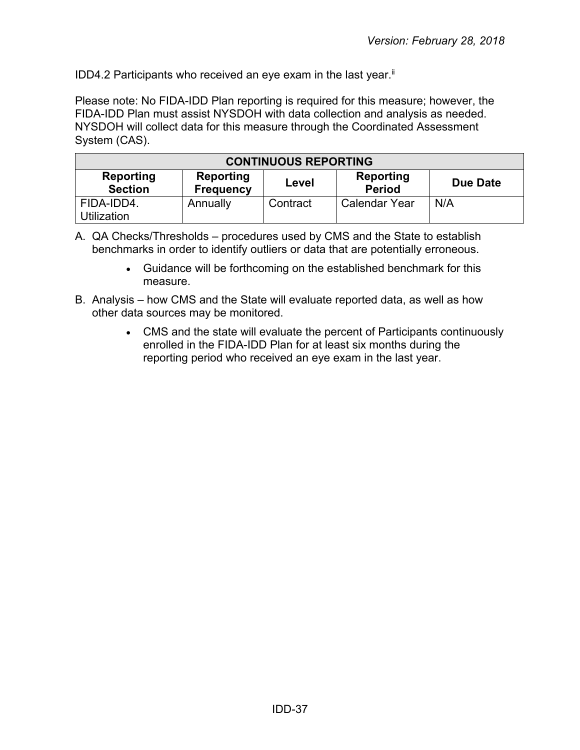IDD4.2 Participants who received an eye exam in the last year.[ii]

Please note: No FIDA-IDD Plan reporting is required for this measure; however, the FIDA-IDD Plan must assist NYSDOH with data collection and analysis as needed. NYSDOH will collect data for this measure through the Coordinated Assessment System (CAS).

| CONTINUOUS REPORTING | | | | |
|---|---|---|---|---|
| **Reporting Section** | **Reporting Frequency** | **Level** | **Reporting Period** | **Due Date** |
| FIDA-IDD4. Utilization | Annually | Contract | Calendar Year | N/A |

A. QA Checks/Thresholds – procedures used by CMS and the State to establish benchmarks in order to identify outliers or data that are potentially erroneous.
   - Guidance will be forthcoming on the established benchmark for this measure.

B. Analysis – how CMS and the State will evaluate reported data, as well as how other data sources may be monitored.
   - CMS and the state will evaluate the percent of Participants continuously enrolled in the FIDA-IDD Plan for at least six months during the reporting period who received an eye exam in the last year.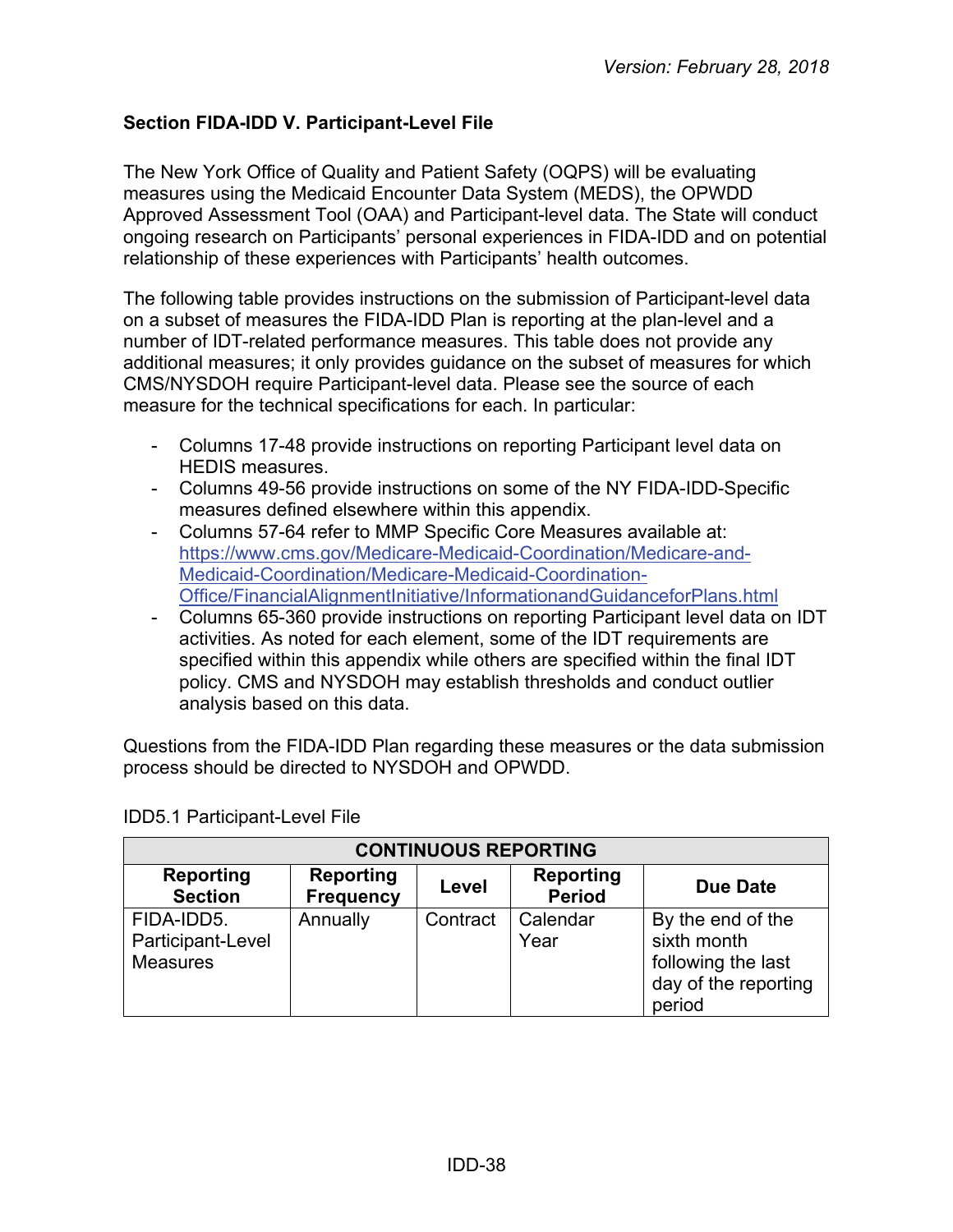## Section FIDA-IDD V. Participant-Level File

The New York Office of Quality and Patient Safety (OQPS) will be evaluating measures using the Medicaid Encounter Data System (MEDS), the OPWDD Approved Assessment Tool (OAA) and Participant-level data. The State will conduct ongoing research on Participants' personal experiences in FIDA-IDD and on potential relationship of these experiences with Participants' health outcomes.

The following table provides instructions on the submission of Participant-level data on a subset of measures the FIDA-IDD Plan is reporting at the plan-level and a number of IDT-related performance measures. This table does not provide any additional measures; it only provides guidance on the subset of measures for which CMS/NYSDOH require Participant-level data. Please see the source of each measure for the technical specifications for each. In particular:

- Columns 17-48 provide instructions on reporting Participant level data on HEDIS measures.
- Columns 49-56 provide instructions on some of the NY FIDA-IDD-Specific measures defined elsewhere within this appendix.
- Columns 57-64 refer to MMP Specific Core Measures available at: https://www.cms.gov/Medicare-Medicaid-Coordination/Medicare-and-Medicaid-Coordination/Medicare-Medicaid-Coordination-Office/FinancialAlignmentInitiative/InformationandGuidanceforPlans.html
- Columns 65-360 provide instructions on reporting Participant level data on IDT activities. As noted for each element, some of the IDT requirements are specified within this appendix while others are specified within the final IDT policy. CMS and NYSDOH may establish thresholds and conduct outlier analysis based on this data.

Questions from the FIDA-IDD Plan regarding these measures or the data submission process should be directed to NYSDOH and OPWDD.

IDD5.1 Participant-Level File

| CONTINUOUS REPORTING | | | | |
|---|---|---|---|---|
| **Reporting Section** | **Reporting Frequency** | **Level** | **Reporting Period** | **Due Date** |
| FIDA-IDD5. Participant-Level Measures | Annually | Contract | Calendar Year | By the end of the sixth month following the last day of the reporting period |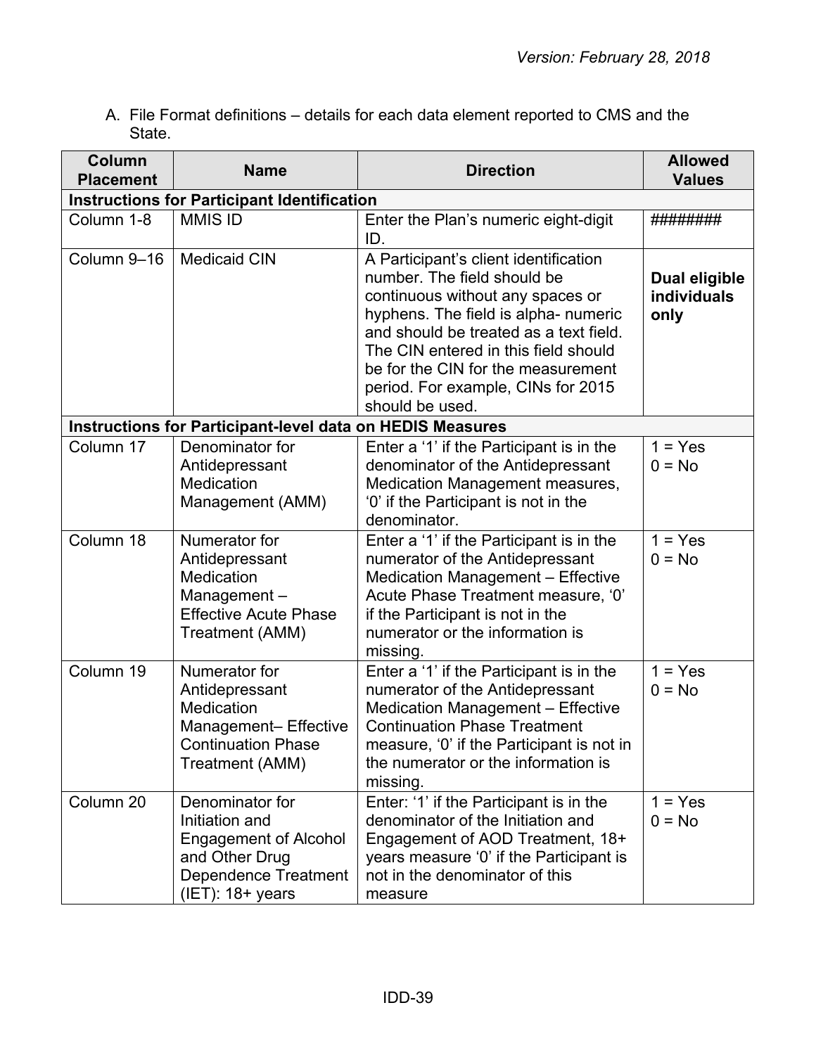A. File Format definitions – details for each data element reported to CMS and the State.

| Column Placement | Name | Direction | Allowed Values |
|---|---|---|---|
| **Instructions for Participant Identification** | | | |
| Column 1-8 | MMIS ID | Enter the Plan's numeric eight-digit ID. | ######## |
| Column 9–16 | Medicaid CIN | A Participant's client identification number. The field should be continuous without any spaces or hyphens. The field is alpha- numeric and should be treated as a text field. The CIN entered in this field should be for the CIN for the measurement period. For example, CINs for 2015 should be used. | **Dual eligible individuals only** |
| **Instructions for Participant-level data on HEDIS Measures** | | | |
| Column 17 | Denominator for Antidepressant Medication Management (AMM) | Enter a '1' if the Participant is in the denominator of the Antidepressant Medication Management measures, '0' if the Participant is not in the denominator. | 1 = Yes<br>0 = No |
| Column 18 | Numerator for Antidepressant Medication Management – Effective Acute Phase Treatment (AMM) | Enter a '1' if the Participant is in the numerator of the Antidepressant Medication Management – Effective Acute Phase Treatment measure, '0' if the Participant is not in the numerator or the information is missing. | 1 = Yes<br>0 = No |
| Column 19 | Numerator for Antidepressant Medication Management– Effective Continuation Phase Treatment (AMM) | Enter a '1' if the Participant is in the numerator of the Antidepressant Medication Management – Effective Continuation Phase Treatment measure, '0' if the Participant is not in the numerator or the information is missing. | 1 = Yes<br>0 = No |
| Column 20 | Denominator for Initiation and Engagement of Alcohol and Other Drug Dependence Treatment (IET): 18+ years | Enter: '1' if the Participant is in the denominator of the Initiation and Engagement of AOD Treatment, 18+ years measure '0' if the Participant is not in the denominator of this measure | 1 = Yes<br>0 = No |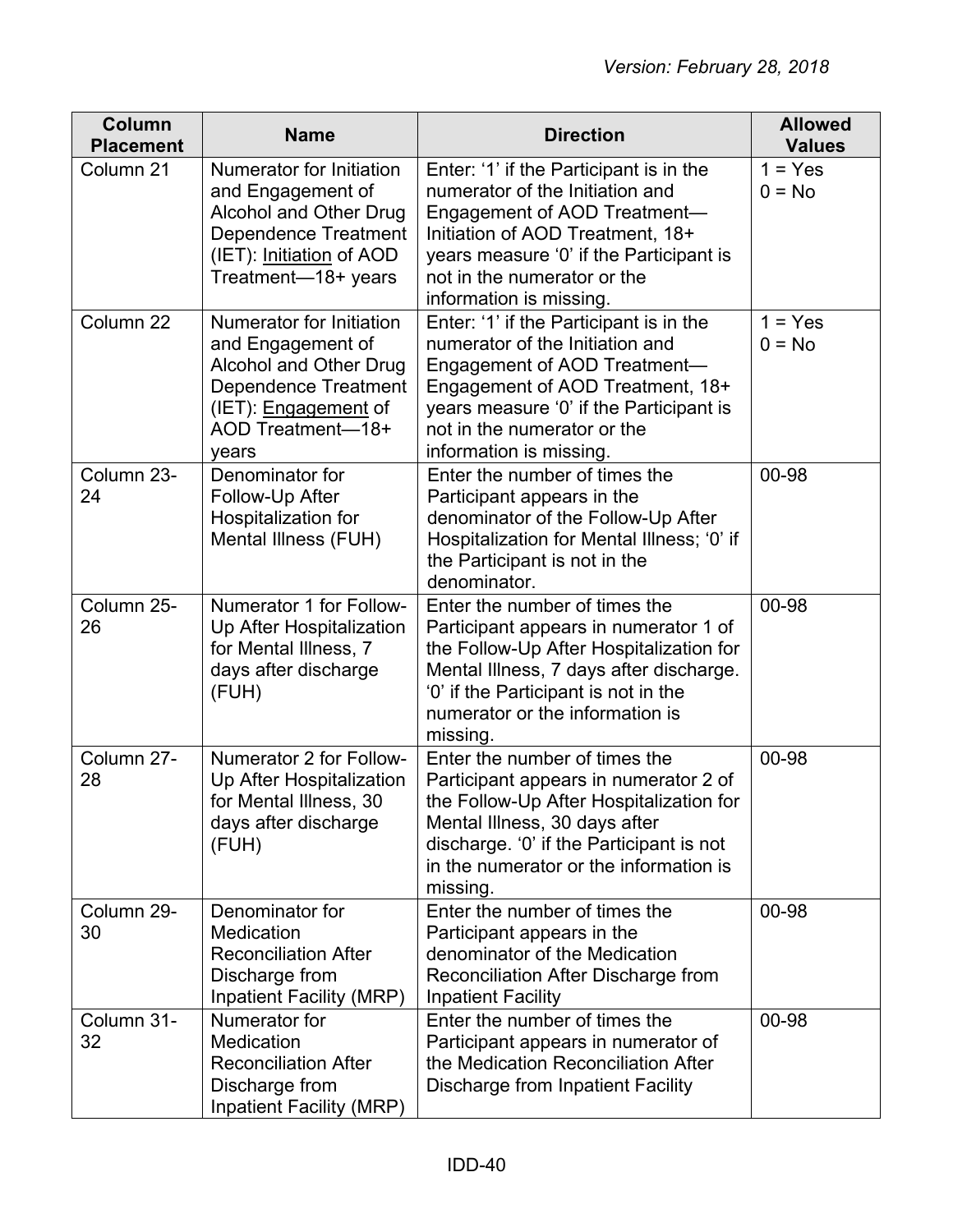*Version: February 28, 2018*

| Column Placement | Name | Direction | Allowed Values |
|---|---|---|---|
| Column 21 | Numerator for Initiation and Engagement of Alcohol and Other Drug Dependence Treatment (IET): <u>Initiation</u> of AOD Treatment—18+ years | Enter: '1' if the Participant is in the numerator of the Initiation and Engagement of AOD Treatment—Initiation of AOD Treatment, 18+ years measure '0' if the Participant is not in the numerator or the information is missing. | 1 = Yes<br>0 = No |
| Column 22 | Numerator for Initiation and Engagement of Alcohol and Other Drug Dependence Treatment (IET): <u>Engagement</u> of AOD Treatment—18+ years | Enter: '1' if the Participant is in the numerator of the Initiation and Engagement of AOD Treatment—Engagement of AOD Treatment, 18+ years measure '0' if the Participant is not in the numerator or the information is missing. | 1 = Yes<br>0 = No |
| Column 23-24 | Denominator for Follow-Up After Hospitalization for Mental Illness (FUH) | Enter the number of times the Participant appears in the denominator of the Follow-Up After Hospitalization for Mental Illness; '0' if the Participant is not in the denominator. | 00-98 |
| Column 25-26 | Numerator 1 for Follow-Up After Hospitalization for Mental Illness, 7 days after discharge (FUH) | Enter the number of times the Participant appears in numerator 1 of the Follow-Up After Hospitalization for Mental Illness, 7 days after discharge. '0' if the Participant is not in the numerator or the information is missing. | 00-98 |
| Column 27-28 | Numerator 2 for Follow-Up After Hospitalization for Mental Illness, 30 days after discharge (FUH) | Enter the number of times the Participant appears in numerator 2 of the Follow-Up After Hospitalization for Mental Illness, 30 days after discharge. '0' if the Participant is not in the numerator or the information is missing. | 00-98 |
| Column 29-30 | Denominator for Medication Reconciliation After Discharge from Inpatient Facility (MRP) | Enter the number of times the Participant appears in the denominator of the Medication Reconciliation After Discharge from Inpatient Facility | 00-98 |
| Column 31-32 | Numerator for Medication Reconciliation After Discharge from Inpatient Facility (MRP) | Enter the number of times the Participant appears in numerator of the Medication Reconciliation After Discharge from Inpatient Facility | 00-98 |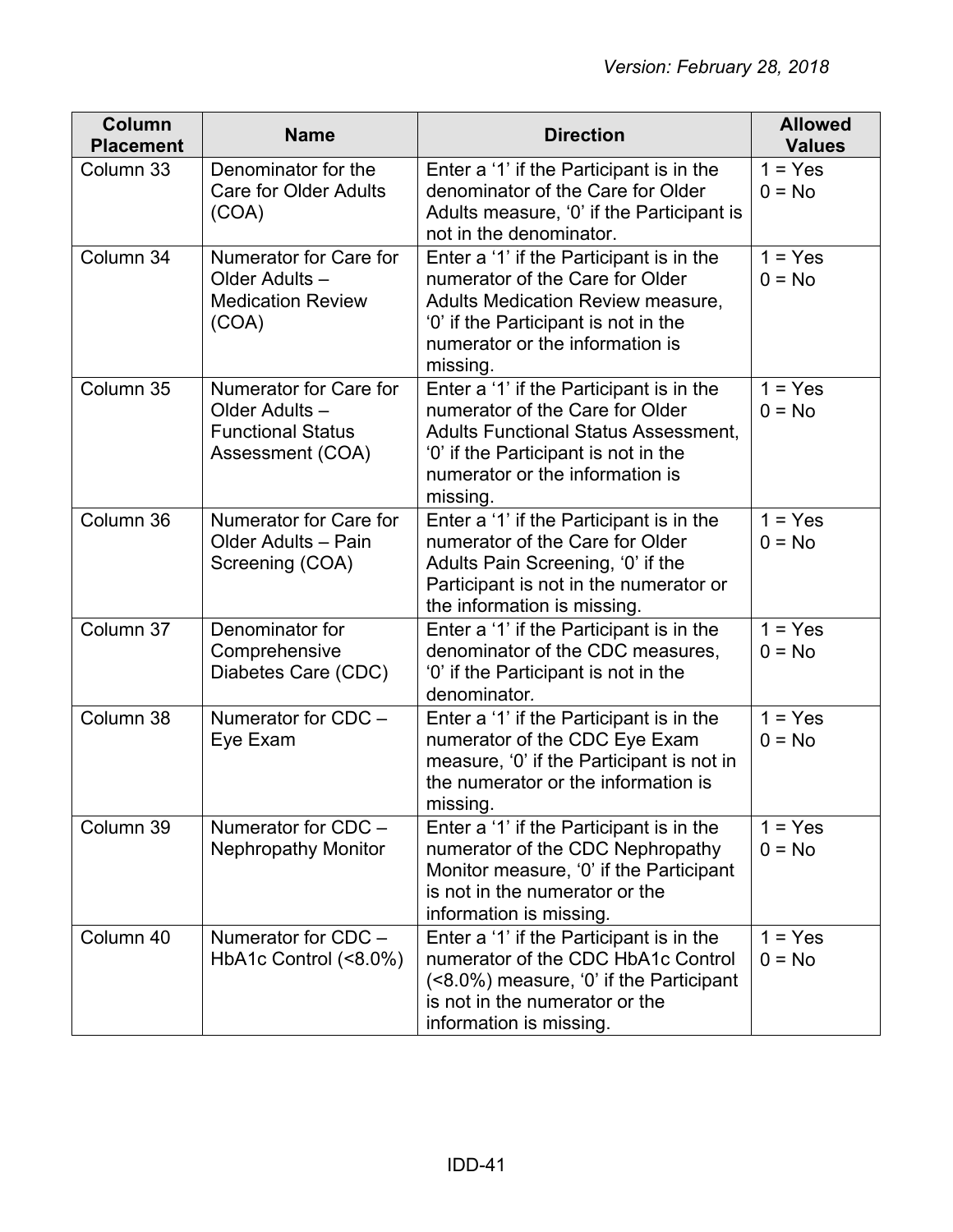| Column Placement | Name | Direction | Allowed Values |
| --- | --- | --- | --- |
| Column 33 | Denominator for the Care for Older Adults (COA) | Enter a '1' if the Participant is in the denominator of the Care for Older Adults measure, '0' if the Participant is not in the denominator. | 1 = Yes<br>0 = No |
| Column 34 | Numerator for Care for Older Adults – Medication Review (COA) | Enter a '1' if the Participant is in the numerator of the Care for Older Adults Medication Review measure, '0' if the Participant is not in the numerator or the information is missing. | 1 = Yes<br>0 = No |
| Column 35 | Numerator for Care for Older Adults – Functional Status Assessment (COA) | Enter a '1' if the Participant is in the numerator of the Care for Older Adults Functional Status Assessment, '0' if the Participant is not in the numerator or the information is missing. | 1 = Yes<br>0 = No |
| Column 36 | Numerator for Care for Older Adults – Pain Screening (COA) | Enter a '1' if the Participant is in the numerator of the Care for Older Adults Pain Screening, '0' if the Participant is not in the numerator or the information is missing. | 1 = Yes<br>0 = No |
| Column 37 | Denominator for Comprehensive Diabetes Care (CDC) | Enter a '1' if the Participant is in the denominator of the CDC measures, '0' if the Participant is not in the denominator. | 1 = Yes<br>0 = No |
| Column 38 | Numerator for CDC – Eye Exam | Enter a '1' if the Participant is in the numerator of the CDC Eye Exam measure, '0' if the Participant is not in the numerator or the information is missing. | 1 = Yes<br>0 = No |
| Column 39 | Numerator for CDC – Nephropathy Monitor | Enter a '1' if the Participant is in the numerator of the CDC Nephropathy Monitor measure, '0' if the Participant is not in the numerator or the information is missing. | 1 = Yes<br>0 = No |
| Column 40 | Numerator for CDC – HbA1c Control (<8.0%) | Enter a '1' if the Participant is in the numerator of the CDC HbA1c Control (<8.0%) measure, '0' if the Participant is not in the numerator or the information is missing. | 1 = Yes<br>0 = No |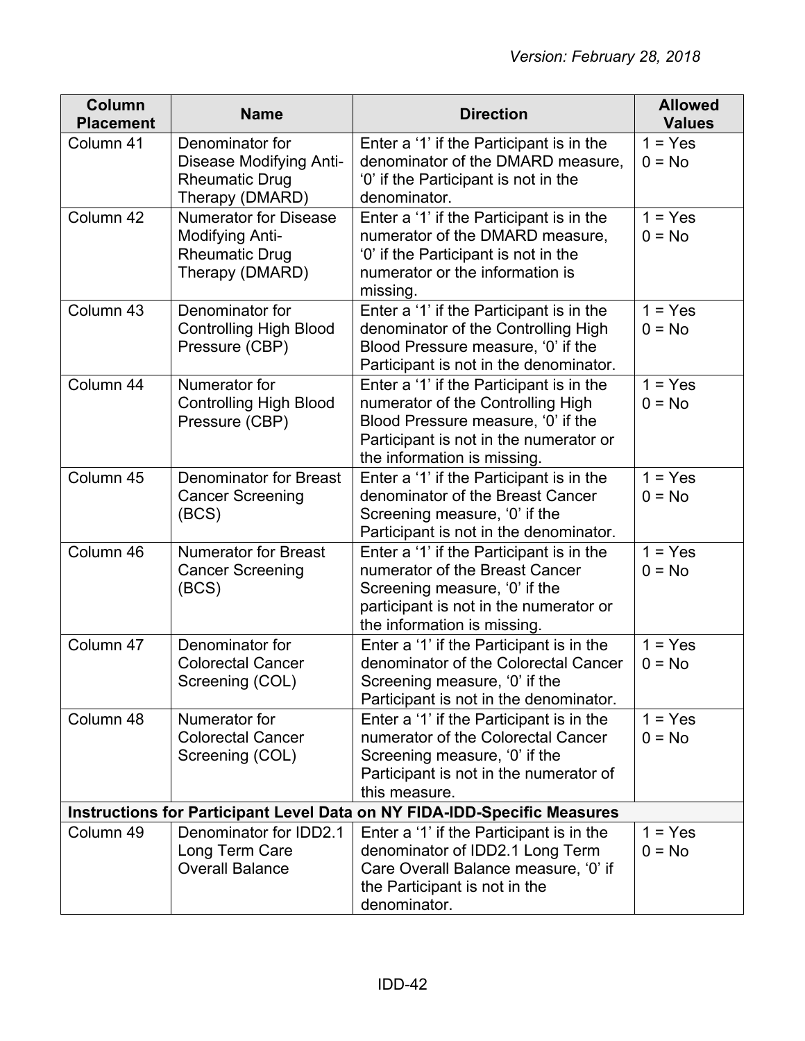Version: February 28, 2018

| Column Placement | Name | Direction | Allowed Values |
|---|---|---|---|
| Column 41 | Denominator for Disease Modifying Anti-Rheumatic Drug Therapy (DMARD) | Enter a '1' if the Participant is in the denominator of the DMARD measure, '0' if the Participant is not in the denominator. | 1 = Yes<br>0 = No |
| Column 42 | Numerator for Disease Modifying Anti-Rheumatic Drug Therapy (DMARD) | Enter a '1' if the Participant is in the numerator of the DMARD measure, '0' if the Participant is not in the numerator or the information is missing. | 1 = Yes<br>0 = No |
| Column 43 | Denominator for Controlling High Blood Pressure (CBP) | Enter a '1' if the Participant is in the denominator of the Controlling High Blood Pressure measure, '0' if the Participant is not in the denominator. | 1 = Yes<br>0 = No |
| Column 44 | Numerator for Controlling High Blood Pressure (CBP) | Enter a '1' if the Participant is in the numerator of the Controlling High Blood Pressure measure, '0' if the Participant is not in the numerator or the information is missing. | 1 = Yes<br>0 = No |
| Column 45 | Denominator for Breast Cancer Screening (BCS) | Enter a '1' if the Participant is in the denominator of the Breast Cancer Screening measure, '0' if the Participant is not in the denominator. | 1 = Yes<br>0 = No |
| Column 46 | Numerator for Breast Cancer Screening (BCS) | Enter a '1' if the Participant is in the numerator of the Breast Cancer Screening measure, '0' if the participant is not in the numerator or the information is missing. | 1 = Yes<br>0 = No |
| Column 47 | Denominator for Colorectal Cancer Screening (COL) | Enter a '1' if the Participant is in the denominator of the Colorectal Cancer Screening measure, '0' if the Participant is not in the denominator. | 1 = Yes<br>0 = No |
| Column 48 | Numerator for Colorectal Cancer Screening (COL) | Enter a '1' if the Participant is in the numerator of the Colorectal Cancer Screening measure, '0' if the Participant is not in the numerator of this measure. | 1 = Yes<br>0 = No |
| **Instructions for Participant Level Data on NY FIDA-IDD-Specific Measures** | | | |
| Column 49 | Denominator for IDD2.1 Long Term Care Overall Balance | Enter a '1' if the Participant is in the denominator of IDD2.1 Long Term Care Overall Balance measure, '0' if the Participant is not in the denominator. | 1 = Yes<br>0 = No |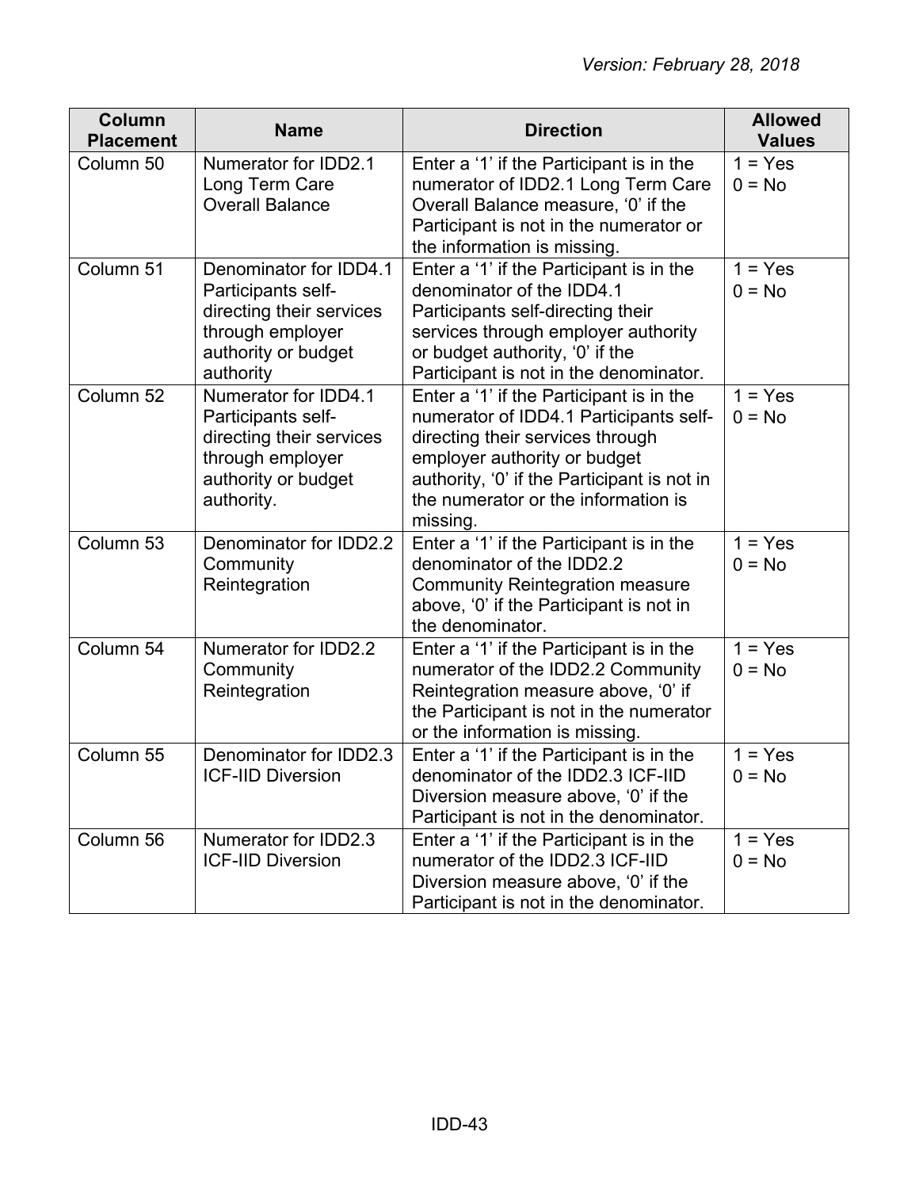| Column Placement | Name | Direction | Allowed Values |
|---|---|---|---|
| Column 50 | Numerator for IDD2.1 Long Term Care Overall Balance | Enter a '1' if the Participant is in the numerator of IDD2.1 Long Term Care Overall Balance measure, '0' if the Participant is not in the numerator or the information is missing. | 1 = Yes<br>0 = No |
| Column 51 | Denominator for IDD4.1 Participants self-directing their services through employer authority or budget authority | Enter a '1' if the Participant is in the denominator of the IDD4.1 Participants self-directing their services through employer authority or budget authority, '0' if the Participant is not in the denominator. | 1 = Yes<br>0 = No |
| Column 52 | Numerator for IDD4.1 Participants self-directing their services through employer authority or budget authority. | Enter a '1' if the Participant is in the numerator of IDD4.1 Participants self-directing their services through employer authority or budget authority, '0' if the Participant is not in the numerator or the information is missing. | 1 = Yes<br>0 = No |
| Column 53 | Denominator for IDD2.2 Community Reintegration | Enter a '1' if the Participant is in the denominator of the IDD2.2 Community Reintegration measure above, '0' if the Participant is not in the denominator. | 1 = Yes<br>0 = No |
| Column 54 | Numerator for IDD2.2 Community Reintegration | Enter a '1' if the Participant is in the numerator of the IDD2.2 Community Reintegration measure above, '0' if the Participant is not in the numerator or the information is missing. | 1 = Yes<br>0 = No |
| Column 55 | Denominator for IDD2.3 ICF-IID Diversion | Enter a '1' if the Participant is in the denominator of the IDD2.3 ICF-IID Diversion measure above, '0' if the Participant is not in the denominator. | 1 = Yes<br>0 = No |
| Column 56 | Numerator for IDD2.3 ICF-IID Diversion | Enter a '1' if the Participant is in the numerator of the IDD2.3 ICF-IID Diversion measure above, '0' if the Participant is not in the denominator. | 1 = Yes<br>0 = No |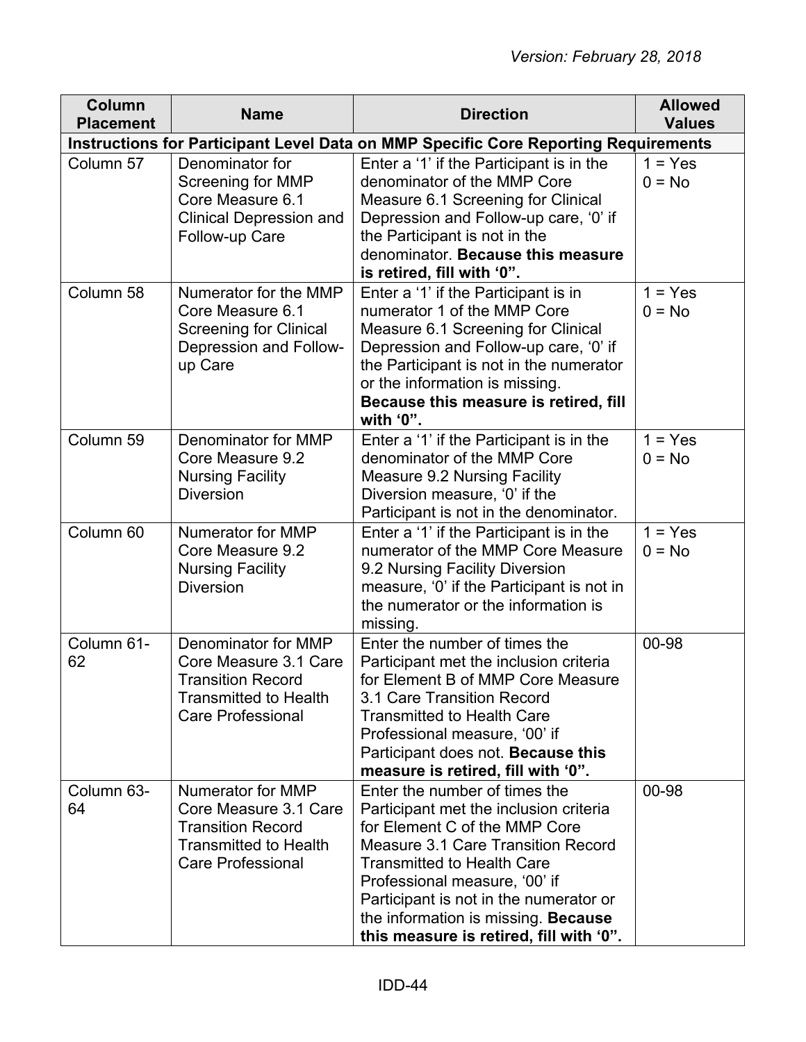| Column Placement | Name | Direction | Allowed Values |
|---|---|---|---|
| **Instructions for Participant Level Data on MMP Specific Core Reporting Requirements** | | | |
| Column 57 | Denominator for Screening for MMP Core Measure 6.1 Clinical Depression and Follow-up Care | Enter a '1' if the Participant is in the denominator of the MMP Core Measure 6.1 Screening for Clinical Depression and Follow-up care, '0' if the Participant is not in the denominator. **Because this measure is retired, fill with '0".** | 1 = Yes<br>0 = No |
| Column 58 | Numerator for the MMP Core Measure 6.1 Screening for Clinical Depression and Follow-up Care | Enter a '1' if the Participant is in numerator 1 of the MMP Core Measure 6.1 Screening for Clinical Depression and Follow-up care, '0' if the Participant is not in the numerator or the information is missing. **Because this measure is retired, fill with '0".** | 1 = Yes<br>0 = No |
| Column 59 | Denominator for MMP Core Measure 9.2 Nursing Facility Diversion | Enter a '1' if the Participant is in the denominator of the MMP Core Measure 9.2 Nursing Facility Diversion measure, '0' if the Participant is not in the denominator. | 1 = Yes<br>0 = No |
| Column 60 | Numerator for MMP Core Measure 9.2 Nursing Facility Diversion | Enter a '1' if the Participant is in the numerator of the MMP Core Measure 9.2 Nursing Facility Diversion measure, '0' if the Participant is not in the numerator or the information is missing. | 1 = Yes<br>0 = No |
| Column 61-62 | Denominator for MMP Core Measure 3.1 Care Transition Record Transmitted to Health Care Professional | Enter the number of times the Participant met the inclusion criteria for Element B of MMP Core Measure 3.1 Care Transition Record Transmitted to Health Care Professional measure, '00' if Participant does not. **Because this measure is retired, fill with '0".** | 00-98 |
| Column 63-64 | Numerator for MMP Core Measure 3.1 Care Transition Record Transmitted to Health Care Professional | Enter the number of times the Participant met the inclusion criteria for Element C of the MMP Core Measure 3.1 Care Transition Record Transmitted to Health Care Professional measure, '00' if Participant is not in the numerator or the information is missing. **Because this measure is retired, fill with '0".** | 00-98 |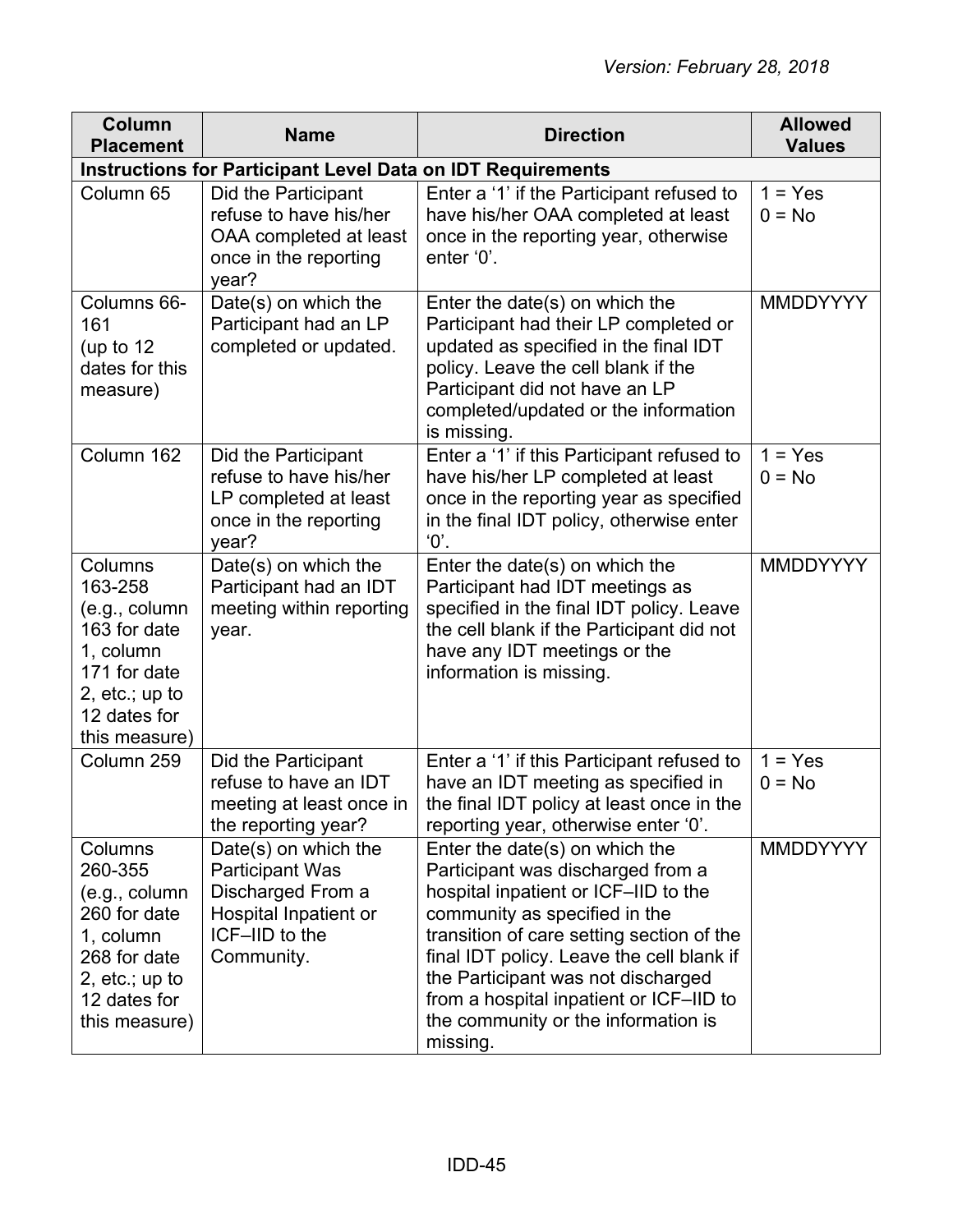*Version: February 28, 2018*

| Column Placement | Name | Direction | Allowed Values |
|---|---|---|---|
| **Instructions for Participant Level Data on IDT Requirements** | | | |
| Column 65 | Did the Participant refuse to have his/her OAA completed at least once in the reporting year? | Enter a '1' if the Participant refused to have his/her OAA completed at least once in the reporting year, otherwise enter '0'. | 1 = Yes<br>0 = No |
| Columns 66-161 (up to 12 dates for this measure) | Date(s) on which the Participant had an LP completed or updated. | Enter the date(s) on which the Participant had their LP completed or updated as specified in the final IDT policy. Leave the cell blank if the Participant did not have an LP completed/updated or the information is missing. | MMDDYYYY |
| Column 162 | Did the Participant refuse to have his/her LP completed at least once in the reporting year? | Enter a '1' if this Participant refused to have his/her LP completed at least once in the reporting year as specified in the final IDT policy, otherwise enter '0'. | 1 = Yes<br>0 = No |
| Columns 163-258 (e.g., column 163 for date 1, column 171 for date 2, etc.; up to 12 dates for this measure) | Date(s) on which the Participant had an IDT meeting within reporting year. | Enter the date(s) on which the Participant had IDT meetings as specified in the final IDT policy. Leave the cell blank if the Participant did not have any IDT meetings or the information is missing. | MMDDYYYY |
| Column 259 | Did the Participant refuse to have an IDT meeting at least once in the reporting year? | Enter a '1' if this Participant refused to have an IDT meeting as specified in the final IDT policy at least once in the reporting year, otherwise enter '0'. | 1 = Yes<br>0 = No |
| Columns 260-355 (e.g., column 260 for date 1, column 268 for date 2, etc.; up to 12 dates for this measure) | Date(s) on which the Participant Was Discharged From a Hospital Inpatient or ICF–IID to the Community. | Enter the date(s) on which the Participant was discharged from a hospital inpatient or ICF–IID to the community as specified in the transition of care setting section of the final IDT policy. Leave the cell blank if the Participant was not discharged from a hospital inpatient or ICF–IID to the community or the information is missing. | MMDDYYYY |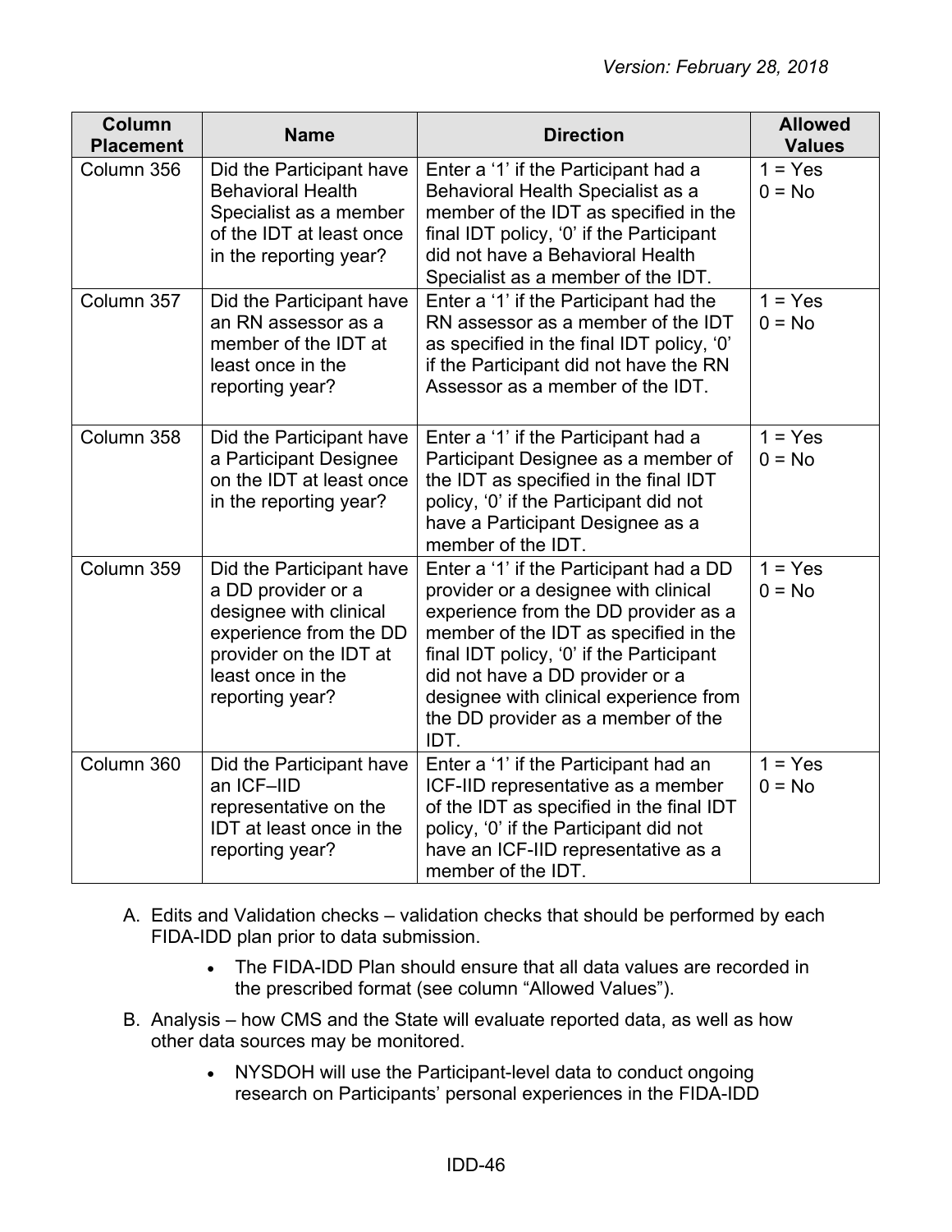| Column Placement | Name | Direction | Allowed Values |
|---|---|---|---|
| Column 356 | Did the Participant have Behavioral Health Specialist as a member of the IDT at least once in the reporting year? | Enter a '1' if the Participant had a Behavioral Health Specialist as a member of the IDT as specified in the final IDT policy, '0' if the Participant did not have a Behavioral Health Specialist as a member of the IDT. | 1 = Yes<br>0 = No |
| Column 357 | Did the Participant have an RN assessor as a member of the IDT at least once in the reporting year? | Enter a '1' if the Participant had the RN assessor as a member of the IDT as specified in the final IDT policy, '0' if the Participant did not have the RN Assessor as a member of the IDT. | 1 = Yes<br>0 = No |
| Column 358 | Did the Participant have a Participant Designee on the IDT at least once in the reporting year? | Enter a '1' if the Participant had a Participant Designee as a member of the IDT as specified in the final IDT policy, '0' if the Participant did not have a Participant Designee as a member of the IDT. | 1 = Yes<br>0 = No |
| Column 359 | Did the Participant have a DD provider or a designee with clinical experience from the DD provider on the IDT at least once in the reporting year? | Enter a '1' if the Participant had a DD provider or a designee with clinical experience from the DD provider as a member of the IDT as specified in the final IDT policy, '0' if the Participant did not have a DD provider or a designee with clinical experience from the DD provider as a member of the IDT. | 1 = Yes<br>0 = No |
| Column 360 | Did the Participant have an ICF–IID representative on the IDT at least once in the reporting year? | Enter a '1' if the Participant had an ICF-IID representative as a member of the IDT as specified in the final IDT policy, '0' if the Participant did not have an ICF-IID representative as a member of the IDT. | 1 = Yes<br>0 = No |

A. Edits and Validation checks – validation checks that should be performed by each FIDA-IDD plan prior to data submission.

    - The FIDA-IDD Plan should ensure that all data values are recorded in the prescribed format (see column "Allowed Values").

B. Analysis – how CMS and the State will evaluate reported data, as well as how other data sources may be monitored.

    - NYSDOH will use the Participant-level data to conduct ongoing research on Participants' personal experiences in the FIDA-IDD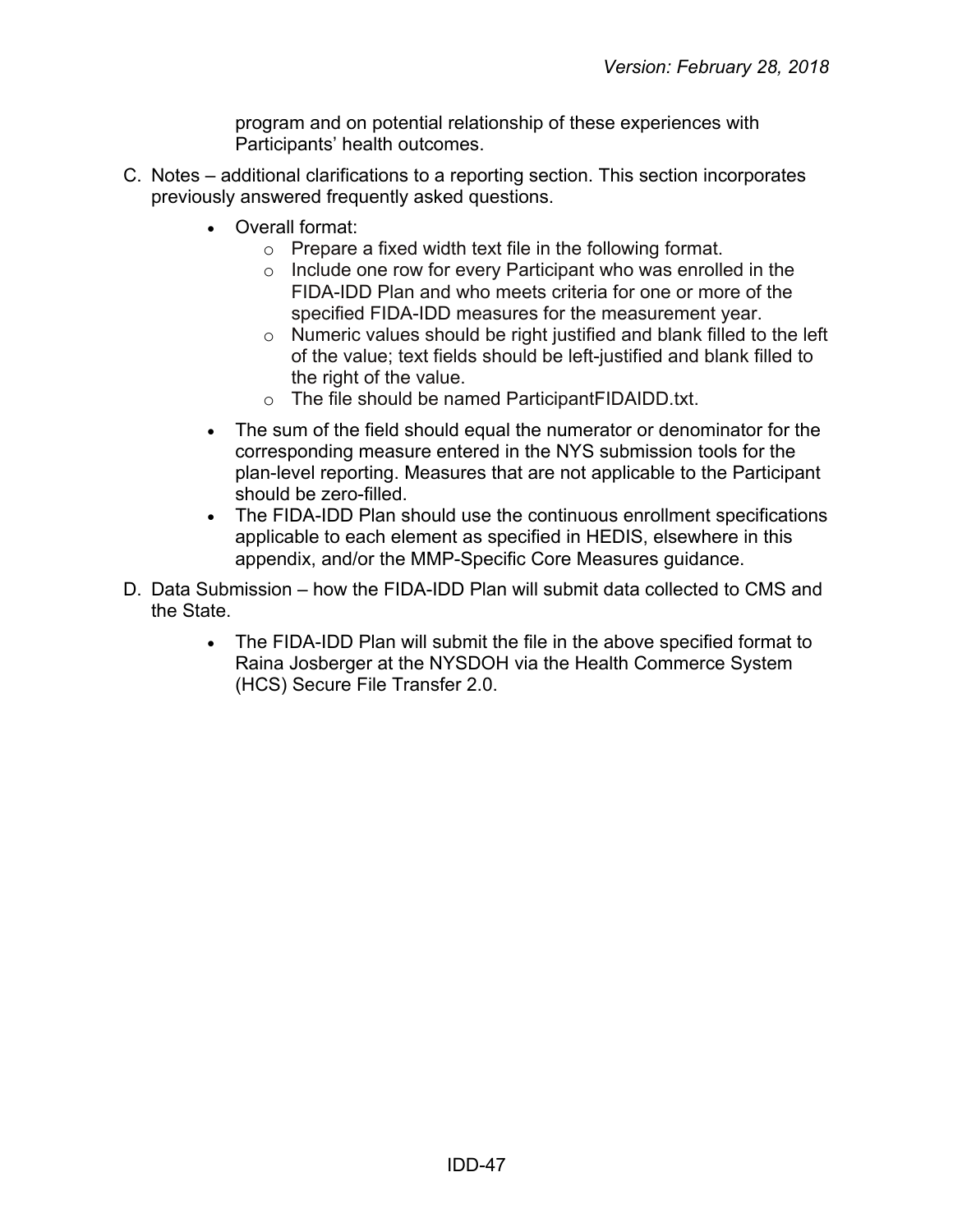program and on potential relationship of these experiences with Participants' health outcomes.

C. Notes – additional clarifications to a reporting section. This section incorporates previously answered frequently asked questions.

- Overall format:
  - Prepare a fixed width text file in the following format.
  - Include one row for every Participant who was enrolled in the FIDA-IDD Plan and who meets criteria for one or more of the specified FIDA-IDD measures for the measurement year.
  - Numeric values should be right justified and blank filled to the left of the value; text fields should be left-justified and blank filled to the right of the value.
  - The file should be named ParticipantFIDAIDD.txt.
- The sum of the field should equal the numerator or denominator for the corresponding measure entered in the NYS submission tools for the plan-level reporting. Measures that are not applicable to the Participant should be zero-filled.
- The FIDA-IDD Plan should use the continuous enrollment specifications applicable to each element as specified in HEDIS, elsewhere in this appendix, and/or the MMP-Specific Core Measures guidance.

D. Data Submission – how the FIDA-IDD Plan will submit data collected to CMS and the State.

- The FIDA-IDD Plan will submit the file in the above specified format to Raina Josberger at the NYSDOH via the Health Commerce System (HCS) Secure File Transfer 2.0.